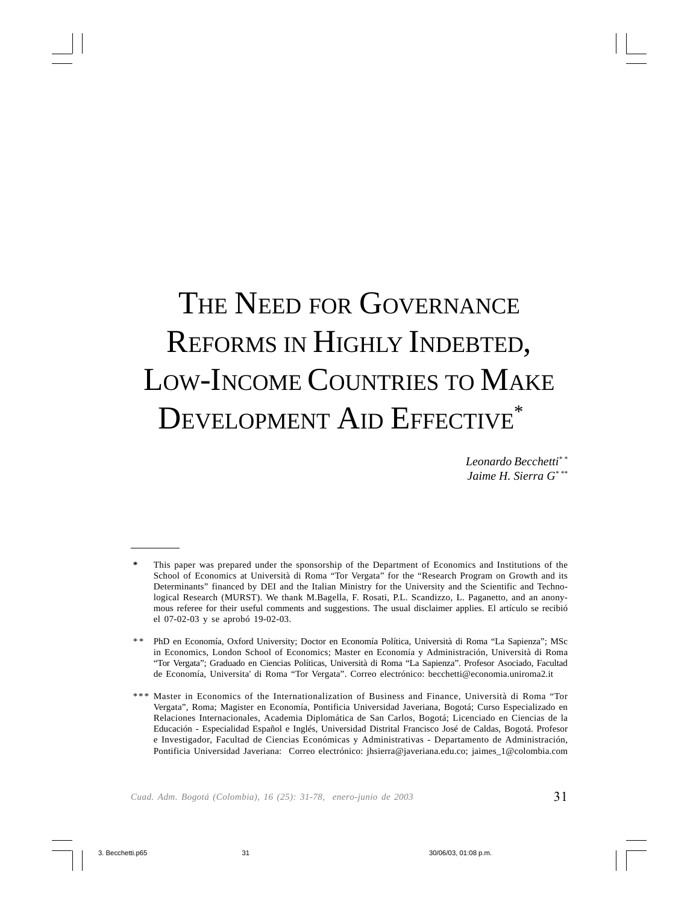# The Need for Governance Reforms in Highly Indebted, Low-Income Countries to Make Development Aid Effective*

*Leonardo Becchetti*[**]
*Jaime H. Sierra G*[***]

---

\* This paper was prepared under the sponsorship of the Department of Economics and Institutions of the School of Economics at Università di Roma "Tor Vergata" for the "Research Program on Growth and its Determinants" financed by DEI and the Italian Ministry for the University and the Scientific and Technological Research (MURST). We thank M.Bagella, F. Rosati, P.L. Scandizzo, L. Paganetto, and an anonymous referee for their useful comments and suggestions. The usual disclaimer applies. El artículo se recibió el 07-02-03 y se aprobó 19-02-03.

\*\* PhD en Economía, Oxford University; Doctor en Economía Política, Università di Roma "La Sapienza"; MSc in Economics, London School of Economics; Master en Economía y Administración, Università di Roma "Tor Vergata"; Graduado en Ciencias Políticas, Università di Roma "La Sapienza". Profesor Asociado, Facultad de Economía, Universita' di Roma "Tor Vergata". Correo electrónico: becchetti@economia.uniroma2.it

\*\*\* Master in Economics of the Internationalization of Business and Finance, Università di Roma "Tor Vergata", Roma; Magister en Economía, Pontificia Universidad Javeriana, Bogotá; Curso Especializado en Relaciones Internacionales, Academia Diplomática de San Carlos, Bogotá; Licenciado en Ciencias de la Educación - Especialidad Español e Inglés, Universidad Distrital Francisco José de Caldas, Bogotá. Profesor e Investigador, Facultad de Ciencias Económicas y Administrativas - Departamento de Administración, Pontificia Universidad Javeriana: Correo electrónico: jhsierra@javeriana.edu.co; jaimes_1@colombia.com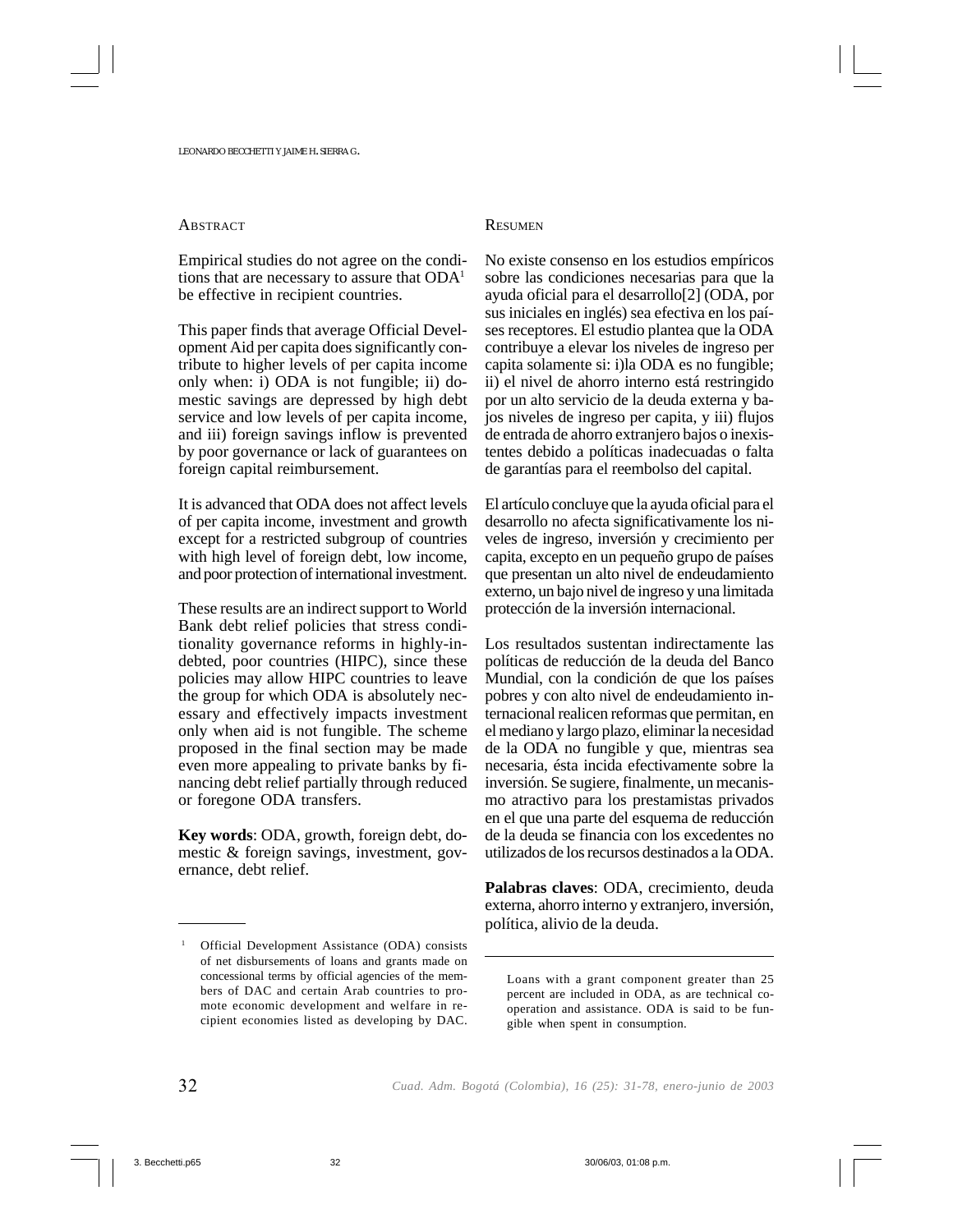## Abstract

Empirical studies do not agree on the conditions that are necessary to assure that ODA[1] be effective in recipient countries.

This paper finds that average Official Development Aid per capita does significantly contribute to higher levels of per capita income only when: i) ODA is not fungible; ii) domestic savings are depressed by high debt service and low levels of per capita income, and iii) foreign savings inflow is prevented by poor governance or lack of guarantees on foreign capital reimbursement.

It is advanced that ODA does not affect levels of per capita income, investment and growth except for a restricted subgroup of countries with high level of foreign debt, low income, and poor protection of international investment.

These results are an indirect support to World Bank debt relief policies that stress conditionality governance reforms in highly-indebted, poor countries (HIPC), since these policies may allow HIPC countries to leave the group for which ODA is absolutely necessary and effectively impacts investment only when aid is not fungible. The scheme proposed in the final section may be made even more appealing to private banks by financing debt relief partially through reduced or foregone ODA transfers.

**Key words**: ODA, growth, foreign debt, domestic & foreign savings, investment, governance, debt relief.

## Resumen

No existe consenso en los estudios empíricos sobre las condiciones necesarias para que la ayuda oficial para el desarrollo[2] (ODA, por sus iniciales en inglés) sea efectiva en los países receptores. El estudio plantea que la ODA contribuye a elevar los niveles de ingreso per capita solamente si: i)la ODA es no fungible; ii) el nivel de ahorro interno está restringido por un alto servicio de la deuda externa y bajos niveles de ingreso per capita, y iii) flujos de entrada de ahorro extranjero bajos o inexistentes debido a políticas inadecuadas o falta de garantías para el reembolso del capital.

El artículo concluye que la ayuda oficial para el desarrollo no afecta significativamente los niveles de ingreso, inversión y crecimiento per capita, excepto en un pequeño grupo de países que presentan un alto nivel de endeudamiento externo, un bajo nivel de ingreso y una limitada protección de la inversión internacional.

Los resultados sustentan indirectamente las políticas de reducción de la deuda del Banco Mundial, con la condición de que los países pobres y con alto nivel de endeudamiento internacional realicen reformas que permitan, en el mediano y largo plazo, eliminar la necesidad de la ODA no fungible y que, mientras sea necesaria, ésta incida efectivamente sobre la inversión. Se sugiere, finalmente, un mecanismo atractivo para los prestamistas privados en el que una parte del esquema de reducción de la deuda se financia con los excedentes no utilizados de los recursos destinados a la ODA.

**Palabras claves**: ODA, crecimiento, deuda externa, ahorro interno y extranjero, inversión, política, alivio de la deuda.

---

[1] Official Development Assistance (ODA) consists of net disbursements of loans and grants made on concessional terms by official agencies of the members of DAC and certain Arab countries to promote economic development and welfare in recipient economies listed as developing by DAC. Loans with a grant component greater than 25 percent are included in ODA, as are technical cooperation and assistance. ODA is said to be fungible when spent in consumption.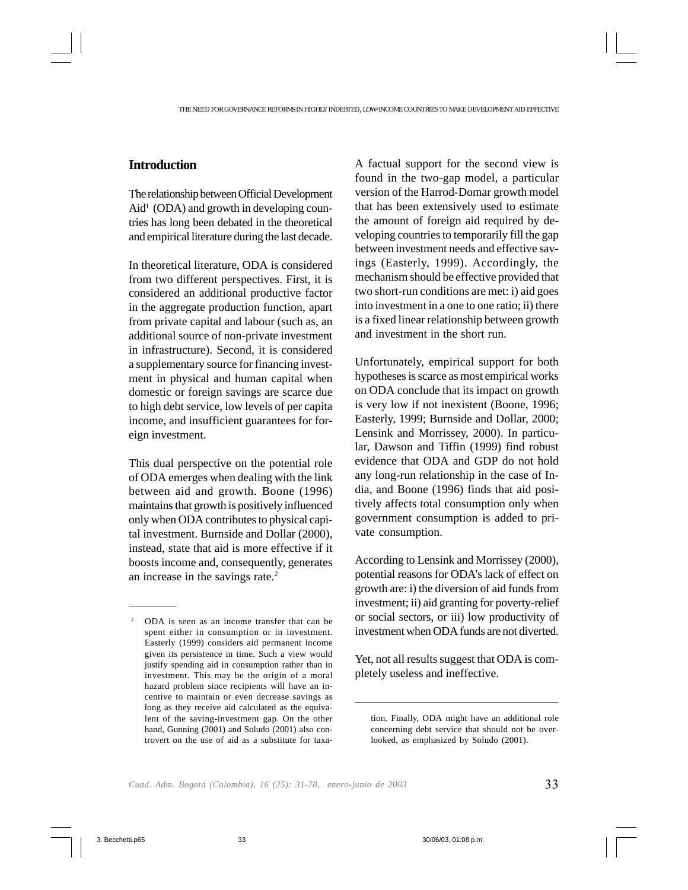## Introduction

The relationship between Official Development Aid[1] (ODA) and growth in developing countries has long been debated in the theoretical and empirical literature during the last decade.

In theoretical literature, ODA is considered from two different perspectives. First, it is considered an additional productive factor in the aggregate production function, apart from private capital and labour (such as, an additional source of non-private investment in infrastructure). Second, it is considered a supplementary source for financing investment in physical and human capital when domestic or foreign savings are scarce due to high debt service, low levels of per capita income, and insufficient guarantees for foreign investment.

This dual perspective on the potential role of ODA emerges when dealing with the link between aid and growth. Boone (1996) maintains that growth is positively influenced only when ODA contributes to physical capital investment. Burnside and Dollar (2000), instead, state that aid is more effective if it boosts income and, consequently, generates an increase in the savings rate.[2]

A factual support for the second view is found in the two-gap model, a particular version of the Harrod-Domar growth model that has been extensively used to estimate the amount of foreign aid required by developing countries to temporarily fill the gap between investment needs and effective savings (Easterly, 1999). Accordingly, the mechanism should be effective provided that two short-run conditions are met: i) aid goes into investment in a one to one ratio; ii) there is a fixed linear relationship between growth and investment in the short run.

Unfortunately, empirical support for both hypotheses is scarce as most empirical works on ODA conclude that its impact on growth is very low if not inexistent (Boone, 1996; Easterly, 1999; Burnside and Dollar, 2000; Lensink and Morrissey, 2000). In particular, Dawson and Tiffin (1999) find robust evidence that ODA and GDP do not hold any long-run relationship in the case of India, and Boone (1996) finds that aid positively affects total consumption only when government consumption is added to private consumption.

According to Lensink and Morrissey (2000), potential reasons for ODA's lack of effect on growth are: i) the diversion of aid funds from investment; ii) aid granting for poverty-relief or social sectors, or iii) low productivity of investment when ODA funds are not diverted.

Yet, not all results suggest that ODA is completely useless and ineffective.

---

[2] ODA is seen as an income transfer that can be spent either in consumption or in investment. Easterly (1999) considers aid permanent income given its persistence in time. Such a view would justify spending aid in consumption rather than in investment. This may be the origin of a moral hazard problem since recipients will have an incentive to maintain or even decrease savings as long as they receive aid calculated as the equivalent of the saving-investment gap. On the other hand, Gunning (2001) and Soludo (2001) also controvert on the use of aid as a substitute for taxation. Finally, ODA might have an additional role concerning debt service that should not be overlooked, as emphasized by Soludo (2001).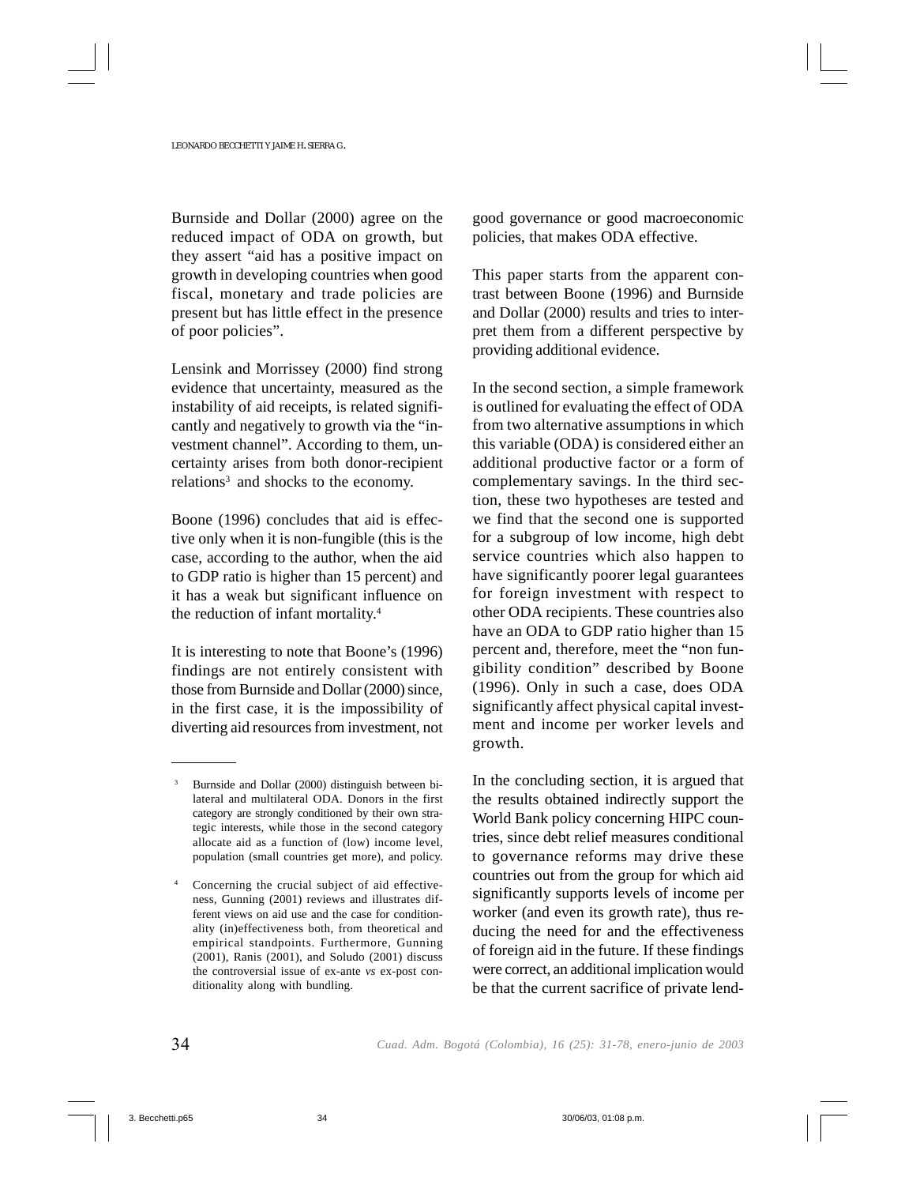Burnside and Dollar (2000) agree on the reduced impact of ODA on growth, but they assert "aid has a positive impact on growth in developing countries when good fiscal, monetary and trade policies are present but has little effect in the presence of poor policies".

Lensink and Morrissey (2000) find strong evidence that uncertainty, measured as the instability of aid receipts, is related significantly and negatively to growth via the "investment channel". According to them, uncertainty arises from both donor-recipient relations[3] and shocks to the economy.

Boone (1996) concludes that aid is effective only when it is non-fungible (this is the case, according to the author, when the aid to GDP ratio is higher than 15 percent) and it has a weak but significant influence on the reduction of infant mortality.[4]

It is interesting to note that Boone's (1996) findings are not entirely consistent with those from Burnside and Dollar (2000) since, in the first case, it is the impossibility of diverting aid resources from investment, not good governance or good macroeconomic policies, that makes ODA effective.

This paper starts from the apparent contrast between Boone (1996) and Burnside and Dollar (2000) results and tries to interpret them from a different perspective by providing additional evidence.

In the second section, a simple framework is outlined for evaluating the effect of ODA from two alternative assumptions in which this variable (ODA) is considered either an additional productive factor or a form of complementary savings. In the third section, these two hypotheses are tested and we find that the second one is supported for a subgroup of low income, high debt service countries which also happen to have significantly poorer legal guarantees for foreign investment with respect to other ODA recipients. These countries also have an ODA to GDP ratio higher than 15 percent and, therefore, meet the "non fungibility condition" described by Boone (1996). Only in such a case, does ODA significantly affect physical capital investment and income per worker levels and growth.

In the concluding section, it is argued that the results obtained indirectly support the World Bank policy concerning HIPC countries, since debt relief measures conditional to governance reforms may drive these countries out from the group for which aid significantly supports levels of income per worker (and even its growth rate), thus reducing the need for and the effectiveness of foreign aid in the future. If these findings were correct, an additional implication would be that the current sacrifice of private lend-

---

[3] Burnside and Dollar (2000) distinguish between bilateral and multilateral ODA. Donors in the first category are strongly conditioned by their own strategic interests, while those in the second category allocate aid as a function of (low) income level, population (small countries get more), and policy.

[4] Concerning the crucial subject of aid effectiveness, Gunning (2001) reviews and illustrates different views on aid use and the case for conditionality (in)effectiveness both, from theoretical and empirical standpoints. Furthermore, Gunning (2001), Ranis (2001), and Soludo (2001) discuss the controversial issue of ex-ante *vs* ex-post conditionality along with bundling.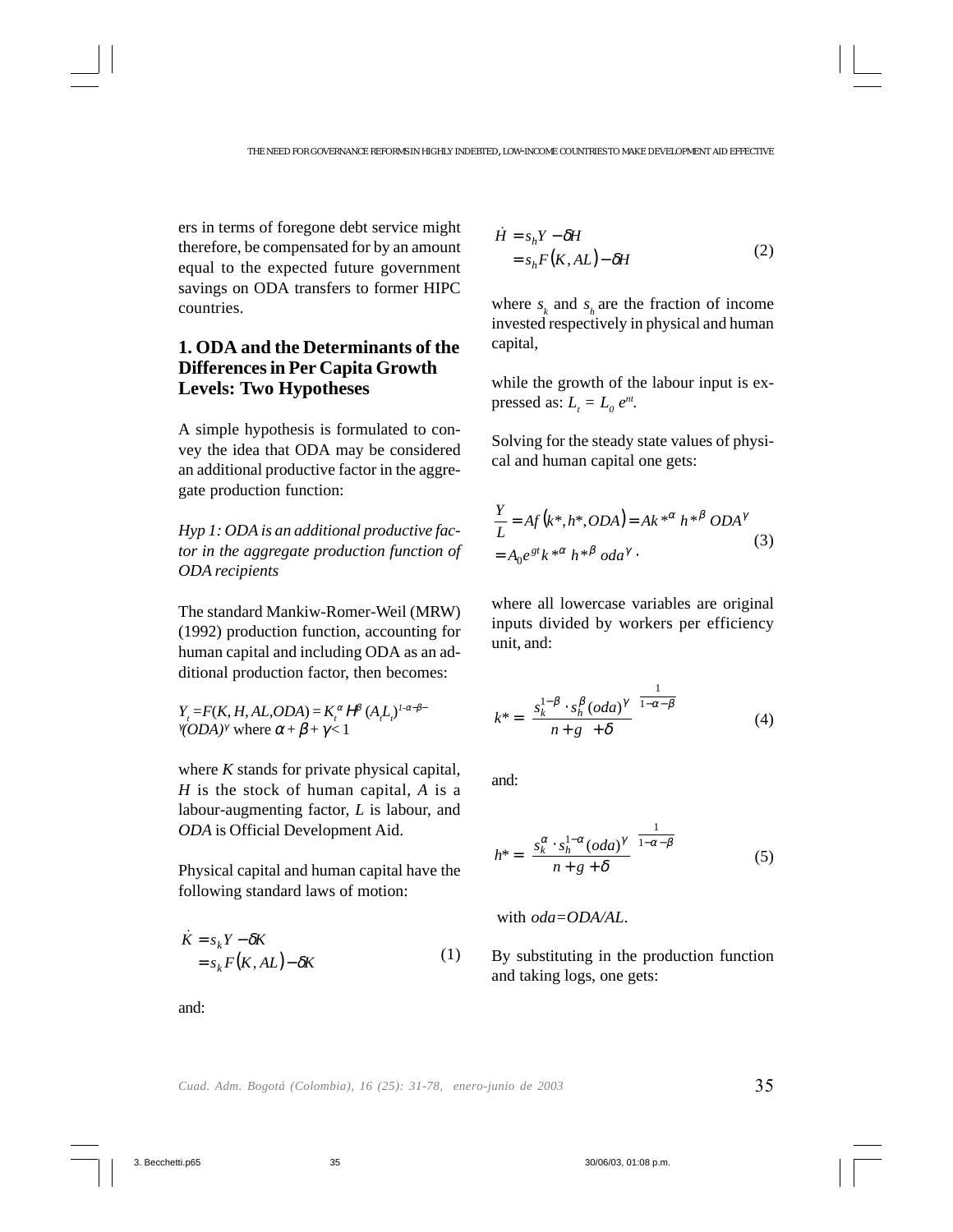ers in terms of foregone debt service might therefore, be compensated for by an amount equal to the expected future government savings on ODA transfers to former HIPC countries.

## 1. ODA and the Determinants of the Differences in Per Capita Growth Levels: Two Hypotheses

A simple hypothesis is formulated to convey the idea that ODA may be considered an additional productive factor in the aggregate production function:

*Hyp 1: ODA is an additional productive factor in the aggregate production function of ODA recipients*

The standard Mankiw-Romer-Weil (MRW) (1992) production function, accounting for human capital and including ODA as an additional production factor, then becomes:

$Y_t = F(K, H, AL, ODA) = K_t^{\alpha} H^{\beta} (A_t L_t)^{1-\alpha-\beta-\gamma} (ODA)^{\gamma}$ where $\alpha + \beta + \gamma < 1$

where $K$ stands for private physical capital, $H$ is the stock of human capital, $A$ is a labour-augmenting factor, $L$ is labour, and $ODA$ is Official Development Aid.

Physical capital and human capital have the following standard laws of motion:

$$\begin{aligned} \dot{K} &= s_k Y - \delta K \\ &= s_k F(K, AL) - \delta K \end{aligned} \tag{1}$$

and:

$$\begin{aligned} \dot{H} &= s_h Y - \delta H \\ &= s_h F(K, AL) - \delta H \end{aligned} \tag{2}$$

where $s_k$ and $s_h$ are the fraction of income invested respectively in physical and human capital,

while the growth of the labour input is expressed as: $L_t = L_0 e^{nt}$.

Solving for the steady state values of physical and human capital one gets:

$$\begin{aligned} \frac{Y}{L} &= Af(k^*, h^*, ODA) = Ak^{*\alpha} h^{*\beta} ODA^{\gamma} \\ &= A_0 e^{gt} k^{*\alpha} h^{*\beta} oda^{\gamma} \end{aligned} \tag{3}$$

where all lowercase variables are original inputs divided by workers per efficiency unit, and:

$$k^* = \left( \frac{s_k^{1-\beta} \cdot s_h^{\beta} (oda)^{\gamma}}{n + g + \delta} \right)^{\frac{1}{1-\alpha-\beta}} \tag{4}$$

and:

$$h^* = \left( \frac{s_k^{\alpha} \cdot s_h^{1-\alpha} (oda)^{\gamma}}{n + g + \delta} \right)^{\frac{1}{1-\alpha-\beta}} \tag{5}$$

with $oda = ODA/AL$.

By substituting in the production function and taking logs, one gets: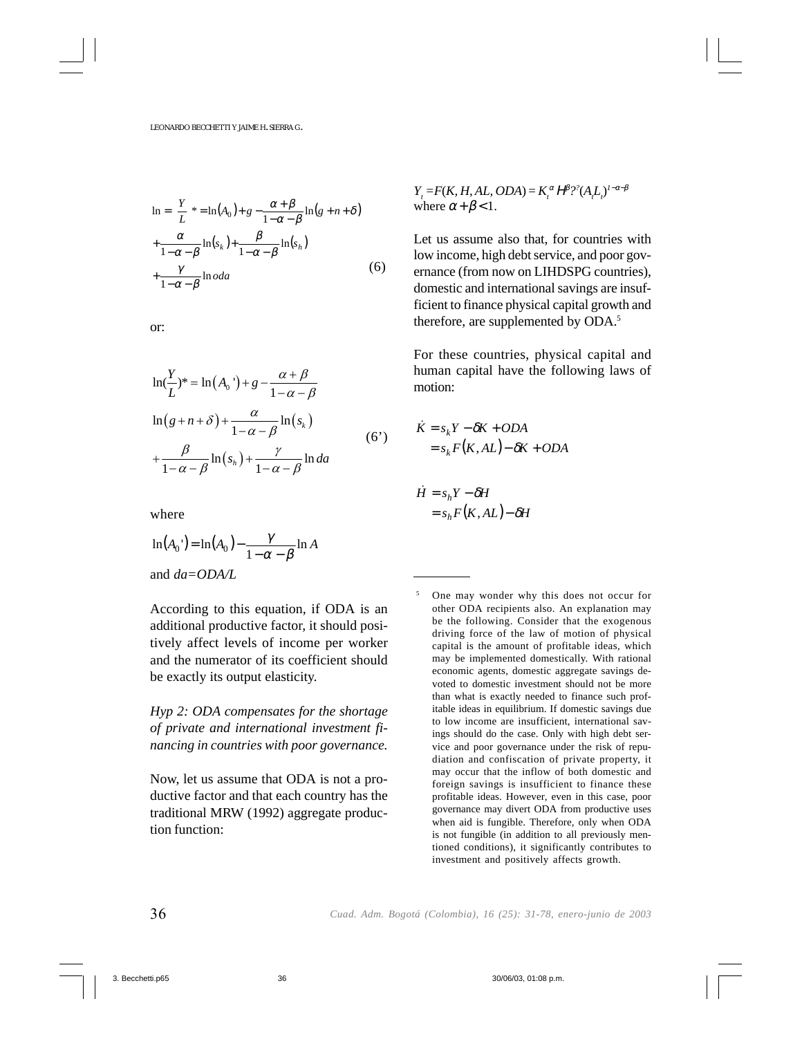$$\ln = \frac{Y}{L}^* = \ln(A_0) + g - \frac{\alpha+\beta}{1-\alpha-\beta}\ln(g+n+\delta) + \frac{\alpha}{1-\alpha-\beta}\ln(s_k) + \frac{\beta}{1-\alpha-\beta}\ln(s_h) + \frac{\gamma}{1-\alpha-\beta}\ln oda \tag{6}$$

or:

$$\ln(\frac{Y}{L})^* = \ln(A_0') + g - \frac{\alpha+\beta}{1-\alpha-\beta} \ln(g+n+\delta) + \frac{\alpha}{1-\alpha-\beta}\ln(s_k) + \frac{\beta}{1-\alpha-\beta}\ln(s_h) + \frac{\gamma}{1-\alpha-\beta}\ln da \tag{6'}$$

where

$$\ln(A_0') = \ln(A_0) - \frac{\gamma}{1-\alpha-\beta}\ln A$$

and $da=ODA/L$

According to this equation, if ODA is an additional productive factor, it should positively affect levels of income per worker and the numerator of its coefficient should be exactly its output elasticity.

*Hyp 2: ODA compensates for the shortage of private and international investment financing in countries with poor governance.*

Now, let us assume that ODA is not a productive factor and that each country has the traditional MRW (1992) aggregate production function:

$Y_t = F(K, H, AL, ODA) = K_t^{\alpha} H^{\beta} ?^{?} (A_t L_t)^{1-\alpha-\beta}$
where $\alpha + \beta < 1$.

Let us assume also that, for countries with low income, high debt service, and poor governance (from now on LIHDSPG countries), domestic and international savings are insufficient to finance physical capital growth and therefore, are supplemented by ODA.[5]

For these countries, physical capital and human capital have the following laws of motion:

$$\dot{K} = s_k Y - \delta K + ODA = s_k F(K, AL) - \delta K + ODA$$

$$\dot{H} = s_h Y - \delta H = s_h F(K, AL) - \delta H$$

---

[5] One may wonder why this does not occur for other ODA recipients also. An explanation may be the following. Consider that the exogenous driving force of the law of motion of physical capital is the amount of profitable ideas, which may be implemented domestically. With rational economic agents, domestic aggregate savings devoted to domestic investment should not be more than what is exactly needed to finance such profitable ideas in equilibrium. If domestic savings due to low income are insufficient, international savings should do the case. Only with high debt service and poor governance under the risk of repudiation and confiscation of private property, it may occur that the inflow of both domestic and foreign savings is insufficient to finance these profitable ideas. However, even in this case, poor governance may divert ODA from productive uses when aid is fungible. Therefore, only when ODA is not fungible (in addition to all previously mentioned conditions), it significantly contributes to investment and positively affects growth.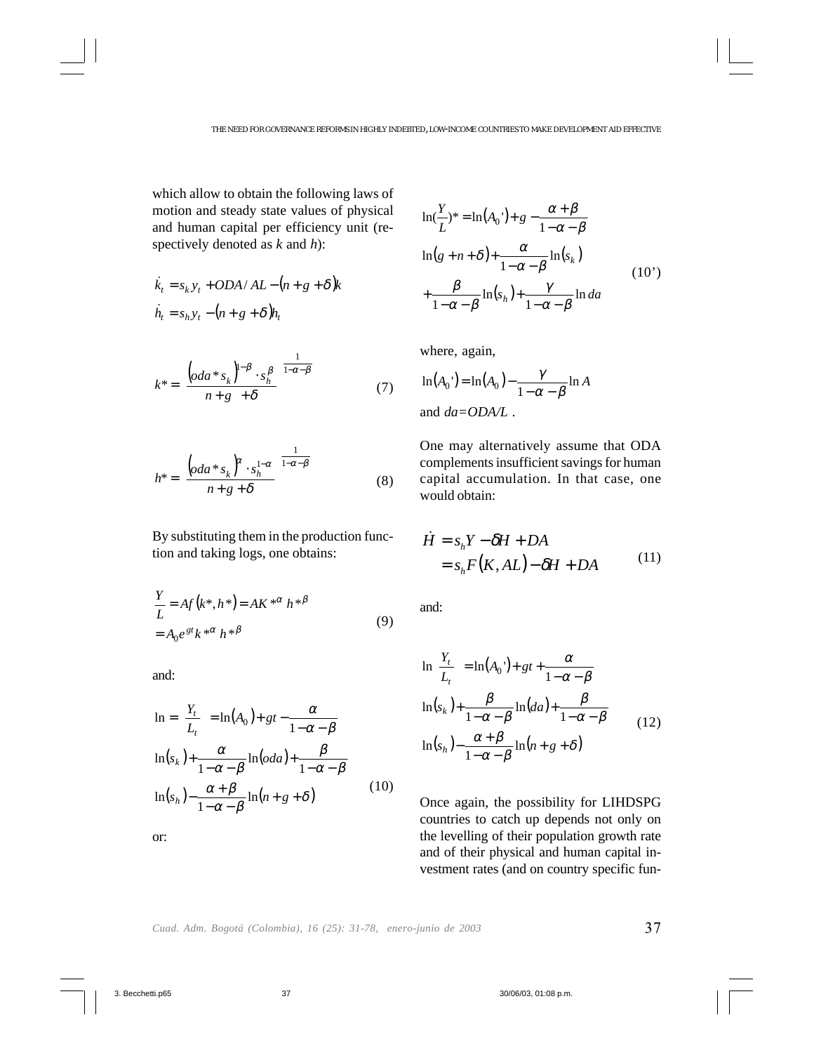which allow to obtain the following laws of motion and steady state values of physical and human capital per efficiency unit (respectively denoted as *k* and *h*):

$$\dot{k}_t = s_k y_t + ODA/AL - (n+g+\delta)k$$
$$\dot{h}_t = s_h y_t - (n+g+\delta)h_t$$

$$k^* = \left(\frac{(oda^* s_k)^{1-\beta} \cdot s_h^{\beta}}{n+g+\delta}\right)^{\frac{1}{1-\alpha-\beta}} \tag{7}$$

$$h^* = \left(\frac{(oda^* s_k)^{\alpha} \cdot s_h^{1-\alpha}}{n+g+\delta}\right)^{\frac{1}{1-\alpha-\beta}} \tag{8}$$

By substituting them in the production function and taking logs, one obtains:

$$\begin{aligned}\frac{Y}{L} &= Af(k^*, h^*) = AK^{*\alpha} h^{*\beta} \\ &= A_0 e^{gt} k^{*\alpha} h^{*\beta}\end{aligned} \tag{9}$$

and:

$$\begin{aligned}\ln = \left(\frac{Y_t}{L_t}\right) &= \ln(A_0) + gt - \frac{\alpha}{1-\alpha-\beta} \\ &\ln(s_k) + \frac{\alpha}{1-\alpha-\beta}\ln(oda) + \frac{\beta}{1-\alpha-\beta} \\ &\ln(s_h) - \frac{\alpha+\beta}{1-\alpha-\beta}\ln(n+g+\delta)\end{aligned} \tag{10}$$

or:

$$\begin{aligned}\ln\left(\frac{Y}{L}\right)^* &= \ln(A_0') + g - \frac{\alpha+\beta}{1-\alpha-\beta} \\ &\ln(g+n+\delta) + \frac{\alpha}{1-\alpha-\beta}\ln(s_k) \\ &+ \frac{\beta}{1-\alpha-\beta}\ln(s_h) + \frac{\gamma}{1-\alpha-\beta}\ln da\end{aligned} \tag{10'}$$

where, again,

$$\ln(A_0') = \ln(A_0) - \frac{\gamma}{1-\alpha-\beta}\ln A$$

and $da = ODA/L$.

One may alternatively assume that ODA complements insufficient savings for human capital accumulation. In that case, one would obtain:

$$\begin{aligned}\dot{H} &= s_h Y - \delta H + DA \\ &= s_h F(K, AL) - \delta H + DA\end{aligned} \tag{11}$$

and:

$$\begin{aligned}\ln\left(\frac{Y_t}{L_t}\right) &= \ln(A_0') + gt + \frac{\alpha}{1-\alpha-\beta} \\ &\ln(s_k) + \frac{\beta}{1-\alpha-\beta}\ln(da) + \frac{\beta}{1-\alpha-\beta} \\ &\ln(s_h) - \frac{\alpha+\beta}{1-\alpha-\beta}\ln(n+g+\delta)\end{aligned} \tag{12}$$

Once again, the possibility for LIHDSPG countries to catch up depends not only on the levelling of their population growth rate and of their physical and human capital investment rates (and on country specific fun-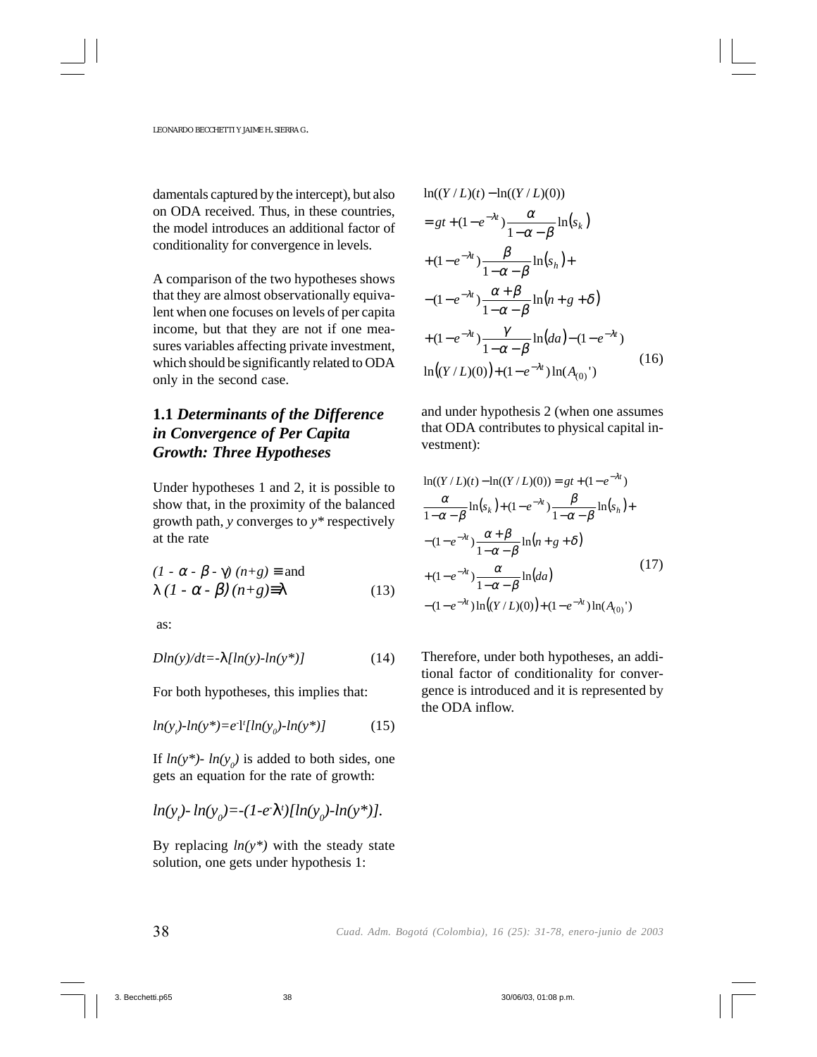damentals captured by the intercept), but also on ODA received. Thus, in these countries, the model introduces an additional factor of conditionality for convergence in levels.

A comparison of the two hypotheses shows that they are almost observationally equivalent when one focuses on levels of per capita income, but that they are not if one measures variables affecting private investment, which should be significantly related to ODA only in the second case.

## 1.1 *Determinants of the Difference in Convergence of Per Capita Growth: Three Hypotheses*

Under hypotheses 1 and 2, it is possible to show that, in the proximity of the balanced growth path, $y$ converges to $y^*$ respectively at the rate

$$(1 - \alpha - \beta - \gamma)(n+g) \equiv \text{ and } \lambda\, (1 - \alpha - \beta)(n+g) \equiv \lambda \tag{13}$$

as:

$$D\ln(y)/dt = -\lambda[\ln(y) - \ln(y^*)] \tag{14}$$

For both hypotheses, this implies that:

$$\ln(y_t) - \ln(y^*) = e^{-\lambda t}[\ln(y_0) - \ln(y^*)] \tag{15}$$

If $\ln(y^*) - \ln(y_0)$ is added to both sides, one gets an equation for the rate of growth:

$$\ln(y_t) - \ln(y_0) = -(1 - e^{-\lambda t})[\ln(y_0) - \ln(y^*)].$$

By replacing $\ln(y^*)$ with the steady state solution, one gets under hypothesis 1:

$$\begin{aligned}
&\ln((Y/L)(t)) - \ln((Y/L)(0)) \\
&= gt + (1 - e^{-\lambda t})\frac{\alpha}{1-\alpha-\beta}\ln(s_k) \\
&+ (1 - e^{-\lambda t})\frac{\beta}{1-\alpha-\beta}\ln(s_h) + \\
&-(1 - e^{-\lambda t})\frac{\alpha+\beta}{1-\alpha-\beta}\ln(n+g+\delta) \\
&+ (1 - e^{-\lambda t})\frac{\gamma}{1-\alpha-\beta}\ln(da) - (1 - e^{-\lambda t}) \\
&\ln((Y/L)(0)) + (1 - e^{-\lambda t})\ln(A_{(0)}{}')
\end{aligned} \tag{16}$$

and under hypothesis 2 (when one assumes that ODA contributes to physical capital investment):

$$\begin{aligned}
&\ln((Y/L)(t)) - \ln((Y/L)(0)) = gt + (1 - e^{-\lambda t}) \\
&\frac{\alpha}{1-\alpha-\beta}\ln(s_k) + (1 - e^{-\lambda t})\frac{\beta}{1-\alpha-\beta}\ln(s_h) + \\
&-(1 - e^{-\lambda t})\frac{\alpha+\beta}{1-\alpha-\beta}\ln(n+g+\delta) \\
&+ (1 - e^{-\lambda t})\frac{\alpha}{1-\alpha-\beta}\ln(da) \\
&-(1 - e^{-\lambda t})\ln((Y/L)(0)) + (1 - e^{-\lambda t})\ln(A_{(0)}{}')
\end{aligned} \tag{17}$$

Therefore, under both hypotheses, an additional factor of conditionality for convergence is introduced and it is represented by the ODA inflow.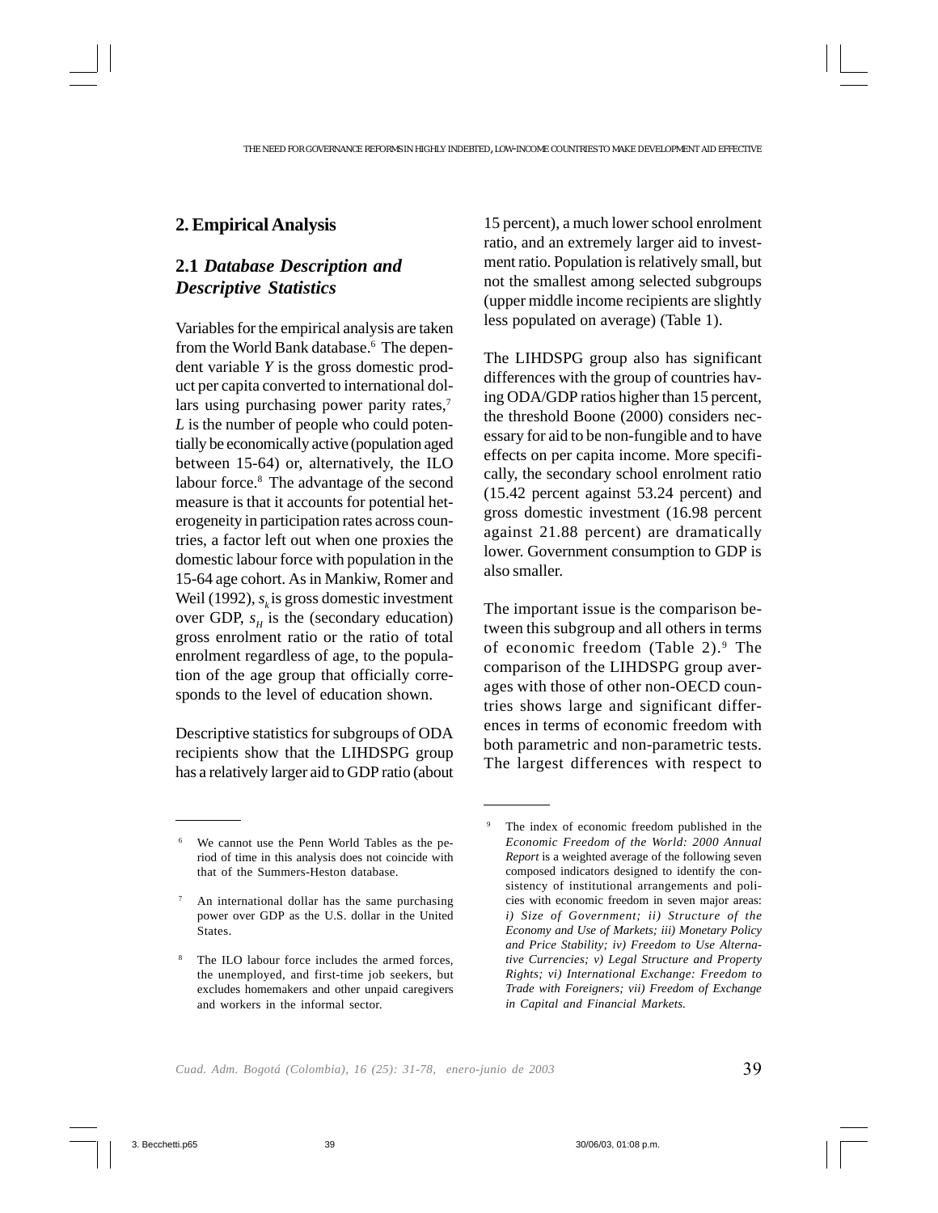## 2. Empirical Analysis

### 2.1 *Database Description and Descriptive Statistics*

Variables for the empirical analysis are taken from the World Bank database.[6] The dependent variable *Y* is the gross domestic product per capita converted to international dollars using purchasing power parity rates,[7] *L* is the number of people who could potentially be economically active (population aged between 15-64) or, alternatively, the ILO labour force.[8] The advantage of the second measure is that it accounts for potential heterogeneity in participation rates across countries, a factor left out when one proxies the domestic labour force with population in the 15-64 age cohort. As in Mankiw, Romer and Weil (1992), $s_k$ is gross domestic investment over GDP, $s_H$ is the (secondary education) gross enrolment ratio or the ratio of total enrolment regardless of age, to the population of the age group that officially corresponds to the level of education shown.

Descriptive statistics for subgroups of ODA recipients show that the LIHDSPG group has a relatively larger aid to GDP ratio (about 15 percent), a much lower school enrolment ratio, and an extremely larger aid to investment ratio. Population is relatively small, but not the smallest among selected subgroups (upper middle income recipients are slightly less populated on average) (Table 1).

The LIHDSPG group also has significant differences with the group of countries having ODA/GDP ratios higher than 15 percent, the threshold Boone (2000) considers necessary for aid to be non-fungible and to have effects on per capita income. More specifically, the secondary school enrolment ratio (15.42 percent against 53.24 percent) and gross domestic investment (16.98 percent against 21.88 percent) are dramatically lower. Government consumption to GDP is also smaller.

The important issue is the comparison between this subgroup and all others in terms of economic freedom (Table 2).[9] The comparison of the LIHDSPG group averages with those of other non-OECD countries shows large and significant differences in terms of economic freedom with both parametric and non-parametric tests. The largest differences with respect to

---

[6] We cannot use the Penn World Tables as the period of time in this analysis does not coincide with that of the Summers-Heston database.

[7] An international dollar has the same purchasing power over GDP as the U.S. dollar in the United States.

[8] The ILO labour force includes the armed forces, the unemployed, and first-time job seekers, but excludes homemakers and other unpaid caregivers and workers in the informal sector.

[9] The index of economic freedom published in the *Economic Freedom of the World: 2000 Annual Report* is a weighted average of the following seven composed indicators designed to identify the consistency of institutional arrangements and policies with economic freedom in seven major areas: *i) Size of Government; ii) Structure of the Economy and Use of Markets; iii) Monetary Policy and Price Stability; iv) Freedom to Use Alternative Currencies; v) Legal Structure and Property Rights; vi) International Exchange: Freedom to Trade with Foreigners; vii) Freedom of Exchange in Capital and Financial Markets.*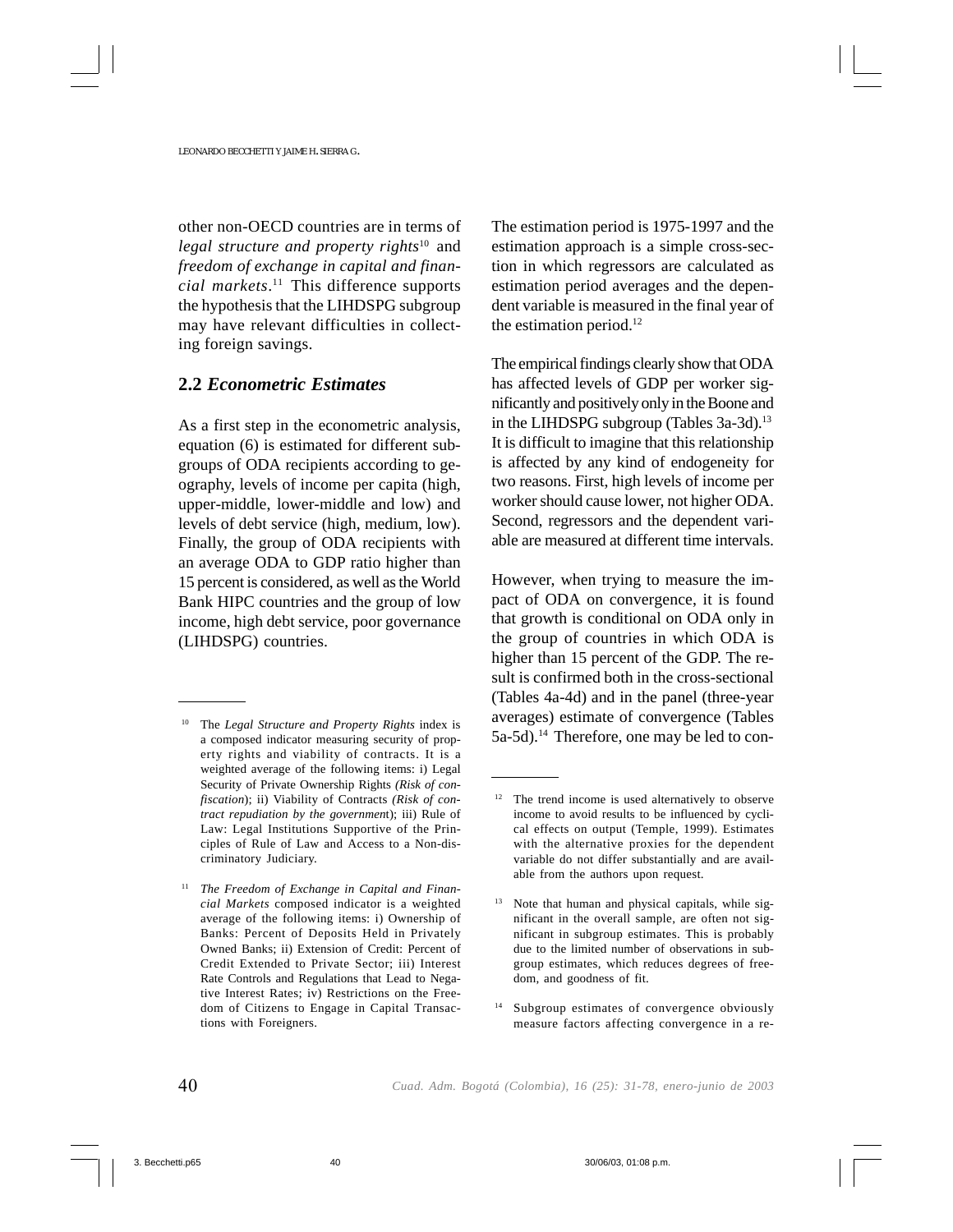other non-OECD countries are in terms of *legal structure and property rights*[10] and *freedom of exchange in capital and financial markets*.[11] This difference supports the hypothesis that the LIHDSPG subgroup may have relevant difficulties in collecting foreign savings.

## 2.2 *Econometric Estimates*

As a first step in the econometric analysis, equation (6) is estimated for different subgroups of ODA recipients according to geography, levels of income per capita (high, upper-middle, lower-middle and low) and levels of debt service (high, medium, low). Finally, the group of ODA recipients with an average ODA to GDP ratio higher than 15 percent is considered, as well as the World Bank HIPC countries and the group of low income, high debt service, poor governance (LIHDSPG) countries.

The estimation period is 1975-1997 and the estimation approach is a simple cross-section in which regressors are calculated as estimation period averages and the dependent variable is measured in the final year of the estimation period.[12]

The empirical findings clearly show that ODA has affected levels of GDP per worker significantly and positively only in the Boone and in the LIHDSPG subgroup (Tables 3a-3d).[13] It is difficult to imagine that this relationship is affected by any kind of endogeneity for two reasons. First, high levels of income per worker should cause lower, not higher ODA. Second, regressors and the dependent variable are measured at different time intervals.

However, when trying to measure the impact of ODA on convergence, it is found that growth is conditional on ODA only in the group of countries in which ODA is higher than 15 percent of the GDP. The result is confirmed both in the cross-sectional (Tables 4a-4d) and in the panel (three-year averages) estimate of convergence (Tables 5a-5d).[14] Therefore, one may be led to con-

---

[10] The *Legal Structure and Property Rights* index is a composed indicator measuring security of property rights and viability of contracts. It is a weighted average of the following items: i) Legal Security of Private Ownership Rights *(Risk of confiscation)*; ii) Viability of Contracts *(Risk of contract repudiation by the government)*; iii) Rule of Law: Legal Institutions Supportive of the Principles of Rule of Law and Access to a Non-discriminatory Judiciary.

[11] *The Freedom of Exchange in Capital and Financial Markets* composed indicator is a weighted average of the following items: i) Ownership of Banks: Percent of Deposits Held in Privately Owned Banks; ii) Extension of Credit: Percent of Credit Extended to Private Sector; iii) Interest Rate Controls and Regulations that Lead to Negative Interest Rates; iv) Restrictions on the Freedom of Citizens to Engage in Capital Transactions with Foreigners.

[12] The trend income is used alternatively to observe income to avoid results to be influenced by cyclical effects on output (Temple, 1999). Estimates with the alternative proxies for the dependent variable do not differ substantially and are available from the authors upon request.

[13] Note that human and physical capitals, while significant in the overall sample, are often not significant in subgroup estimates. This is probably due to the limited number of observations in subgroup estimates, which reduces degrees of freedom, and goodness of fit.

[14] Subgroup estimates of convergence obviously measure factors affecting convergence in a re-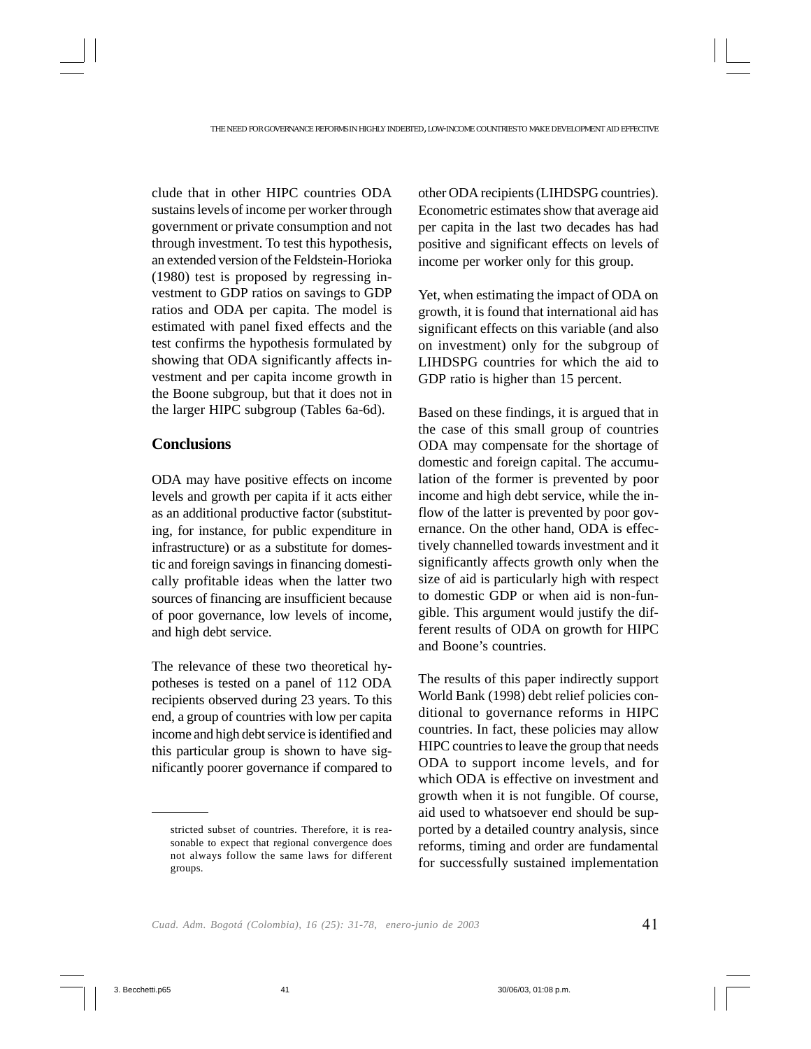clude that in other HIPC countries ODA sustains levels of income per worker through government or private consumption and not through investment. To test this hypothesis, an extended version of the Feldstein-Horioka (1980) test is proposed by regressing investment to GDP ratios on savings to GDP ratios and ODA per capita. The model is estimated with panel fixed effects and the test confirms the hypothesis formulated by showing that ODA significantly affects investment and per capita income growth in the Boone subgroup, but that it does not in the larger HIPC subgroup (Tables 6a-6d).

## Conclusions

ODA may have positive effects on income levels and growth per capita if it acts either as an additional productive factor (substituting, for instance, for public expenditure in infrastructure) or as a substitute for domestic and foreign savings in financing domestically profitable ideas when the latter two sources of financing are insufficient because of poor governance, low levels of income, and high debt service.

The relevance of these two theoretical hypotheses is tested on a panel of 112 ODA recipients observed during 23 years. To this end, a group of countries with low per capita income and high debt service is identified and this particular group is shown to have significantly poorer governance if compared to other ODA recipients (LIHDSPG countries). Econometric estimates show that average aid per capita in the last two decades has had positive and significant effects on levels of income per worker only for this group.

Yet, when estimating the impact of ODA on growth, it is found that international aid has significant effects on this variable (and also on investment) only for the subgroup of LIHDSPG countries for which the aid to GDP ratio is higher than 15 percent.

Based on these findings, it is argued that in the case of this small group of countries ODA may compensate for the shortage of domestic and foreign capital. The accumulation of the former is prevented by poor income and high debt service, while the inflow of the latter is prevented by poor governance. On the other hand, ODA is effectively channelled towards investment and it significantly affects growth only when the size of aid is particularly high with respect to domestic GDP or when aid is non-fungible. This argument would justify the different results of ODA on growth for HIPC and Boone's countries.

The results of this paper indirectly support World Bank (1998) debt relief policies conditional to governance reforms in HIPC countries. In fact, these policies may allow HIPC countries to leave the group that needs ODA to support income levels, and for which ODA is effective on investment and growth when it is not fungible. Of course, aid used to whatsoever end should be supported by a detailed country analysis, since reforms, timing and order are fundamental for successfully sustained implementation

---

stricted subset of countries. Therefore, it is reasonable to expect that regional convergence does not always follow the same laws for different groups.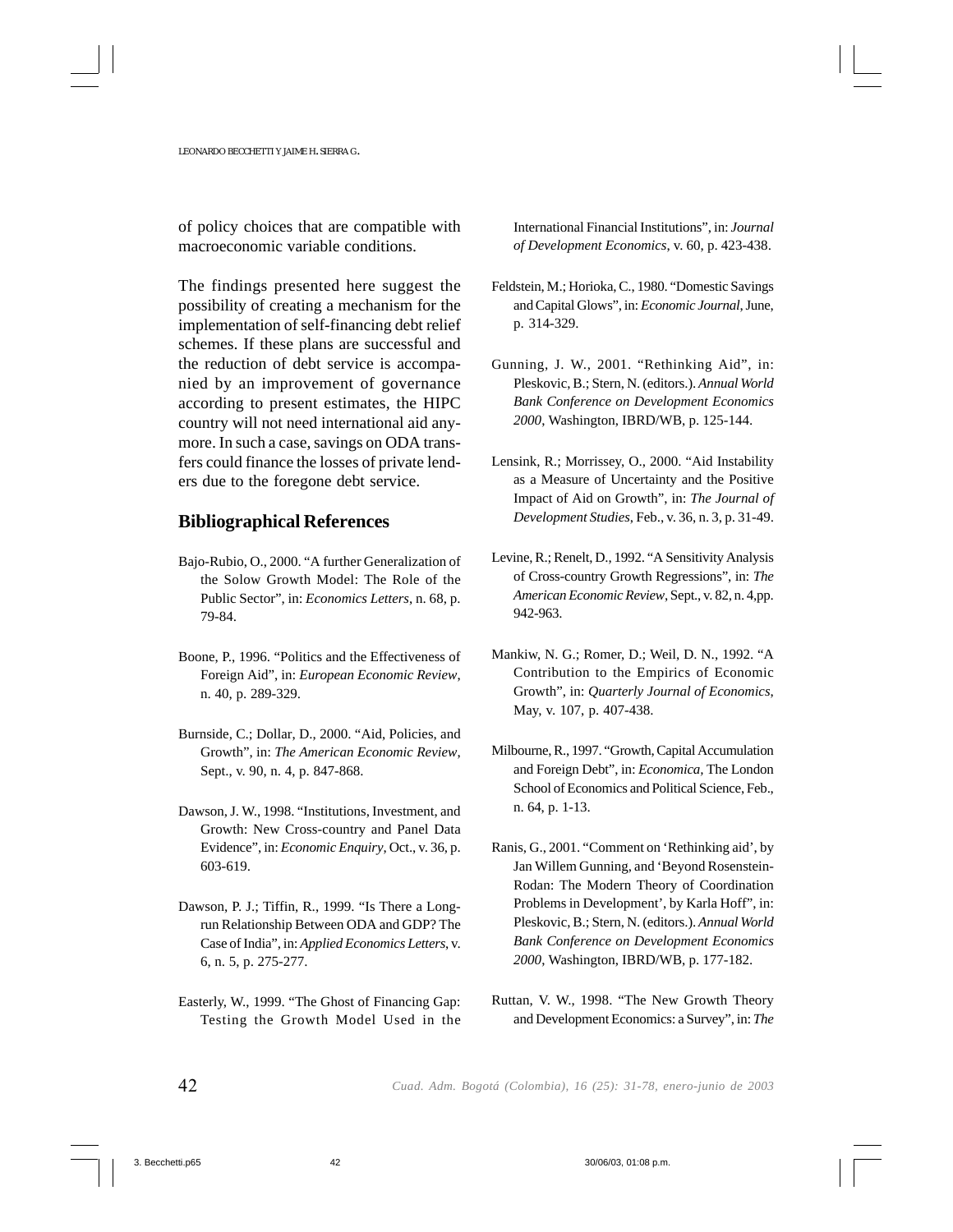of policy choices that are compatible with macroeconomic variable conditions.

The findings presented here suggest the possibility of creating a mechanism for the implementation of self-financing debt relief schemes. If these plans are successful and the reduction of debt service is accompanied by an improvement of governance according to present estimates, the HIPC country will not need international aid anymore. In such a case, savings on ODA transfers could finance the losses of private lenders due to the foregone debt service.

## Bibliographical References

Bajo-Rubio, O., 2000. "A further Generalization of the Solow Growth Model: The Role of the Public Sector", in: *Economics Letters*, n. 68, p. 79-84.

Boone, P., 1996. "Politics and the Effectiveness of Foreign Aid", in: *European Economic Review*, n. 40, p. 289-329.

Burnside, C.; Dollar, D., 2000. "Aid, Policies, and Growth", in: *The American Economic Review*, Sept., v. 90, n. 4, p. 847-868.

Dawson, J. W., 1998. "Institutions, Investment, and Growth: New Cross-country and Panel Data Evidence", in: *Economic Enquiry*, Oct., v. 36, p. 603-619.

Dawson, P. J.; Tiffin, R., 1999. "Is There a Long-run Relationship Between ODA and GDP? The Case of India", in: *Applied Economics Letters*, v. 6, n. 5, p. 275-277.

Easterly, W., 1999. "The Ghost of Financing Gap: Testing the Growth Model Used in the International Financial Institutions", in: *Journal of Development Economics*, v. 60, p. 423-438.

Feldstein, M.; Horioka, C., 1980. "Domestic Savings and Capital Glows", in: *Economic Journal*, June, p. 314-329.

Gunning, J. W., 2001. "Rethinking Aid", in: Pleskovic, B.; Stern, N. (editors.). *Annual World Bank Conference on Development Economics 2000*, Washington, IBRD/WB, p. 125-144.

Lensink, R.; Morrissey, O., 2000. "Aid Instability as a Measure of Uncertainty and the Positive Impact of Aid on Growth", in: *The Journal of Development Studies*, Feb., v. 36, n. 3, p. 31-49.

Levine, R.; Renelt, D., 1992. "A Sensitivity Analysis of Cross-country Growth Regressions", in: *The American Economic Review*, Sept., v. 82, n. 4,pp. 942-963.

Mankiw, N. G.; Romer, D.; Weil, D. N., 1992. "A Contribution to the Empirics of Economic Growth", in: *Quarterly Journal of Economics*, May, v. 107, p. 407-438.

Milbourne, R., 1997. "Growth, Capital Accumulation and Foreign Debt", in: *Economica*, The London School of Economics and Political Science, Feb., n. 64, p. 1-13.

Ranis, G., 2001. "Comment on 'Rethinking aid', by Jan Willem Gunning, and 'Beyond Rosenstein-Rodan: The Modern Theory of Coordination Problems in Development', by Karla Hoff", in: Pleskovic, B.; Stern, N. (editors.). *Annual World Bank Conference on Development Economics 2000*, Washington, IBRD/WB, p. 177-182.

Ruttan, V. W., 1998. "The New Growth Theory and Development Economics: a Survey", in: *The*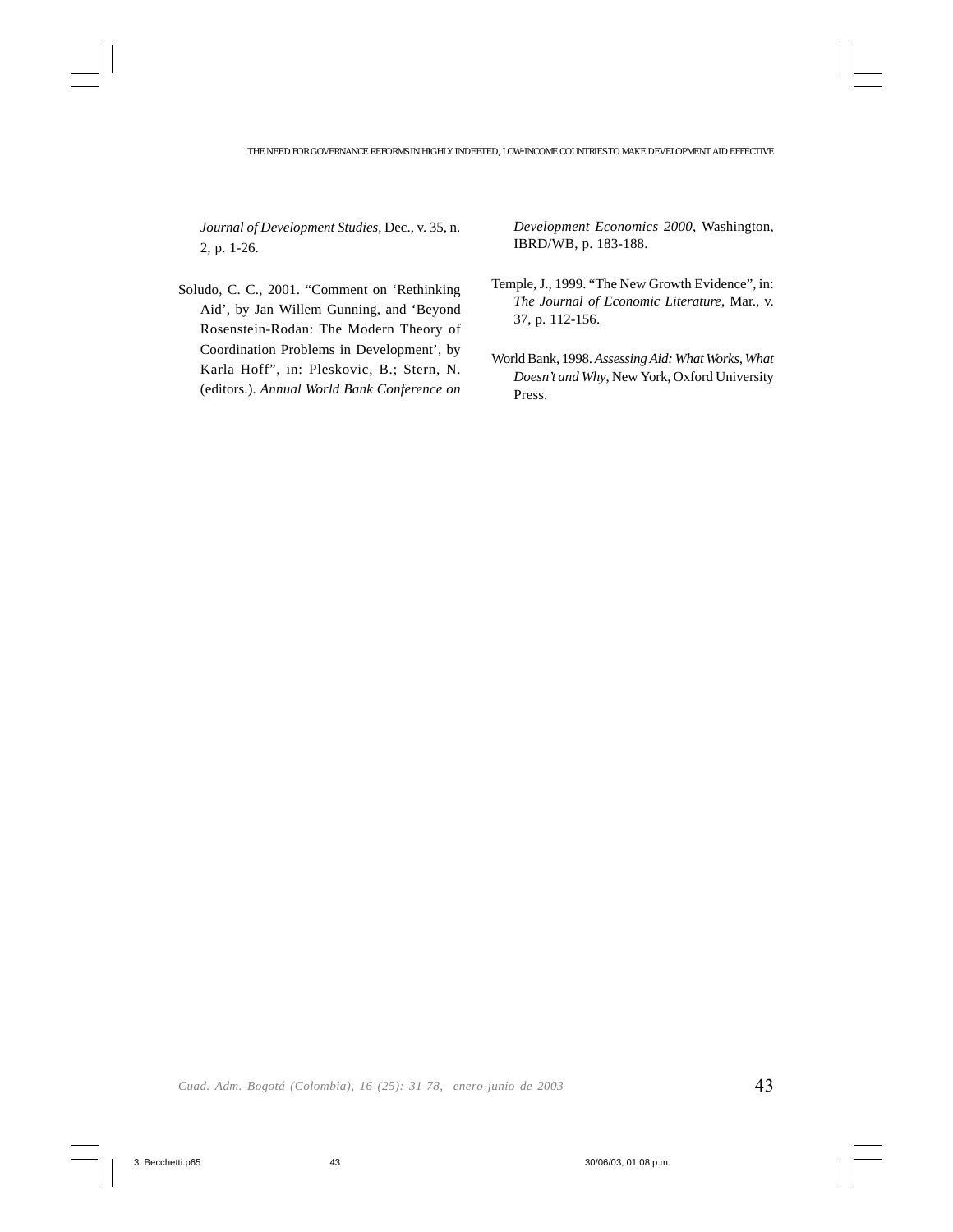*Journal of Development Studies*, Dec., v. 35, n. 2, p. 1-26.

Soludo, C. C., 2001. "Comment on 'Rethinking Aid', by Jan Willem Gunning, and 'Beyond Rosenstein-Rodan: The Modern Theory of Coordination Problems in Development', by Karla Hoff", in: Pleskovic, B.; Stern, N. (editors.). *Annual World Bank Conference on Development Economics 2000*, Washington, IBRD/WB, p. 183-188.

Temple, J., 1999. "The New Growth Evidence", in: *The Journal of Economic Literature*, Mar., v. 37, p. 112-156.

World Bank, 1998. *Assessing Aid: What Works, What Doesn't and Why*, New York, Oxford University Press.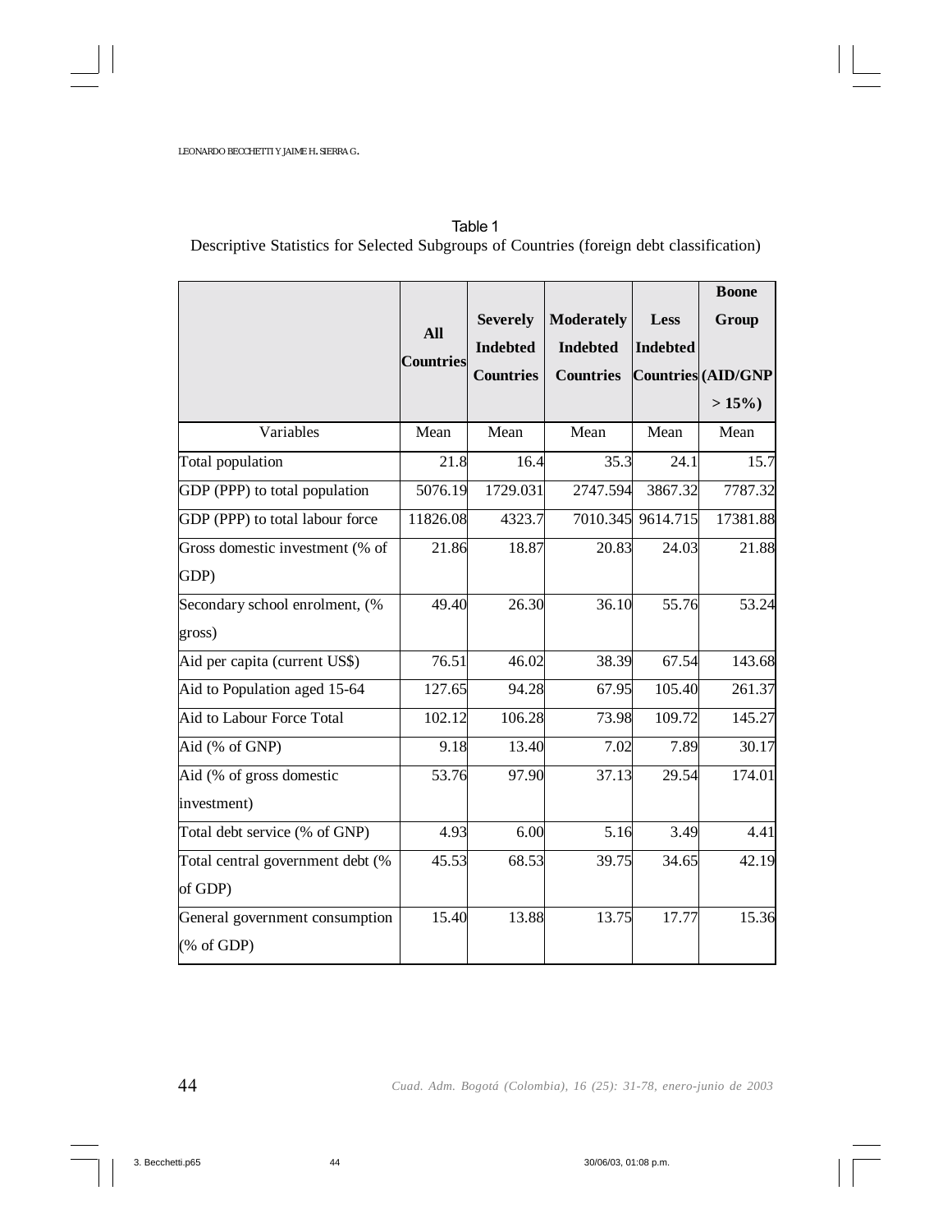Table 1
Descriptive Statistics for Selected Subgroups of Countries (foreign debt classification)

| | All Countries | Severely Indebted Countries | Moderately Indebted Countries | Less Indebted Countries | Boone Group (AID/GNP > 15%) |
|---|---|---|---|---|---|
| Variables | Mean | Mean | Mean | Mean | Mean |
| Total population | 21.8 | 16.4 | 35.3 | 24.1 | 15.7 |
| GDP (PPP) to total population | 5076.19 | 1729.031 | 2747.594 | 3867.32 | 7787.32 |
| GDP (PPP) to total labour force | 11826.08 | 4323.7 | 7010.345 | 9614.715 | 17381.88 |
| Gross domestic investment (% of GDP) | 21.86 | 18.87 | 20.83 | 24.03 | 21.88 |
| Secondary school enrolment, (% gross) | 49.40 | 26.30 | 36.10 | 55.76 | 53.24 |
| Aid per capita (current US$) | 76.51 | 46.02 | 38.39 | 67.54 | 143.68 |
| Aid to Population aged 15-64 | 127.65 | 94.28 | 67.95 | 105.40 | 261.37 |
| Aid to Labour Force Total | 102.12 | 106.28 | 73.98 | 109.72 | 145.27 |
| Aid (% of GNP) | 9.18 | 13.40 | 7.02 | 7.89 | 30.17 |
| Aid (% of gross domestic investment) | 53.76 | 97.90 | 37.13 | 29.54 | 174.01 |
| Total debt service (% of GNP) | 4.93 | 6.00 | 5.16 | 3.49 | 4.41 |
| Total central government debt (% of GDP) | 45.53 | 68.53 | 39.75 | 34.65 | 42.19 |
| General government consumption (% of GDP) | 15.40 | 13.88 | 13.75 | 17.77 | 15.36 |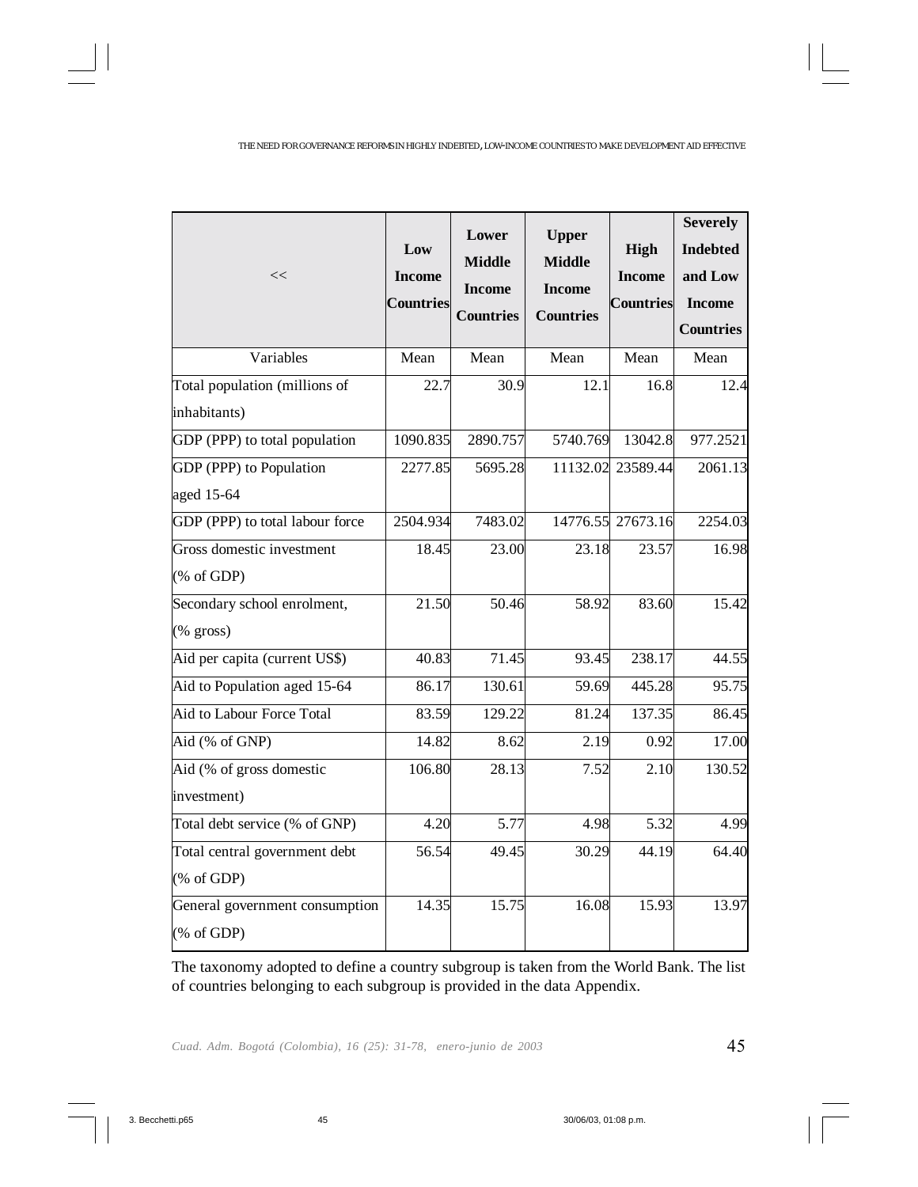| << | Low Income Countries | Lower Middle Income Countries | Upper Middle Income Countries | High Income Countries | Severely Indebted and Low Income Countries |
|---|---|---|---|---|---|
| Variables | Mean | Mean | Mean | Mean | Mean |
| Total population (millions of inhabitants) | 22.7 | 30.9 | 12.1 | 16.8 | 12.4 |
| GDP (PPP) to total population | 1090.835 | 2890.757 | 5740.769 | 13042.8 | 977.2521 |
| GDP (PPP) to Population aged 15-64 | 2277.85 | 5695.28 | 11132.02 | 23589.44 | 2061.13 |
| GDP (PPP) to total labour force | 2504.934 | 7483.02 | 14776.55 | 27673.16 | 2254.03 |
| Gross domestic investment (% of GDP) | 18.45 | 23.00 | 23.18 | 23.57 | 16.98 |
| Secondary school enrolment, (% gross) | 21.50 | 50.46 | 58.92 | 83.60 | 15.42 |
| Aid per capita (current US$) | 40.83 | 71.45 | 93.45 | 238.17 | 44.55 |
| Aid to Population aged 15-64 | 86.17 | 130.61 | 59.69 | 445.28 | 95.75 |
| Aid to Labour Force Total | 83.59 | 129.22 | 81.24 | 137.35 | 86.45 |
| Aid (% of GNP) | 14.82 | 8.62 | 2.19 | 0.92 | 17.00 |
| Aid (% of gross domestic investment) | 106.80 | 28.13 | 7.52 | 2.10 | 130.52 |
| Total debt service (% of GNP) | 4.20 | 5.77 | 4.98 | 5.32 | 4.99 |
| Total central government debt (% of GDP) | 56.54 | 49.45 | 30.29 | 44.19 | 64.40 |
| General government consumption (% of GDP) | 14.35 | 15.75 | 16.08 | 15.93 | 13.97 |

The taxonomy adopted to define a country subgroup is taken from the World Bank. The list of countries belonging to each subgroup is provided in the data Appendix.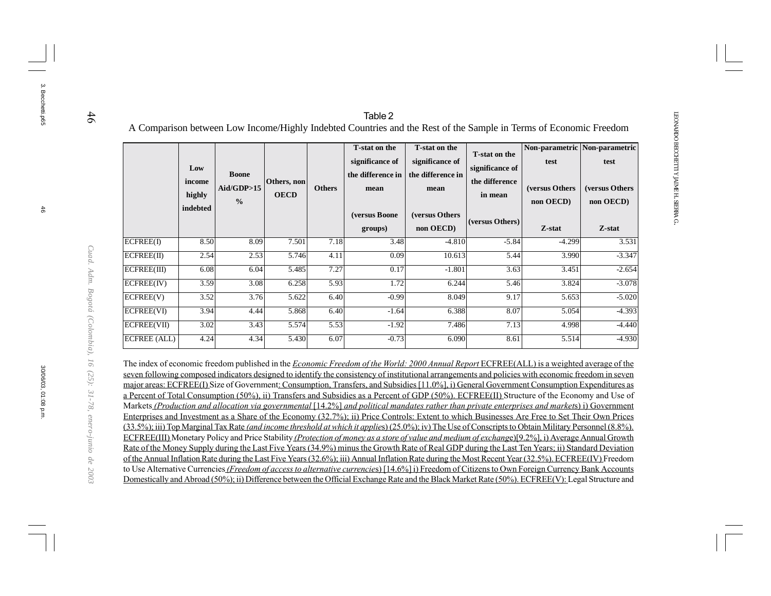Table 2

A Comparison between Low Income/Highly Indebted Countries and the Rest of the Sample in Terms of Economic Freedom

| | Low income highly indebted | Boone Aid/GDP>15 % | Others, non OECD | Others | T-stat on the significance of the difference in mean (versus Boone groups) | T-stat on the significance of the difference in mean (versus Others non OECD) | T-stat on the significance of the difference in mean (versus Others) | Non-parametric test (versus Others non OECD) Z-stat | Non-parametric test (versus Others non OECD) Z-stat |
|---|---|---|---|---|---|---|---|---|---|
| ECFREE(I) | 8.50 | 8.09 | 7.501 | 7.18 | 3.48 | -4.810 | -5.84 | -4.299 | 3.531 |
| ECFREE(II) | 2.54 | 2.53 | 5.746 | 4.11 | 0.09 | 10.613 | 5.44 | 3.990 | -3.347 |
| ECFREE(III) | 6.08 | 6.04 | 5.485 | 7.27 | 0.17 | -1.801 | 3.63 | 3.451 | -2.654 |
| ECFREE(IV) | 3.59 | 3.08 | 6.258 | 5.93 | 1.72 | 6.244 | 5.46 | 3.824 | -3.078 |
| ECFREE(V) | 3.52 | 3.76 | 5.622 | 6.40 | -0.99 | 8.049 | 9.17 | 5.653 | -5.020 |
| ECFREE(VI) | 3.94 | 4.44 | 5.868 | 6.40 | -1.64 | 6.388 | 8.07 | 5.054 | -4.393 |
| ECFREE(VII) | 3.02 | 3.43 | 5.574 | 5.53 | -1.92 | 7.486 | 7.13 | 4.998 | -4.440 |
| ECFREE (ALL) | 4.24 | 4.34 | 5.430 | 6.07 | -0.73 | 6.090 | 8.61 | 5.514 | -4.930 |

The index of economic freedom published in the *Economic Freedom of the World: 2000 Annual Report* ECFREE(ALL) is a weighted average of the seven following composed indicators designed to identify the consistency of institutional arrangements and policies with economic freedom in seven major areas: ECFREE(I) Size of Government: Consumption, Transfers, and Subsidies [11.0%], i) General Government Consumption Expenditures as a Percent of Total Consumption (50%), ii) Transfers and Subsidies as a Percent of GDP (50%). ECFREE(II) Structure of the Economy and Use of Markets *(Production and allocation via governmental* [14.2%] *and political mandates rather than private enterprises and markets*) i) Government Enterprises and Investment as a Share of the Economy (32.7%); ii) Price Controls: Extent to which Businesses Are Free to Set Their Own Prices (33.5%); iii) Top Marginal Tax Rate *(and income threshold at which it applies*) (25.0%); iv) The Use of Conscripts to Obtain Military Personnel (8.8%). ECFREE(III) Monetary Policy and Price Stability *(Protection of money as a store of value and medium of exchange*)[9.2%], i) Average Annual Growth Rate of the Money Supply during the Last Five Years (34.9%) minus the Growth Rate of Real GDP during the Last Ten Years; ii) Standard Deviation of the Annual Inflation Rate during the Last Five Years (32.6%); iii) Annual Inflation Rate during the Most Recent Year (32.5%). ECFREE(IV) Freedom to Use Alternative Currencies *(Freedom of access to alternative currencies*) [14.6%] i) Freedom of Citizens to Own Foreign Currency Bank Accounts Domestically and Abroad (50%); ii) Difference between the Official Exchange Rate and the Black Market Rate (50%). ECFREE(V): Legal Structure and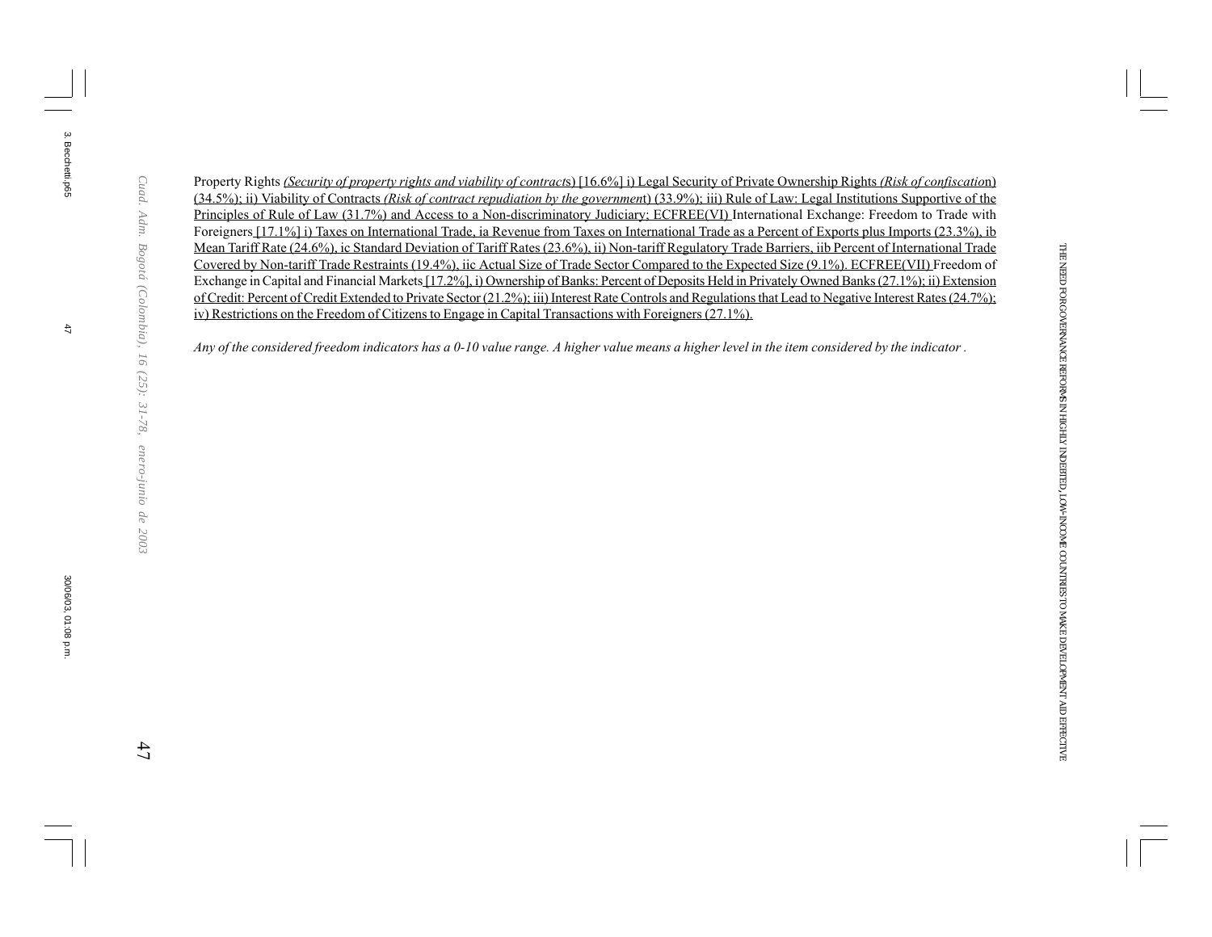Property Rights *(Security of property rights and viability of contract*s) [16.6%] i) Legal Security of Private Ownership Rights *(Risk of confiscatio*n) (34.5%); ii) Viability of Contracts *(Risk of contract repudiation by the governmen*t) (33.9%); iii) Rule of Law: Legal Institutions Supportive of the Principles of Rule of Law (31.7%) and Access to a Non-discriminatory Judiciary; ECFREE(VI) International Exchange: Freedom to Trade with Foreigners [17.1%] i) Taxes on International Trade, ia Revenue from Taxes on International Trade as a Percent of Exports plus Imports (23.3%), ib Mean Tariff Rate (24.6%), ic Standard Deviation of Tariff Rates (23.6%), ii) Non-tariff Regulatory Trade Barriers, iib Percent of International Trade Covered by Non-tariff Trade Restraints (19.4%), iic Actual Size of Trade Sector Compared to the Expected Size (9.1%). ECFREE(VII) Freedom of Exchange in Capital and Financial Markets [17.2%], i) Ownership of Banks: Percent of Deposits Held in Privately Owned Banks (27.1%); ii) Extension of Credit: Percent of Credit Extended to Private Sector (21.2%); iii) Interest Rate Controls and Regulations that Lead to Negative Interest Rates (24.7%); iv) Restrictions on the Freedom of Citizens to Engage in Capital Transactions with Foreigners (27.1%).

*Any of the considered freedom indicators has a 0-10 value range. A higher value means a higher level in the item considered by the indicator .*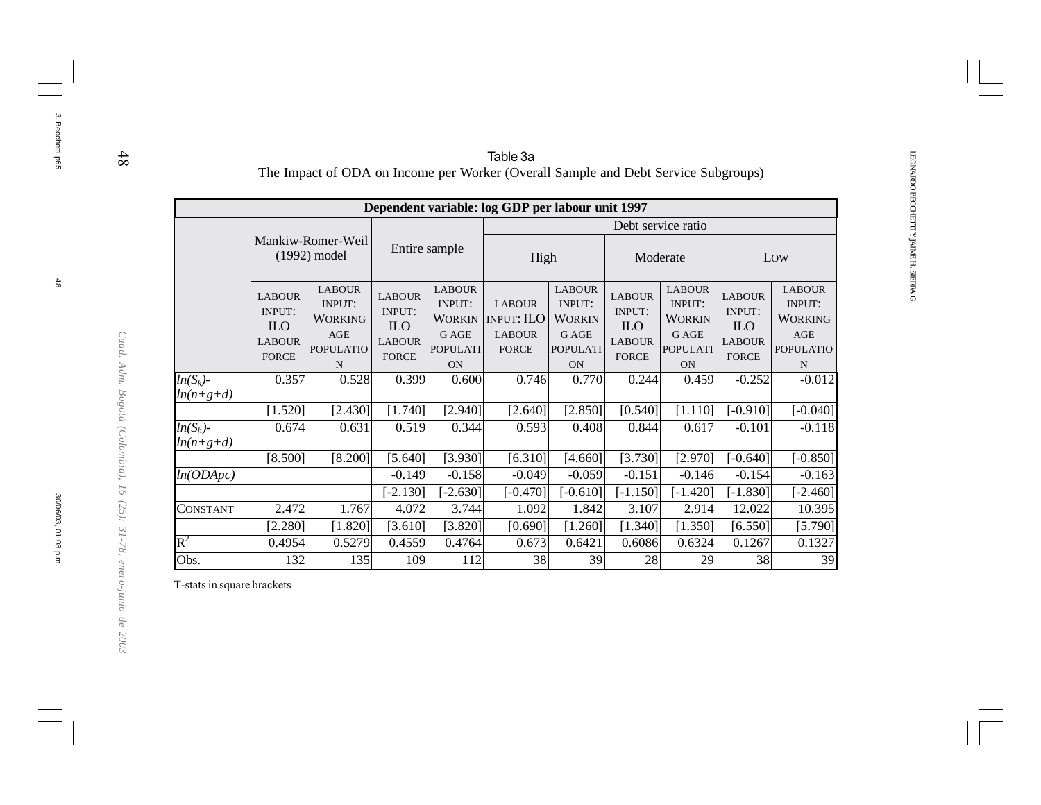Table 3a

The Impact of ODA on Income per Worker (Overall Sample and Debt Service Subgroups)

| Dependent variable: log GDP per labour unit 1997 | | | | | | | | | | |
|---|---|---|---|---|---|---|---|---|---|---|
| | Mankiw-Romer-Weil (1992) model | | Entire sample | | Debt service ratio | | | | | |
| | | | | | High | | Moderate | | Low | |
| | Labour input: ILO labour force | Labour input: Working age population | Labour input: ILO labour force | Labour input: Working age population | Labour input: ILO labour force | Labour input: Working age population | Labour input: ILO labour force | Labour input: Working age population | Labour input: ILO labour force | Labour input: Working age population |
| $ln(S_k)$-$ln(n+g+d)$ | 0.357 | 0.528 | 0.399 | 0.600 | 0.746 | 0.770 | 0.244 | 0.459 | -0.252 | -0.012 |
| | [1.520] | [2.430] | [1.740] | [2.940] | [2.640] | [2.850] | [0.540] | [1.110] | [-0.910] | [-0.040] |
| $ln(S_h)$-$ln(n+g+d)$ | 0.674 | 0.631 | 0.519 | 0.344 | 0.593 | 0.408 | 0.844 | 0.617 | -0.101 | -0.118 |
| | [8.500] | [8.200] | [5.640] | [3.930] | [6.310] | [4.660] | [3.730] | [2.970] | [-0.640] | [-0.850] |
| $ln(ODApc)$ | | | -0.149 | -0.158 | -0.049 | -0.059 | -0.151 | -0.146 | -0.154 | -0.163 |
| | | | [-2.130] | [-2.630] | [-0.470] | [-0.610] | [-1.150] | [-1.420] | [-1.830] | [-2.460] |
| Constant | 2.472 | 1.767 | 4.072 | 3.744 | 1.092 | 1.842 | 3.107 | 2.914 | 12.022 | 10.395 |
| | [2.280] | [1.820] | [3.610] | [3.820] | [0.690] | [1.260] | [1.340] | [1.350] | [6.550] | [5.790] |
| $R^2$ | 0.4954 | 0.5279 | 0.4559 | 0.4764 | 0.673 | 0.6421 | 0.6086 | 0.6324 | 0.1267 | 0.1327 |
| Obs. | 132 | 135 | 109 | 112 | 38 | 39 | 28 | 29 | 38 | 39 |

T-stats in square brackets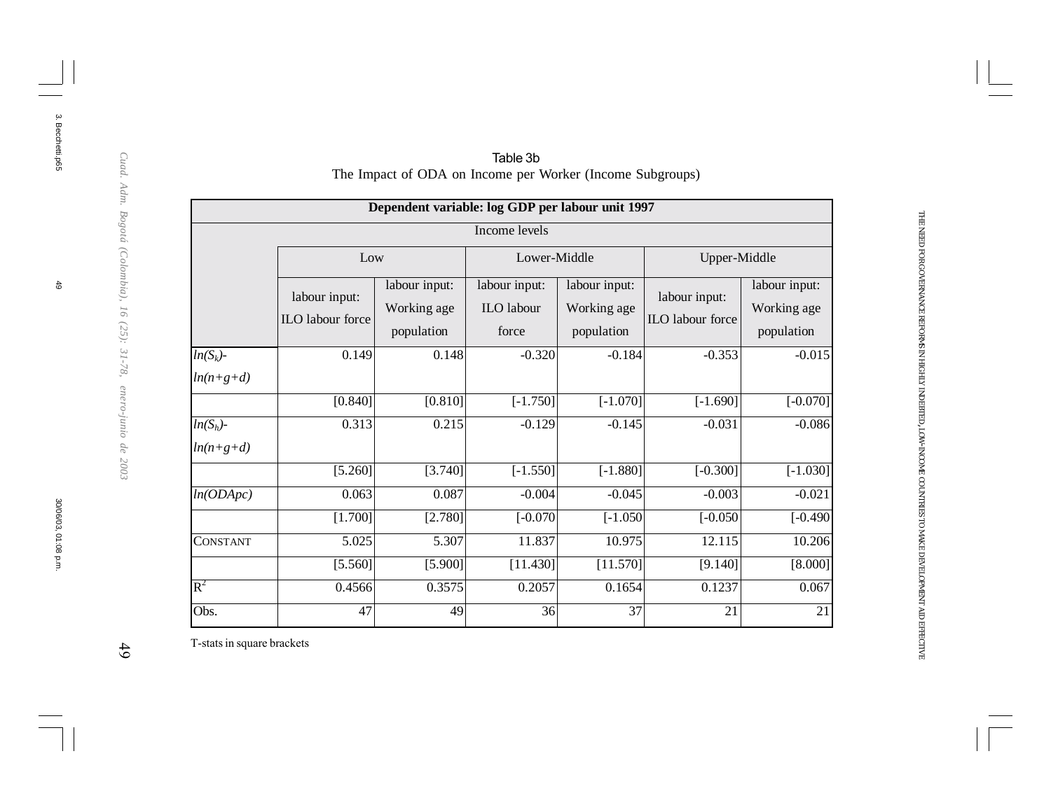Table 3b

The Impact of ODA on Income per Worker (Income Subgroups)

| Dependent variable: log GDP per labour unit 1997 | | | | | | |
|---|---|---|---|---|---|---|
| | Income levels | | | | | |
| | Low | | Lower-Middle | | Upper-Middle | |
| | labour input: ILO labour force | labour input: Working age population | labour input: ILO labour force | labour input: Working age population | labour input: ILO labour force | labour input: Working age population |
| $ln(S_k)$-$ln(n+g+d)$ | 0.149 | 0.148 | -0.320 | -0.184 | -0.353 | -0.015 |
| | [0.840] | [0.810] | [-1.750] | [-1.070] | [-1.690] | [-0.070] |
| $ln(S_h)$-$ln(n+g+d)$ | 0.313 | 0.215 | -0.129 | -0.145 | -0.031 | -0.086 |
| | [5.260] | [3.740] | [-1.550] | [-1.880] | [-0.300] | [-1.030] |
| $ln(ODApc)$ | 0.063 | 0.087 | -0.004 | -0.045 | -0.003 | -0.021 |
| | [1.700] | [2.780] | [-0.070 | [-1.050 | [-0.050 | [-0.490 |
| CONSTANT | 5.025 | 5.307 | 11.837 | 10.975 | 12.115 | 10.206 |
| | [5.560] | [5.900] | [11.430] | [11.570] | [9.140] | [8.000] |
| $R^2$ | 0.4566 | 0.3575 | 0.2057 | 0.1654 | 0.1237 | 0.067 |
| Obs. | 47 | 49 | 36 | 37 | 21 | 21 |

T-stats in square brackets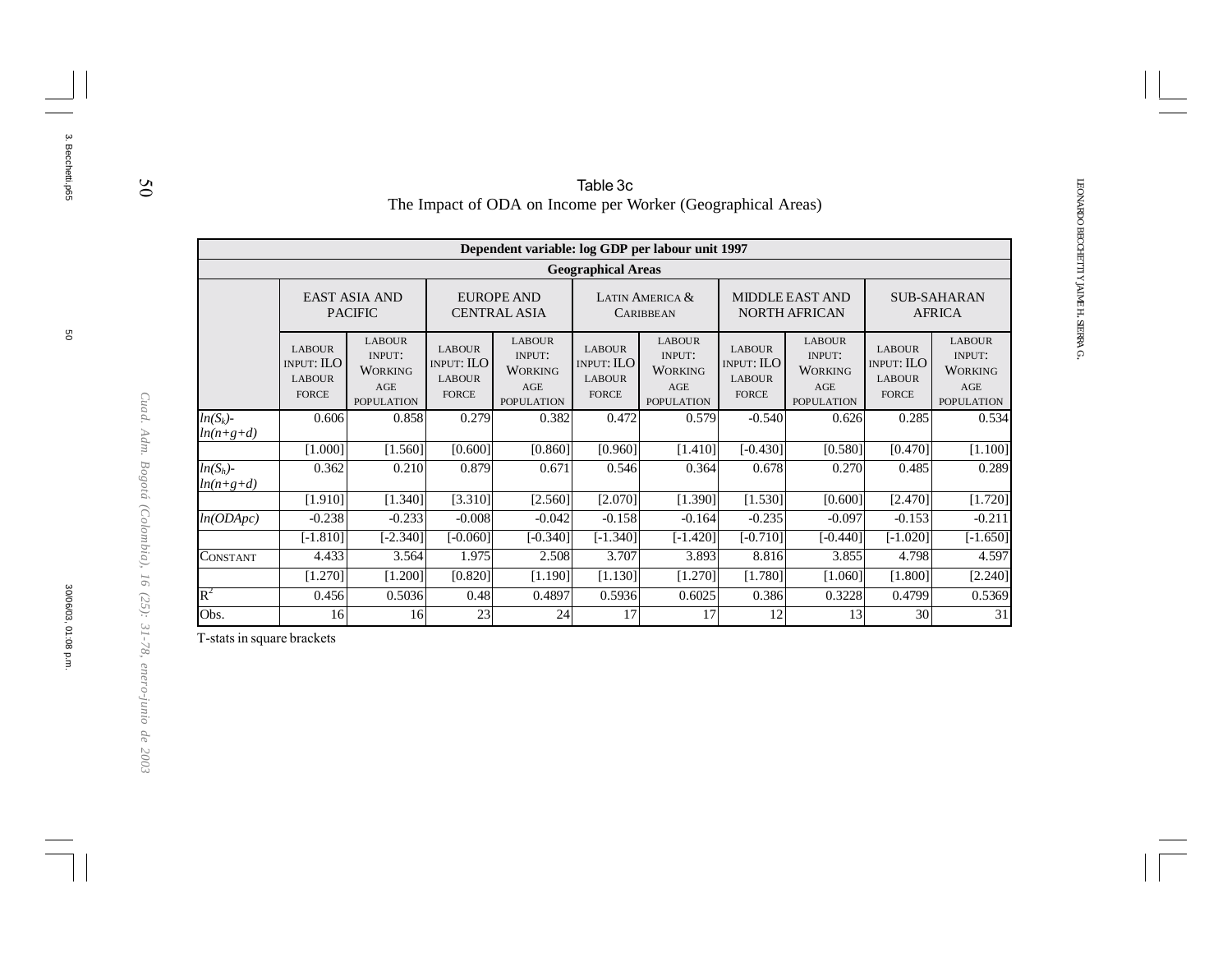Table 3c

The Impact of ODA on Income per Worker (Geographical Areas)

| Dependent variable: log GDP per labour unit 1997 | | | | | | | | | | |
|---|---|---|---|---|---|---|---|---|---|---|
| Geographical Areas | | | | | | | | | | |
| | East Asia and Pacific | | Europe and Central Asia | | Latin America & Caribbean | | Middle East and North African | | Sub-Saharan Africa | |
| | Labour input: ILO labour force | Labour input: Working age population | Labour input: ILO labour force | Labour input: Working age population | Labour input: ILO labour force | Labour input: Working age population | Labour input: ILO labour force | Labour input: Working age population | Labour input: ILO labour force | Labour input: Working age population |
| $ln(S_k)-ln(n+g+d)$ | 0.606 | 0.858 | 0.279 | 0.382 | 0.472 | 0.579 | -0.540 | 0.626 | 0.285 | 0.534 |
| | [1.000] | [1.560] | [0.600] | [0.860] | [0.960] | [1.410] | [-0.430] | [0.580] | [0.470] | [1.100] |
| $ln(S_h)-ln(n+g+d)$ | 0.362 | 0.210 | 0.879 | 0.671 | 0.546 | 0.364 | 0.678 | 0.270 | 0.485 | 0.289 |
| | [1.910] | [1.340] | [3.310] | [2.560] | [2.070] | [1.390] | [1.530] | [0.600] | [2.470] | [1.720] |
| $ln(ODApc)$ | -0.238 | -0.233 | -0.008 | -0.042 | -0.158 | -0.164 | -0.235 | -0.097 | -0.153 | -0.211 |
| | [-1.810] | [-2.340] | [-0.060] | [-0.340] | [-1.340] | [-1.420] | [-0.710] | [-0.440] | [-1.020] | [-1.650] |
| Constant | 4.433 | 3.564 | 1.975 | 2.508 | 3.707 | 3.893 | 8.816 | 3.855 | 4.798 | 4.597 |
| | [1.270] | [1.200] | [0.820] | [1.190] | [1.130] | [1.270] | [1.780] | [1.060] | [1.800] | [2.240] |
| $R^2$ | 0.456 | 0.5036 | 0.48 | 0.4897 | 0.5936 | 0.6025 | 0.386 | 0.3228 | 0.4799 | 0.5369 |
| Obs. | 16 | 16 | 23 | 24 | 17 | 17 | 12 | 13 | 30 | 31 |

T-stats in square brackets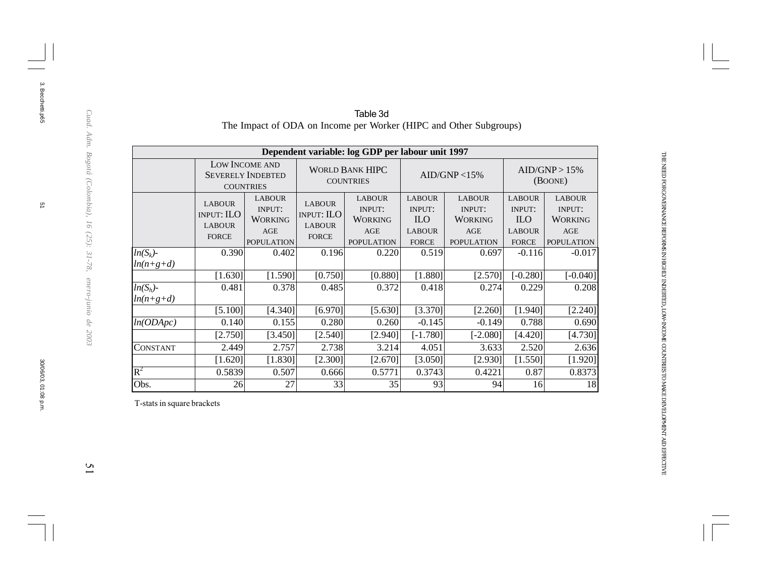Table 3d

The Impact of ODA on Income per Worker (HIPC and Other Subgroups)

| Dependent variable: log GDP per labour unit 1997 | | | | | | | | |
|---|---|---|---|---|---|---|---|---|
| | Low Income and Severely Indebted Countries | | World Bank HIPC Countries | | AID/GNP <15% | | AID/GNP > 15% (Boone) | |
| | Labour input: ILO Labour Force | Labour input: Working Age Population | Labour input: ILO Labour Force | Labour input: Working Age Population | Labour input: ILO Labour Force | Labour input: Working Age Population | Labour input: ILO Labour Force | Labour input: Working Age Population |
| $ln(S_k)$-$ln(n+g+d)$ | 0.390 | 0.402 | 0.196 | 0.220 | 0.519 | 0.697 | -0.116 | -0.017 |
| | [1.630] | [1.590] | [0.750] | [0.880] | [1.880] | [2.570] | [-0.280] | [-0.040] |
| $ln(S_h)$-$ln(n+g+d)$ | 0.481 | 0.378 | 0.485 | 0.372 | 0.418 | 0.274 | 0.229 | 0.208 |
| | [5.100] | [4.340] | [6.970] | [5.630] | [3.370] | [2.260] | [1.940] | [2.240] |
| $ln(ODApc)$ | 0.140 | 0.155 | 0.280 | 0.260 | -0.145 | -0.149 | 0.788 | 0.690 |
| | [2.750] | [3.450] | [2.540] | [2.940] | [-1.780] | [-2.080] | [4.420] | [4.730] |
| Constant | 2.449 | 2.757 | 2.738 | 3.214 | 4.051 | 3.633 | 2.520 | 2.636 |
| | [1.620] | [1.830] | [2.300] | [2.670] | [3.050] | [2.930] | [1.550] | [1.920] |
| $R^2$ | 0.5839 | 0.507 | 0.666 | 0.5771 | 0.3743 | 0.4221 | 0.87 | 0.8373 |
| Obs. | 26 | 27 | 33 | 35 | 93 | 94 | 16 | 18 |

T-stats in square brackets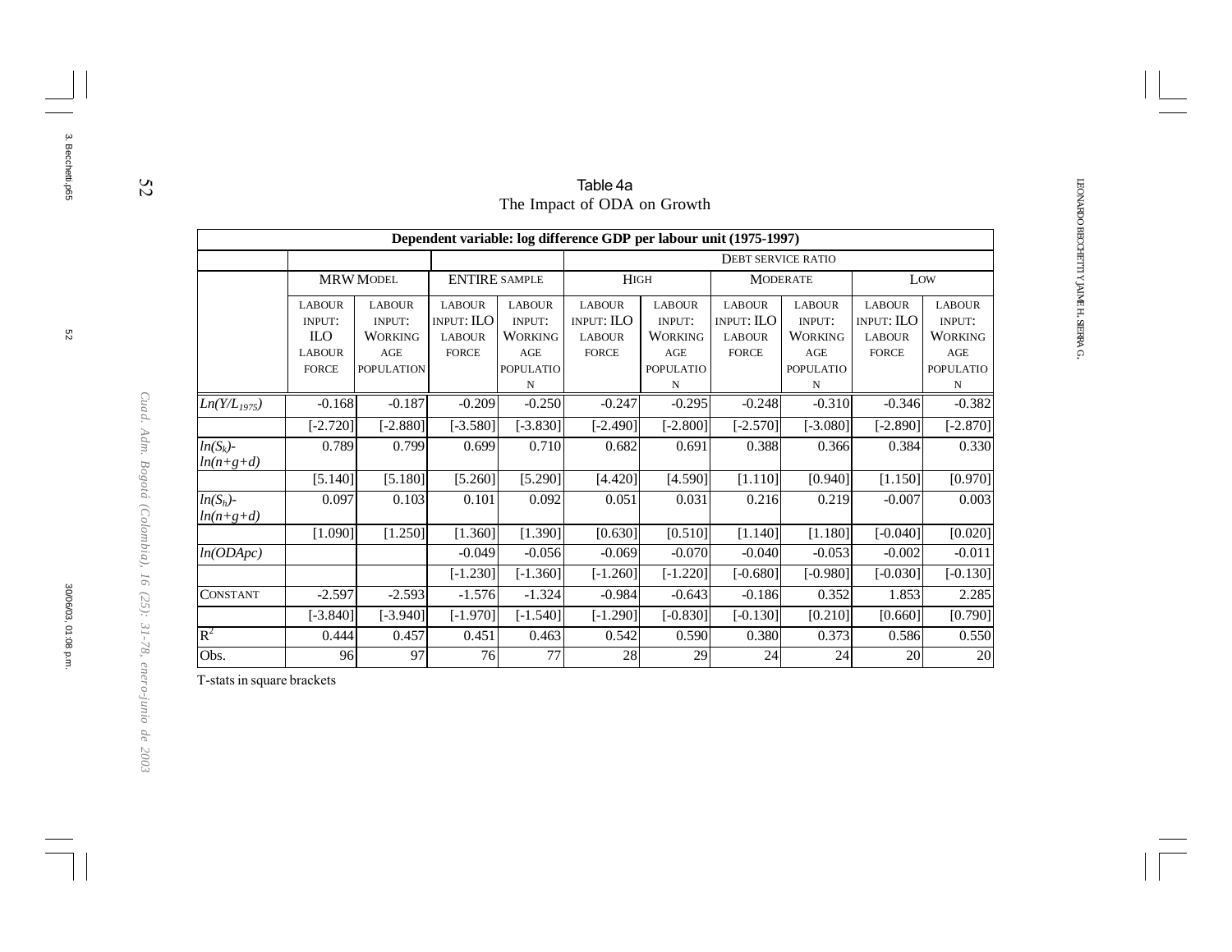Table 4a

The Impact of ODA on Growth

| Dependent variable: log difference GDP per labour unit (1975-1997) | | | | | | | | | | |
|---|---|---|---|---|---|---|---|---|---|---|
| | | | | | DEBT SERVICE RATIO | | | | | |
| | MRW MODEL | | ENTIRE SAMPLE | | HIGH | | MODERATE | | LOW | |
| | LABOUR INPUT: ILO LABOUR FORCE | LABOUR INPUT: WORKING AGE POPULATION | LABOUR INPUT: ILO LABOUR FORCE | LABOUR INPUT: WORKING AGE POPULATION | LABOUR INPUT: ILO LABOUR FORCE | LABOUR INPUT: WORKING AGE POPULATION | LABOUR INPUT: ILO LABOUR FORCE | LABOUR INPUT: WORKING AGE POPULATION | LABOUR INPUT: ILO LABOUR FORCE | LABOUR INPUT: WORKING AGE POPULATION |
| $Ln(Y/L_{1975})$ | -0.168 | -0.187 | -0.209 | -0.250 | -0.247 | -0.295 | -0.248 | -0.310 | -0.346 | -0.382 |
| | [-2.720] | [-2.880] | [-3.580] | [-3.830] | [-2.490] | [-2.800] | [-2.570] | [-3.080] | [-2.890] | [-2.870] |
| $ln(S_k)-ln(n+g+d)$ | 0.789 | 0.799 | 0.699 | 0.710 | 0.682 | 0.691 | 0.388 | 0.366 | 0.384 | 0.330 |
| | [5.140] | [5.180] | [5.260] | [5.290] | [4.420] | [4.590] | [1.110] | [0.940] | [1.150] | [0.970] |
| $ln(S_h)-ln(n+g+d)$ | 0.097 | 0.103 | 0.101 | 0.092 | 0.051 | 0.031 | 0.216 | 0.219 | -0.007 | 0.003 |
| | [1.090] | [1.250] | [1.360] | [1.390] | [0.630] | [0.510] | [1.140] | [1.180] | [-0.040] | [0.020] |
| $ln(ODApc)$ | | | -0.049 | -0.056 | -0.069 | -0.070 | -0.040 | -0.053 | -0.002 | -0.011 |
| | | | [-1.230] | [-1.360] | [-1.260] | [-1.220] | [-0.680] | [-0.980] | [-0.030] | [-0.130] |
| CONSTANT | -2.597 | -2.593 | -1.576 | -1.324 | -0.984 | -0.643 | -0.186 | 0.352 | 1.853 | 2.285 |
| | [-3.840] | [-3.940] | [-1.970] | [-1.540] | [-1.290] | [-0.830] | [-0.130] | [0.210] | [0.660] | [0.790] |
| $R^2$ | 0.444 | 0.457 | 0.451 | 0.463 | 0.542 | 0.590 | 0.380 | 0.373 | 0.586 | 0.550 |
| Obs. | 96 | 97 | 76 | 77 | 28 | 29 | 24 | 24 | 20 | 20 |

T-stats in square brackets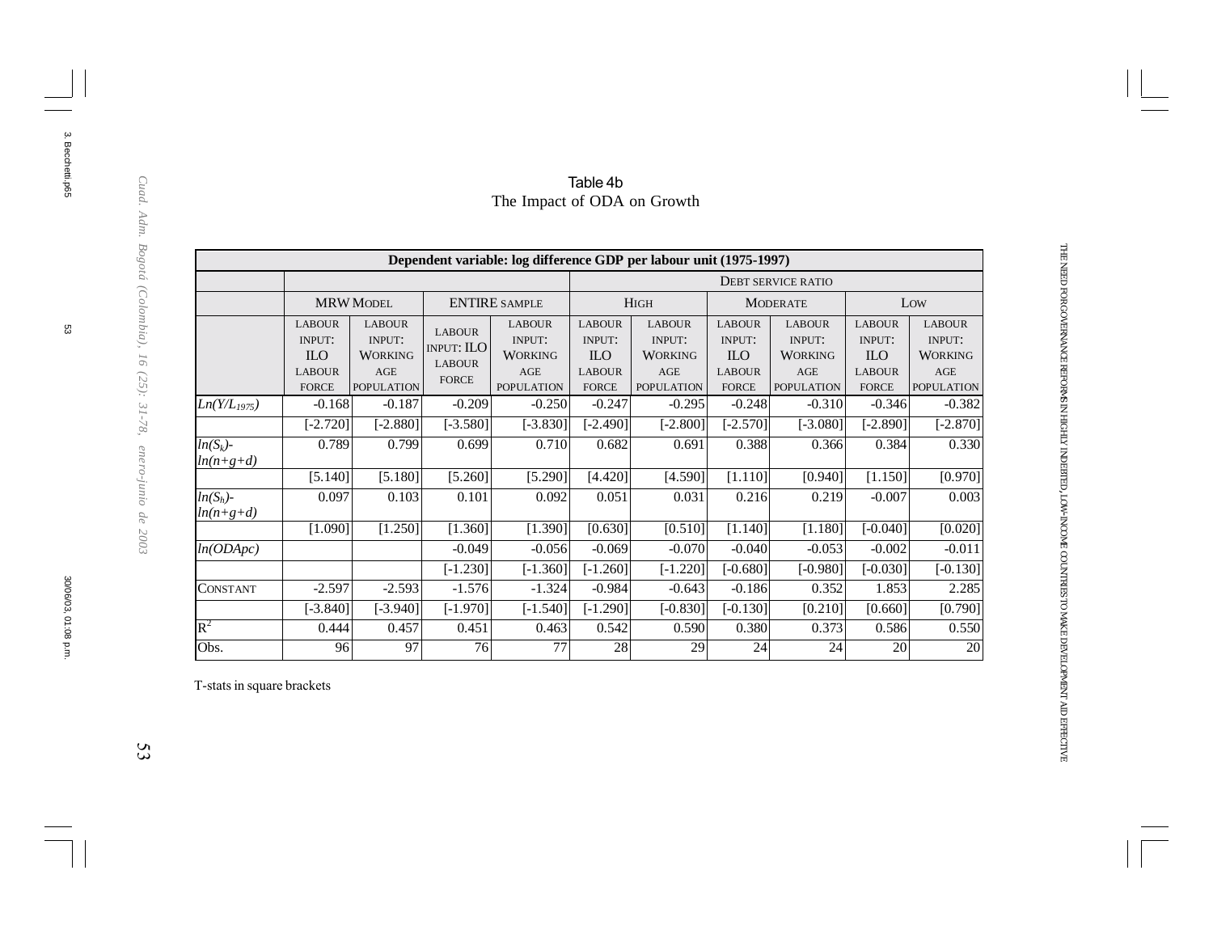Table 4b

The Impact of ODA on Growth

| Dependent variable: log difference GDP per labour unit (1975-1997) | | | | | | | | | | |
|---|---|---|---|---|---|---|---|---|---|---|
| | | | | | Debt service ratio | | | | | |
| | MRW Model | | Entire sample | | High | | Moderate | | Low | |
| | Labour input: ILO labour force | Labour input: Working age population | Labour input: ILO labour force | Labour input: Working age population | Labour input: ILO labour force | Labour input: Working age population | Labour input: ILO labour force | Labour input: Working age population | Labour input: ILO labour force | Labour input: Working age population |
| $Ln(Y/L_{1975})$ | -0.168 | -0.187 | -0.209 | -0.250 | -0.247 | -0.295 | -0.248 | -0.310 | -0.346 | -0.382 |
| | [-2.720] | [-2.880] | [-3.580] | [-3.830] | [-2.490] | [-2.800] | [-2.570] | [-3.080] | [-2.890] | [-2.870] |
| $ln(S_k)-ln(n+g+d)$ | 0.789 | 0.799 | 0.699 | 0.710 | 0.682 | 0.691 | 0.388 | 0.366 | 0.384 | 0.330 |
| | [5.140] | [5.180] | [5.260] | [5.290] | [4.420] | [4.590] | [1.110] | [0.940] | [1.150] | [0.970] |
| $ln(S_h)-ln(n+g+d)$ | 0.097 | 0.103 | 0.101 | 0.092 | 0.051 | 0.031 | 0.216 | 0.219 | -0.007 | 0.003 |
| | [1.090] | [1.250] | [1.360] | [1.390] | [0.630] | [0.510] | [1.140] | [1.180] | [-0.040] | [0.020] |
| $ln(ODApc)$ | | | -0.049 | -0.056 | -0.069 | -0.070 | -0.040 | -0.053 | -0.002 | -0.011 |
| | | | [-1.230] | [-1.360] | [-1.260] | [-1.220] | [-0.680] | [-0.980] | [-0.030] | [-0.130] |
| Constant | -2.597 | -2.593 | -1.576 | -1.324 | -0.984 | -0.643 | -0.186 | 0.352 | 1.853 | 2.285 |
| | [-3.840] | [-3.940] | [-1.970] | [-1.540] | [-1.290] | [-0.830] | [-0.130] | [0.210] | [0.660] | [0.790] |
| $R^2$ | 0.444 | 0.457 | 0.451 | 0.463 | 0.542 | 0.590 | 0.380 | 0.373 | 0.586 | 0.550 |
| Obs. | 96 | 97 | 76 | 77 | 28 | 29 | 24 | 24 | 20 | 20 |

T-stats in square brackets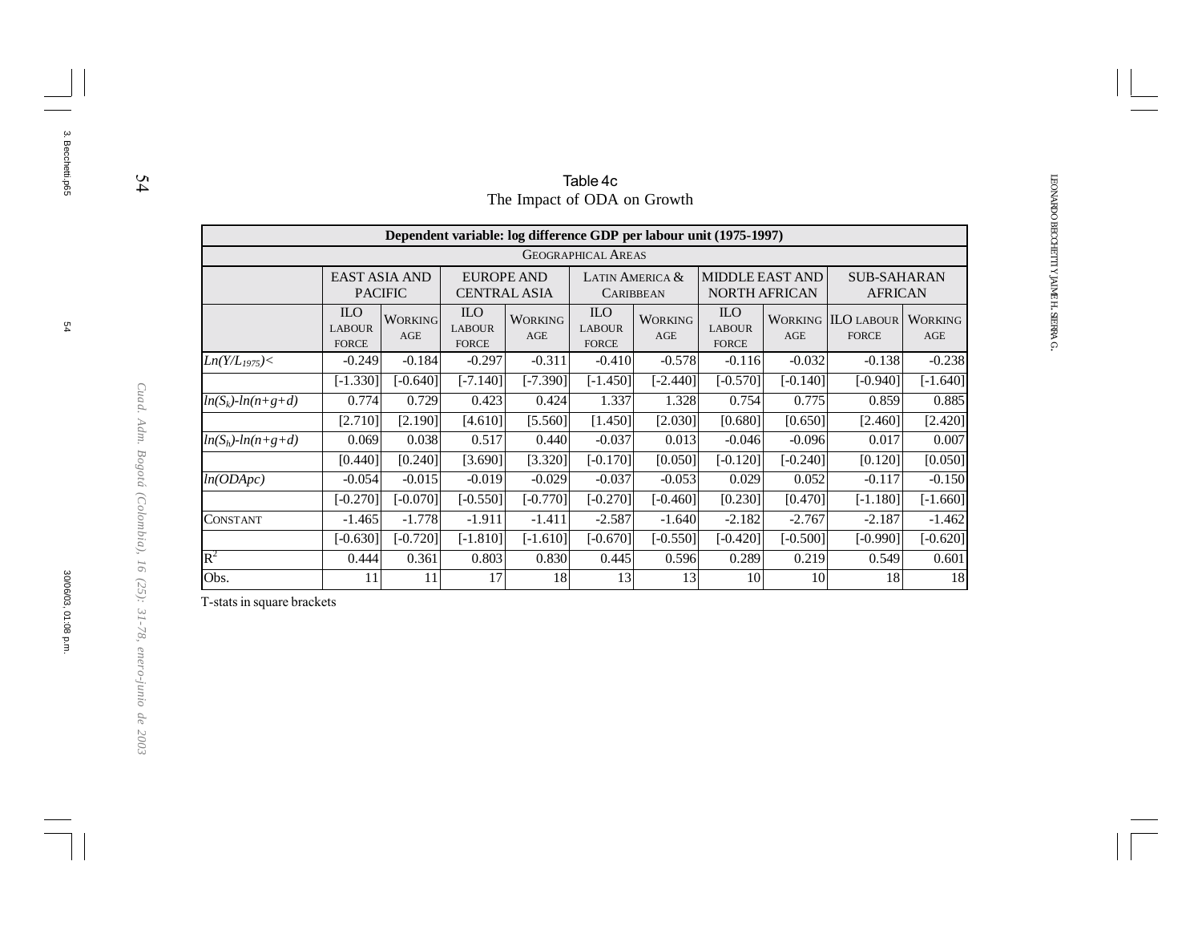Table 4c

The Impact of ODA on Growth

| Dependent variable: log difference GDP per labour unit (1975-1997) | | | | | | | | | | |
|---|---|---|---|---|---|---|---|---|---|---|
| | Geographical Areas | | | | | | | | | |
| | East Asia and Pacific | | Europe and Central Asia | | Latin America & Caribbean | | Middle East and North African | | Sub-Saharan African | |
| | ILO Labour Force | Working Age | ILO Labour Force | Working Age | ILO Labour Force | Working Age | ILO Labour Force | Working Age | ILO Labour Force | Working Age |
| $Ln(Y/L_{1975})<$ | -0.249 | -0.184 | -0.297 | -0.311 | -0.410 | -0.578 | -0.116 | -0.032 | -0.138 | -0.238 |
| | [-1.330] | [-0.640] | [-7.140] | [-7.390] | [-1.450] | [-2.440] | [-0.570] | [-0.140] | [-0.940] | [-1.640] |
| $ln(S_k)-ln(n+g+d)$ | 0.774 | 0.729 | 0.423 | 0.424 | 1.337 | 1.328 | 0.754 | 0.775 | 0.859 | 0.885 |
| | [2.710] | [2.190] | [4.610] | [5.560] | [1.450] | [2.030] | [0.680] | [0.650] | [2.460] | [2.420] |
| $ln(S_h)-ln(n+g+d)$ | 0.069 | 0.038 | 0.517 | 0.440 | -0.037 | 0.013 | -0.046 | -0.096 | 0.017 | 0.007 |
| | [0.440] | [0.240] | [3.690] | [3.320] | [-0.170] | [0.050] | [-0.120] | [-0.240] | [0.120] | [0.050] |
| $ln(ODApc)$ | -0.054 | -0.015 | -0.019 | -0.029 | -0.037 | -0.053 | 0.029 | 0.052 | -0.117 | -0.150 |
| | [-0.270] | [-0.070] | [-0.550] | [-0.770] | [-0.270] | [-0.460] | [0.230] | [0.470] | [-1.180] | [-1.660] |
| Constant | -1.465 | -1.778 | -1.911 | -1.411 | -2.587 | -1.640 | -2.182 | -2.767 | -2.187 | -1.462 |
| | [-0.630] | [-0.720] | [-1.810] | [-1.610] | [-0.670] | [-0.550] | [-0.420] | [-0.500] | [-0.990] | [-0.620] |
| $R^2$ | 0.444 | 0.361 | 0.803 | 0.830 | 0.445 | 0.596 | 0.289 | 0.219 | 0.549 | 0.601 |
| Obs. | 11 | 11 | 17 | 18 | 13 | 13 | 10 | 10 | 18 | 18 |

T-stats in square brackets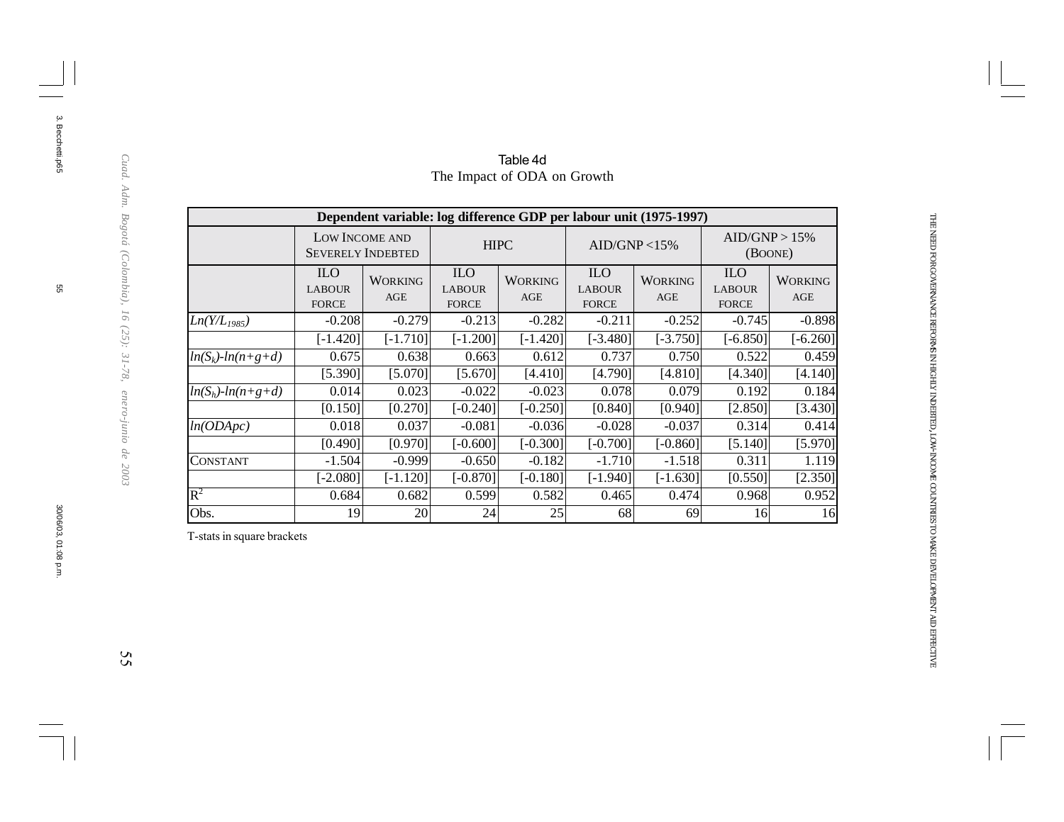Table 4d

The Impact of ODA on Growth

| Dependent variable: log difference GDP per labour unit (1975-1997) | | | | | | | | |
|---|---|---|---|---|---|---|---|---|
| | Low Income and Severely Indebted | | HIPC | | AID/GNP <15% | | AID/GNP > 15% (Boone) | |
| | ILO Labour Force | Working Age | ILO Labour Force | Working Age | ILO Labour Force | Working Age | ILO Labour Force | Working Age |
| $Ln(Y/L_{1985})$ | -0.208 | -0.279 | -0.213 | -0.282 | -0.211 | -0.252 | -0.745 | -0.898 |
| | [-1.420] | [-1.710] | [-1.200] | [-1.420] | [-3.480] | [-3.750] | [-6.850] | [-6.260] |
| $ln(S_k)-ln(n+g+d)$ | 0.675 | 0.638 | 0.663 | 0.612 | 0.737 | 0.750 | 0.522 | 0.459 |
| | [5.390] | [5.070] | [5.670] | [4.410] | [4.790] | [4.810] | [4.340] | [4.140] |
| $ln(S_h)-ln(n+g+d)$ | 0.014 | 0.023 | -0.022 | -0.023 | 0.078 | 0.079 | 0.192 | 0.184 |
| | [0.150] | [0.270] | [-0.240] | [-0.250] | [0.840] | [0.940] | [2.850] | [3.430] |
| $ln(ODApc)$ | 0.018 | 0.037 | -0.081 | -0.036 | -0.028 | -0.037 | 0.314 | 0.414 |
| | [0.490] | [0.970] | [-0.600] | [-0.300] | [-0.700] | [-0.860] | [5.140] | [5.970] |
| Constant | -1.504 | -0.999 | -0.650 | -0.182 | -1.710 | -1.518 | 0.311 | 1.119 |
| | [-2.080] | [-1.120] | [-0.870] | [-0.180] | [-1.940] | [-1.630] | [0.550] | [2.350] |
| $R^2$ | 0.684 | 0.682 | 0.599 | 0.582 | 0.465 | 0.474 | 0.968 | 0.952 |
| Obs. | 19 | 20 | 24 | 25 | 68 | 69 | 16 | 16 |

T-stats in square brackets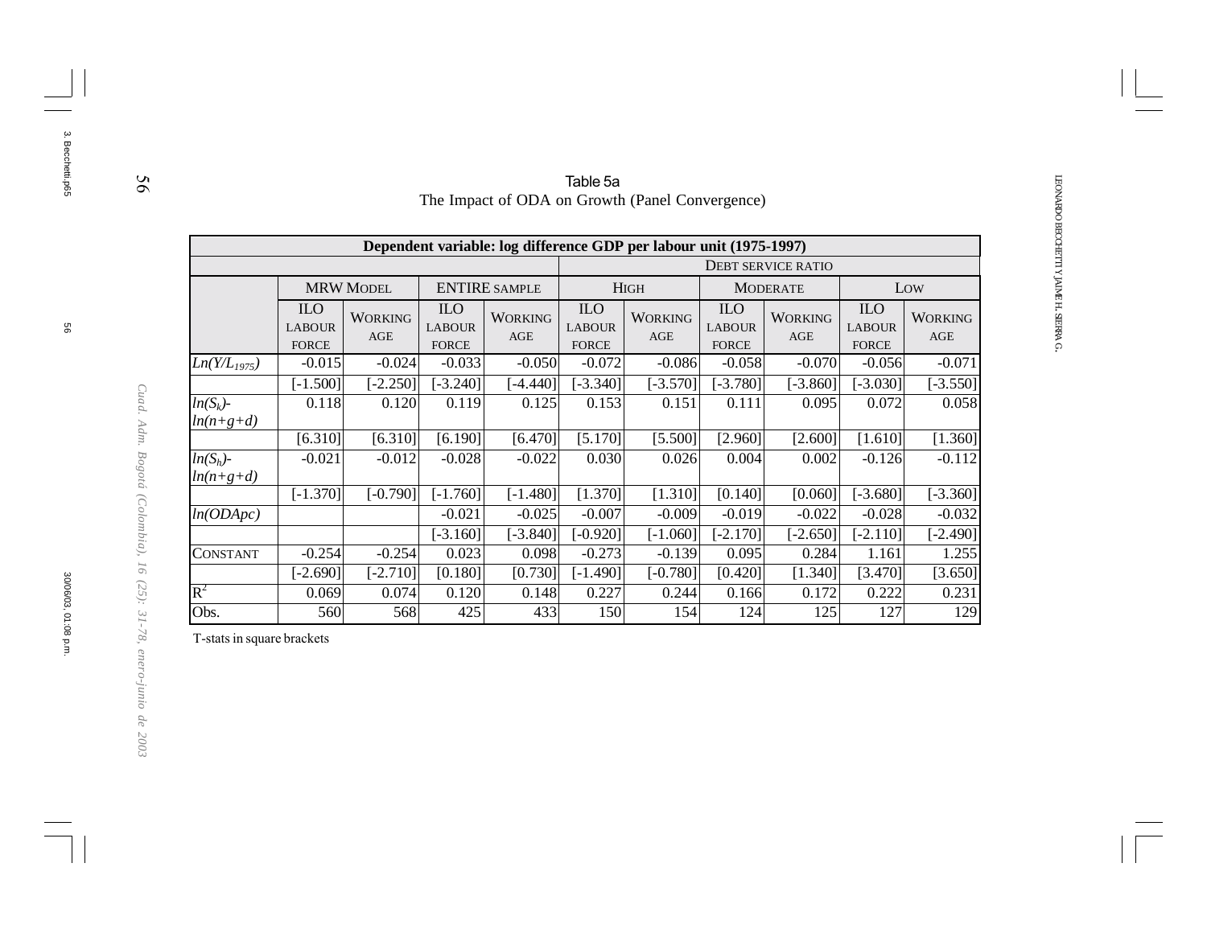Table 5a

The Impact of ODA on Growth (Panel Convergence)

| Dependent variable: log difference GDP per labour unit (1975-1997) | | | | | | | | | | |
|---|---|---|---|---|---|---|---|---|---|---|
| | | | | | Debt service ratio | | | | | |
| | MRW Model | | Entire sample | | High | | Moderate | | Low | |
| | ILO labour force | Working age | ILO labour force | Working age | ILO labour force | Working age | ILO labour force | Working age | ILO labour force | Working age |
| $Ln(Y/L_{1975})$ | -0.015 | -0.024 | -0.033 | -0.050 | -0.072 | -0.086 | -0.058 | -0.070 | -0.056 | -0.071 |
| | [-1.500] | [-2.250] | [-3.240] | [-4.440] | [-3.340] | [-3.570] | [-3.780] | [-3.860] | [-3.030] | [-3.550] |
| $ln(S_k)$-$ln(n+g+d)$ | 0.118 | 0.120 | 0.119 | 0.125 | 0.153 | 0.151 | 0.111 | 0.095 | 0.072 | 0.058 |
| | [6.310] | [6.310] | [6.190] | [6.470] | [5.170] | [5.500] | [2.960] | [2.600] | [1.610] | [1.360] |
| $ln(S_h)$-$ln(n+g+d)$ | -0.021 | -0.012 | -0.028 | -0.022 | 0.030 | 0.026 | 0.004 | 0.002 | -0.126 | -0.112 |
| | [-1.370] | [-0.790] | [-1.760] | [-1.480] | [1.370] | [1.310] | [0.140] | [0.060] | [-3.680] | [-3.360] |
| $ln(ODApc)$ | | | -0.021 | -0.025 | -0.007 | -0.009 | -0.019 | -0.022 | -0.028 | -0.032 |
| | | | [-3.160] | [-3.840] | [-0.920] | [-1.060] | [-2.170] | [-2.650] | [-2.110] | [-2.490] |
| Constant | -0.254 | -0.254 | 0.023 | 0.098 | -0.273 | -0.139 | 0.095 | 0.284 | 1.161 | 1.255 |
| | [-2.690] | [-2.710] | [0.180] | [0.730] | [-1.490] | [-0.780] | [0.420] | [1.340] | [3.470] | [3.650] |
| $R^2$ | 0.069 | 0.074 | 0.120 | 0.148 | 0.227 | 0.244 | 0.166 | 0.172 | 0.222 | 0.231 |
| Obs. | 560 | 568 | 425 | 433 | 150 | 154 | 124 | 125 | 127 | 129 |

T-stats in square brackets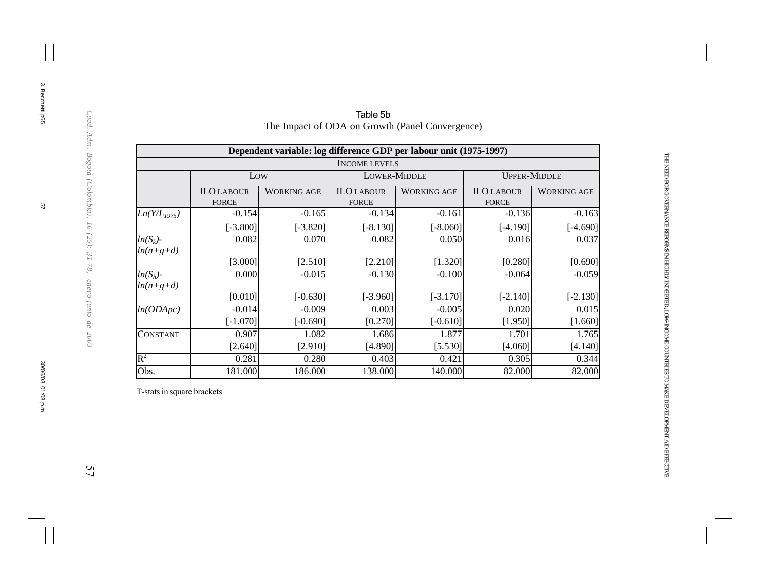Table 5b

The Impact of ODA on Growth (Panel Convergence)

| Dependent variable: log difference GDP per labour unit (1975-1997) | | | | | | |
|---|---|---|---|---|---|---|
| | INCOME LEVELS | | | | | |
| | LOW | | LOWER-MIDDLE | | UPPER-MIDDLE | |
| | ILO LABOUR FORCE | WORKING AGE | ILO LABOUR FORCE | WORKING AGE | ILO LABOUR FORCE | WORKING AGE |
| $Ln(Y/L_{1975})$ | -0.154 | -0.165 | -0.134 | -0.161 | -0.136 | -0.163 |
| | [-3.800] | [-3.820] | [-8.130] | [-8.060] | [-4.190] | [-4.690] |
| $ln(S_k)$-$ln(n+g+d)$ | 0.082 | 0.070 | 0.082 | 0.050 | 0.016 | 0.037 |
| | [3.000] | [2.510] | [2.210] | [1.320] | [0.280] | [0.690] |
| $ln(S_h)$-$ln(n+g+d)$ | 0.000 | -0.015 | -0.130 | -0.100 | -0.064 | -0.059 |
| | [0.010] | [-0.630] | [-3.960] | [-3.170] | [-2.140] | [-2.130] |
| $ln(ODApc)$ | -0.014 | -0.009 | 0.003 | -0.005 | 0.020 | 0.015 |
| | [-1.070] | [-0.690] | [0.270] | [-0.610] | [1.950] | [1.660] |
| CONSTANT | 0.907 | 1.082 | 1.686 | 1.877 | 1.701 | 1.765 |
| | [2.640] | [2.910] | [4.890] | [5.530] | [4.060] | [4.140] |
| $R^2$ | 0.281 | 0.280 | 0.403 | 0.421 | 0.305 | 0.344 |
| Obs. | 181.000 | 186.000 | 138.000 | 140.000 | 82.000 | 82.000 |

T-stats in square brackets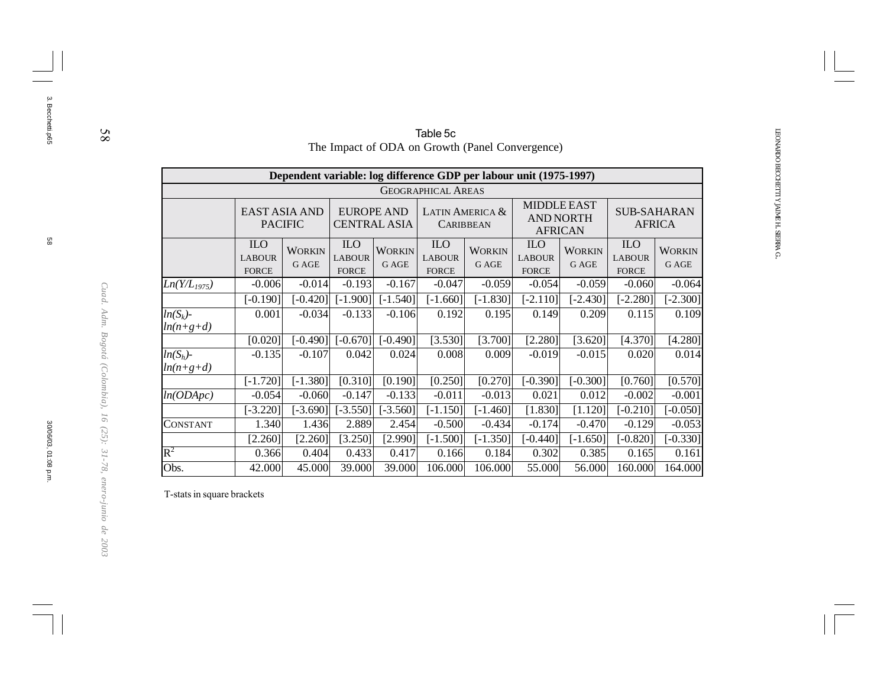Table 5c
The Impact of ODA on Growth (Panel Convergence)

| Dependent variable: log difference GDP per labour unit (1975-1997) | | | | | | | | | | |
|---|---|---|---|---|---|---|---|---|---|---|
| | GEOGRAPHICAL AREAS | | | | | | | | | |
| | EAST ASIA AND PACIFIC | | EUROPE AND CENTRAL ASIA | | LATIN AMERICA & CARIBBEAN | | MIDDLE EAST AND NORTH AFRICAN | | SUB-SAHARAN AFRICA | |
| | ILO LABOUR FORCE | WORKING AGE | ILO LABOUR FORCE | WORKING AGE | ILO LABOUR FORCE | WORKING AGE | ILO LABOUR FORCE | WORKING AGE | ILO LABOUR FORCE | WORKING AGE |
| $Ln(Y/L_{1975})$ | -0.006 | -0.014 | -0.193 | -0.167 | -0.047 | -0.059 | -0.054 | -0.059 | -0.060 | -0.064 |
| | [-0.190] | [-0.420] | [-1.900] | [-1.540] | [-1.660] | [-1.830] | [-2.110] | [-2.430] | [-2.280] | [-2.300] |
| $ln(S_k)$-$ln(n+g+d)$ | 0.001 | -0.034 | -0.133 | -0.106 | 0.192 | 0.195 | 0.149 | 0.209 | 0.115 | 0.109 |
| | [0.020] | [-0.490] | [-0.670] | [-0.490] | [3.530] | [3.700] | [2.280] | [3.620] | [4.370] | [4.280] |
| $ln(S_h)$-$ln(n+g+d)$ | -0.135 | -0.107 | 0.042 | 0.024 | 0.008 | 0.009 | -0.019 | -0.015 | 0.020 | 0.014 |
| | [-1.720] | [-1.380] | [0.310] | [0.190] | [0.250] | [0.270] | [-0.390] | [-0.300] | [0.760] | [0.570] |
| $ln(ODApc)$ | -0.054 | -0.060 | -0.147 | -0.133 | -0.011 | -0.013 | 0.021 | 0.012 | -0.002 | -0.001 |
| | [-3.220] | [-3.690] | [-3.550] | [-3.560] | [-1.150] | [-1.460] | [1.830] | [1.120] | [-0.210] | [-0.050] |
| CONSTANT | 1.340 | 1.436 | 2.889 | 2.454 | -0.500 | -0.434 | -0.174 | -0.470 | -0.129 | -0.053 |
| | [2.260] | [2.260] | [3.250] | [2.990] | [-1.500] | [-1.350] | [-0.440] | [-1.650] | [-0.820] | [-0.330] |
| $R^2$ | 0.366 | 0.404 | 0.433 | 0.417 | 0.166 | 0.184 | 0.302 | 0.385 | 0.165 | 0.161 |
| Obs. | 42.000 | 45.000 | 39.000 | 39.000 | 106.000 | 106.000 | 55.000 | 56.000 | 160.000 | 164.000 |

T-stats in square brackets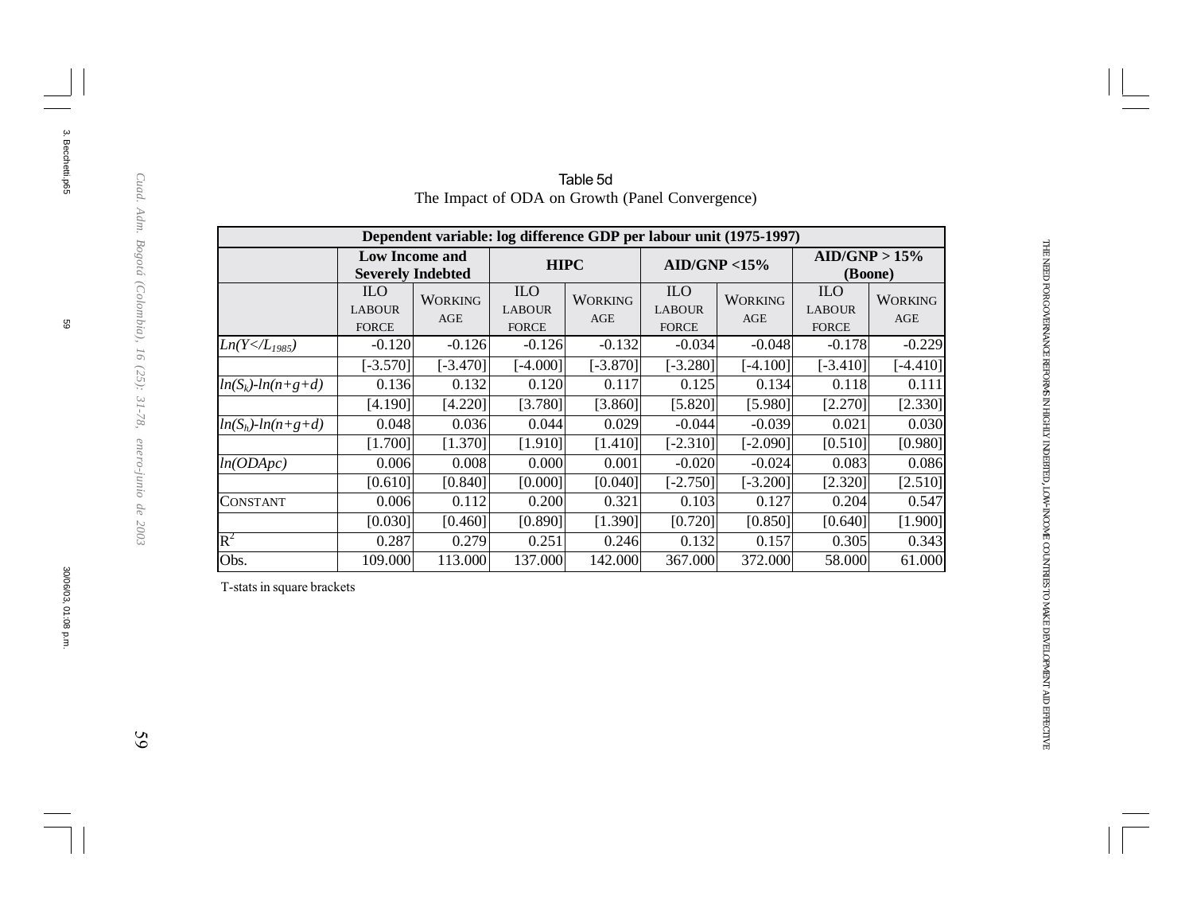Table 5d
The Impact of ODA on Growth (Panel Convergence)

| Dependent variable: log difference GDP per labour unit (1975-1997) | | | | | | | | |
|---|---|---|---|---|---|---|---|---|
| | **Low Income and Severely Indebted** | | **HIPC** | | **AID/GNP <15%** | | **AID/GNP > 15% (Boone)** | |
| | ILO LABOUR FORCE | WORKING AGE | ILO LABOUR FORCE | WORKING AGE | ILO LABOUR FORCE | WORKING AGE | ILO LABOUR FORCE | WORKING AGE |
| *Ln(Y</L$_{1985}$)* | -0.120 | -0.126 | -0.126 | -0.132 | -0.034 | -0.048 | -0.178 | -0.229 |
| | [-3.570] | [-3.470] | [-4.000] | [-3.870] | [-3.280] | [-4.100] | [-3.410] | [-4.410] |
| $ln(S_k)-ln(n+g+d)$ | 0.136 | 0.132 | 0.120 | 0.117 | 0.125 | 0.134 | 0.118 | 0.111 |
| | [4.190] | [4.220] | [3.780] | [3.860] | [5.820] | [5.980] | [2.270] | [2.330] |
| $ln(S_h)-ln(n+g+d)$ | 0.048 | 0.036 | 0.044 | 0.029 | -0.044 | -0.039 | 0.021 | 0.030 |
| | [1.700] | [1.370] | [1.910] | [1.410] | [-2.310] | [-2.090] | [0.510] | [0.980] |
| *ln(ODApc)* | 0.006 | 0.008 | 0.000 | 0.001 | -0.020 | -0.024 | 0.083 | 0.086 |
| | [0.610] | [0.840] | [0.000] | [0.040] | [-2.750] | [-3.200] | [2.320] | [2.510] |
| CONSTANT | 0.006 | 0.112 | 0.200 | 0.321 | 0.103 | 0.127 | 0.204 | 0.547 |
| | [0.030] | [0.460] | [0.890] | [1.390] | [0.720] | [0.850] | [0.640] | [1.900] |
| $R^2$ | 0.287 | 0.279 | 0.251 | 0.246 | 0.132 | 0.157 | 0.305 | 0.343 |
| Obs. | 109.000 | 113.000 | 137.000 | 142.000 | 367.000 | 372.000 | 58.000 | 61.000 |

T-stats in square brackets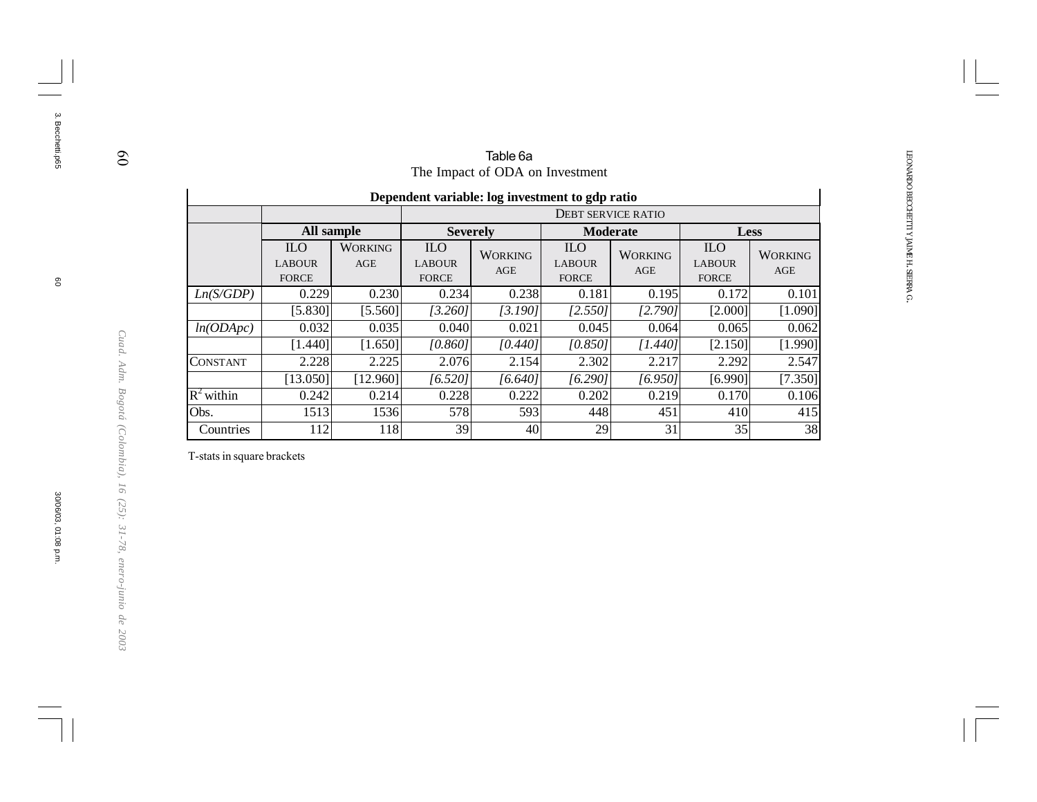Table 6a
The Impact of ODA on Investment

| Dependent variable: log investment to gdp ratio | | | | | | | | |
|---|---|---|---|---|---|---|---|---|
| | | | DEBT SERVICE RATIO | | | | | |
| | All sample | | Severely | | Moderate | | Less | |
| | ILO LABOUR FORCE | WORKING AGE | ILO LABOUR FORCE | WORKING AGE | ILO LABOUR FORCE | WORKING AGE | ILO LABOUR FORCE | WORKING AGE |
| *Ln(S/GDP)* | 0.229 | 0.230 | 0.234 | 0.238 | 0.181 | 0.195 | 0.172 | 0.101 |
| | [5.830] | [5.560] | *[3.260]* | *[3.190]* | *[2.550]* | *[2.790]* | [2.000] | [1.090] |
| *ln(ODApc)* | 0.032 | 0.035 | 0.040 | 0.021 | 0.045 | 0.064 | 0.065 | 0.062 |
| | [1.440] | [1.650] | *[0.860]* | *[0.440]* | *[0.850]* | *[1.440]* | [2.150] | [1.990] |
| CONSTANT | 2.228 | 2.225 | 2.076 | 2.154 | 2.302 | 2.217 | 2.292 | 2.547 |
| | [13.050] | [12.960] | *[6.520]* | *[6.640]* | *[6.290]* | *[6.950]* | [6.990] | [7.350] |
| $R^2$ within | 0.242 | 0.214 | 0.228 | 0.222 | 0.202 | 0.219 | 0.170 | 0.106 |
| Obs. | 1513 | 1536 | 578 | 593 | 448 | 451 | 410 | 415 |
| Countries | 112 | 118 | 39 | 40 | 29 | 31 | 35 | 38 |

T-stats in square brackets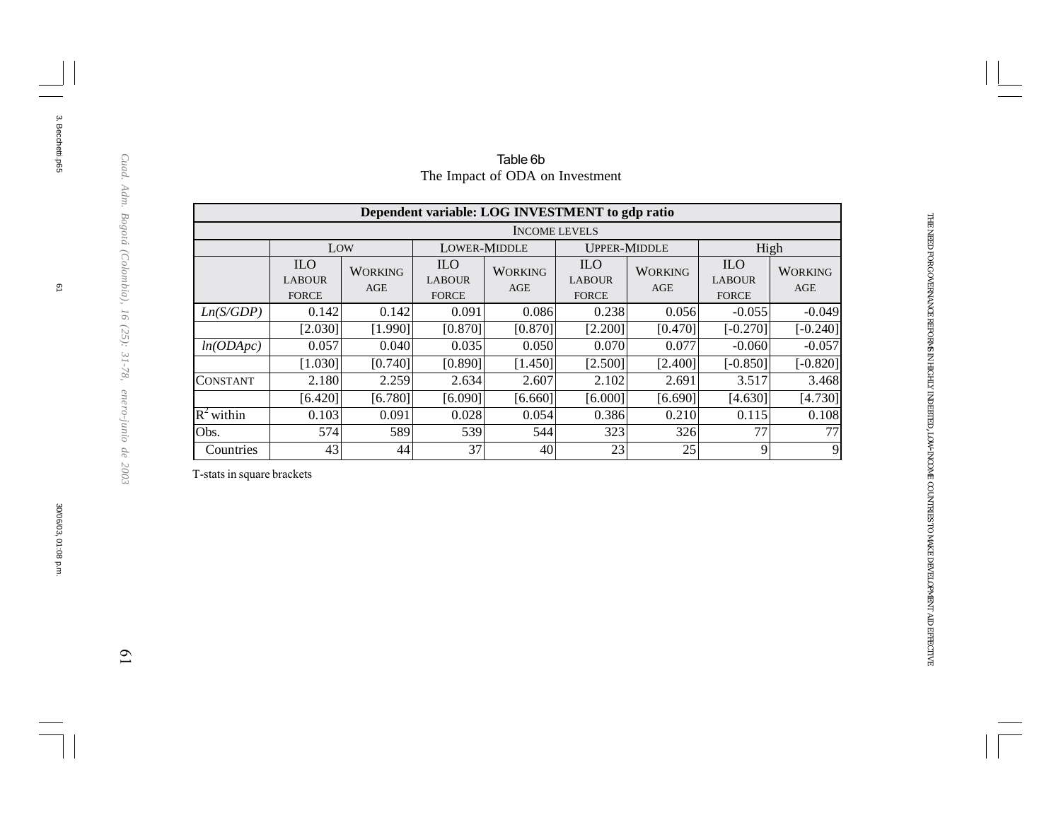Table 6b

The Impact of ODA on Investment

| Dependent variable: LOG INVESTMENT to gdp ratio | | | | | | | | |
|---|---|---|---|---|---|---|---|---|
| | INCOME LEVELS | | | | | | | |
| | LOW | | LOWER-MIDDLE | | UPPER-MIDDLE | | High | |
| | ILO LABOUR FORCE | WORKING AGE | ILO LABOUR FORCE | WORKING AGE | ILO LABOUR FORCE | WORKING AGE | ILO LABOUR FORCE | WORKING AGE |
| *Ln(S/GDP)* | 0.142 | 0.142 | 0.091 | 0.086 | 0.238 | 0.056 | -0.055 | -0.049 |
| | [2.030] | [1.990] | [0.870] | [0.870] | [2.200] | [0.470] | [-0.270] | [-0.240] |
| *ln(ODApc)* | 0.057 | 0.040 | 0.035 | 0.050 | 0.070 | 0.077 | -0.060 | -0.057 |
| | [1.030] | [0.740] | [0.890] | [1.450] | [2.500] | [2.400] | [-0.850] | [-0.820] |
| CONSTANT | 2.180 | 2.259 | 2.634 | 2.607 | 2.102 | 2.691 | 3.517 | 3.468 |
| | [6.420] | [6.780] | [6.090] | [6.660] | [6.000] | [6.690] | [4.630] | [4.730] |
| $R^2$ within | 0.103 | 0.091 | 0.028 | 0.054 | 0.386 | 0.210 | 0.115 | 0.108 |
| Obs. | 574 | 589 | 539 | 544 | 323 | 326 | 77 | 77 |
| Countries | 43 | 44 | 37 | 40 | 23 | 25 | 9 | 9 |

T-stats in square brackets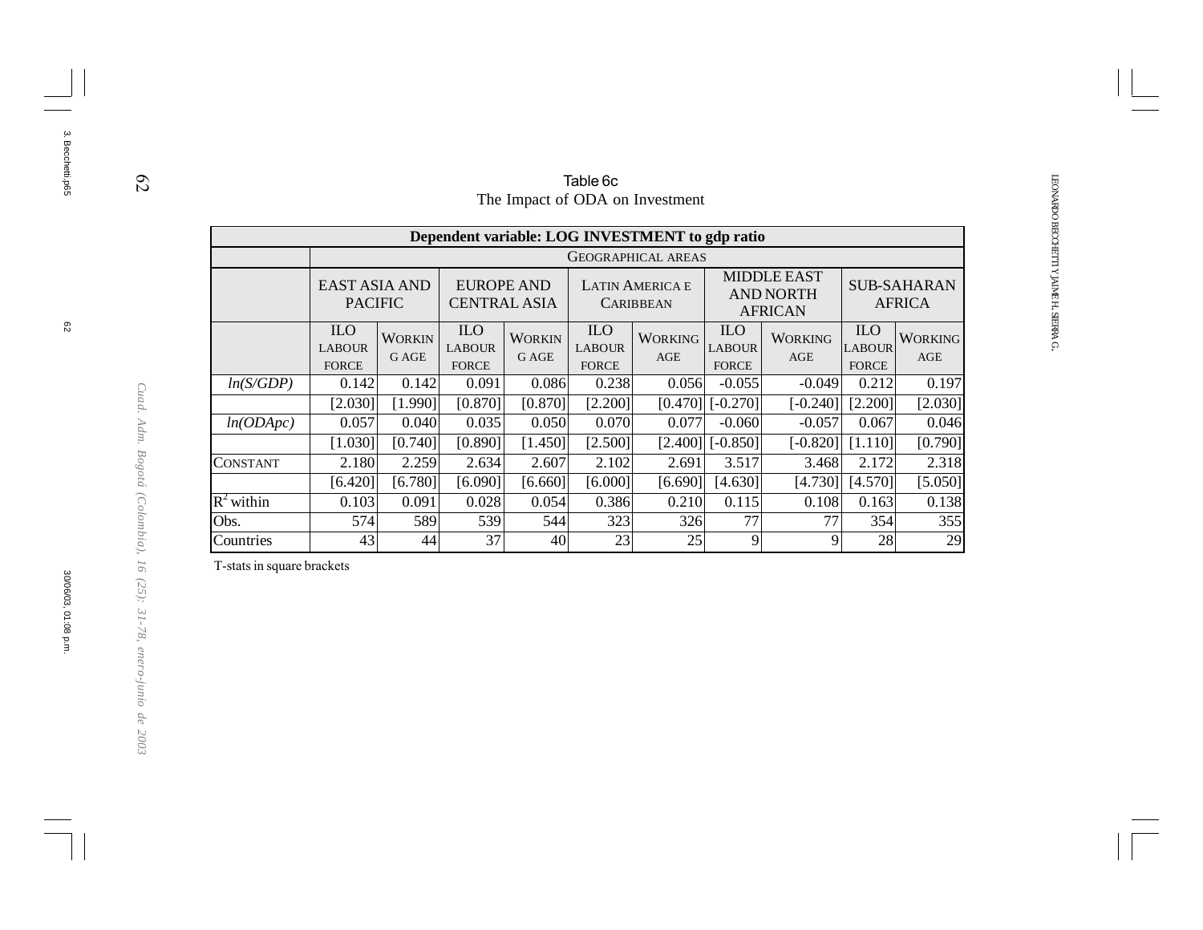Table 6c

The Impact of ODA on Investment

| Dependent variable: LOG INVESTMENT to gdp ratio | | | | | | | | | | |
|---|---|---|---|---|---|---|---|---|---|---|
| | GEOGRAPHICAL AREAS | | | | | | | | | |
| | EAST ASIA AND PACIFIC | | EUROPE AND CENTRAL ASIA | | LATIN AMERICA E CARIBBEAN | | MIDDLE EAST AND NORTH AFRICAN | | SUB-SAHARAN AFRICA | |
| | ILO LABOUR FORCE | WORKING AGE | ILO LABOUR FORCE | WORKING AGE | ILO LABOUR FORCE | WORKING AGE | ILO LABOUR FORCE | WORKING AGE | ILO LABOUR FORCE | WORKING AGE |
| *ln(S/GDP)* | 0.142 | 0.142 | 0.091 | 0.086 | 0.238 | 0.056 | -0.055 | -0.049 | 0.212 | 0.197 |
| | [2.030] | [1.990] | [0.870] | [0.870] | [2.200] | [0.470] | [-0.270] | [-0.240] | [2.200] | [2.030] |
| *ln(ODApc)* | 0.057 | 0.040 | 0.035 | 0.050 | 0.070 | 0.077 | -0.060 | -0.057 | 0.067 | 0.046 |
| | [1.030] | [0.740] | [0.890] | [1.450] | [2.500] | [2.400] | [-0.850] | [-0.820] | [1.110] | [0.790] |
| CONSTANT | 2.180 | 2.259 | 2.634 | 2.607 | 2.102 | 2.691 | 3.517 | 3.468 | 2.172 | 2.318 |
| | [6.420] | [6.780] | [6.090] | [6.660] | [6.000] | [6.690] | [4.630] | [4.730] | [4.570] | [5.050] |
| $R^2$ within | 0.103 | 0.091 | 0.028 | 0.054 | 0.386 | 0.210 | 0.115 | 0.108 | 0.163 | 0.138 |
| Obs. | 574 | 589 | 539 | 544 | 323 | 326 | 77 | 77 | 354 | 355 |
| Countries | 43 | 44 | 37 | 40 | 23 | 25 | 9 | 9 | 28 | 29 |

T-stats in square brackets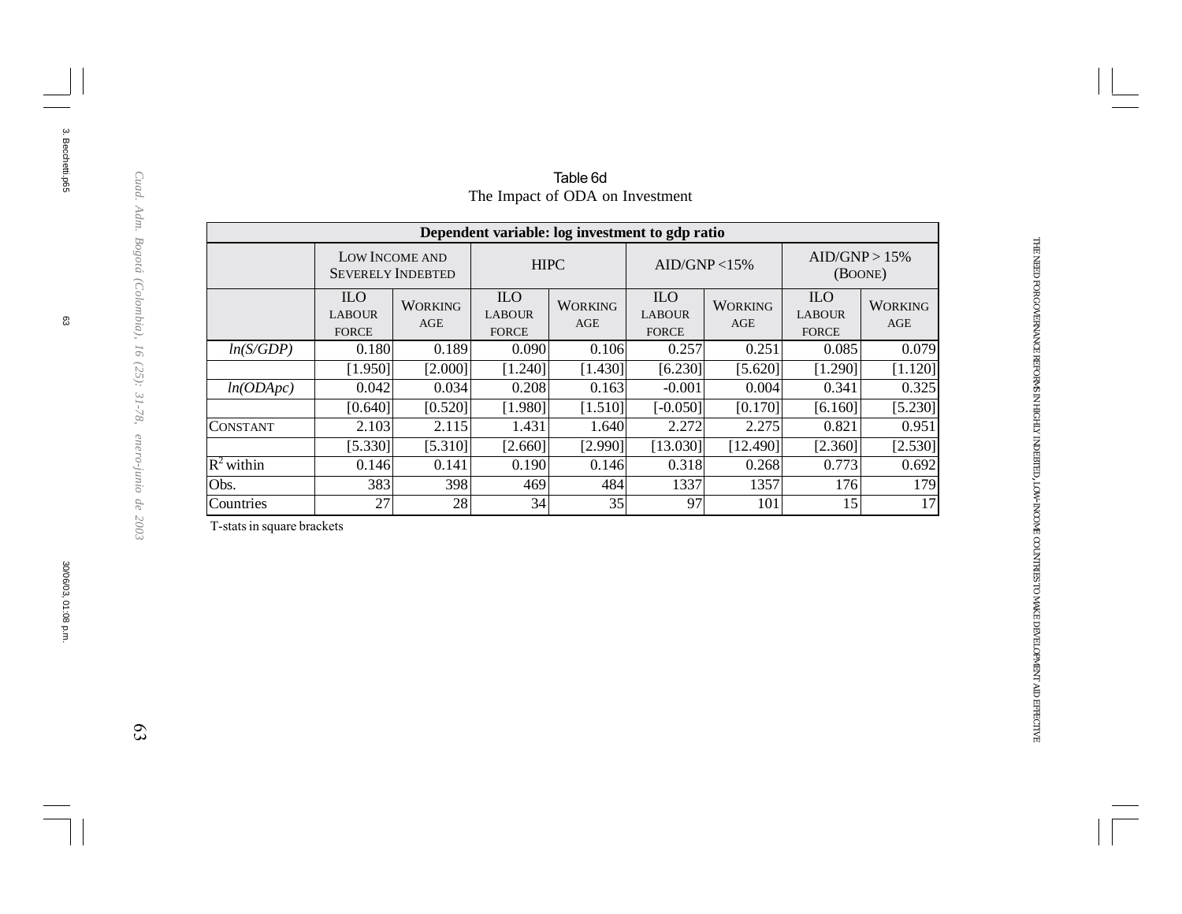Table 6d
The Impact of ODA on Investment

| Dependent variable: log investment to gdp ratio | | | | | | | | |
|---|---|---|---|---|---|---|---|---|
| | Low Income and Severely Indebted | | HIPC | | AID/GNP <15% | | AID/GNP > 15% (Boone) | |
| | ILO labour force | Working age | ILO labour force | Working age | ILO labour force | Working age | ILO labour force | Working age |
| *ln(S/GDP)* | 0.180 | 0.189 | 0.090 | 0.106 | 0.257 | 0.251 | 0.085 | 0.079 |
| | [1.950] | [2.000] | [1.240] | [1.430] | [6.230] | [5.620] | [1.290] | [1.120] |
| *ln(ODApc)* | 0.042 | 0.034 | 0.208 | 0.163 | -0.001 | 0.004 | 0.341 | 0.325 |
| | [0.640] | [0.520] | [1.980] | [1.510] | [-0.050] | [0.170] | [6.160] | [5.230] |
| Constant | 2.103 | 2.115 | 1.431 | 1.640 | 2.272 | 2.275 | 0.821 | 0.951 |
| | [5.330] | [5.310] | [2.660] | [2.990] | [13.030] | [12.490] | [2.360] | [2.530] |
| $R^2$ within | 0.146 | 0.141 | 0.190 | 0.146 | 0.318 | 0.268 | 0.773 | 0.692 |
| Obs. | 383 | 398 | 469 | 484 | 1337 | 1357 | 176 | 179 |
| Countries | 27 | 28 | 34 | 35 | 97 | 101 | 15 | 17 |

T-stats in square brackets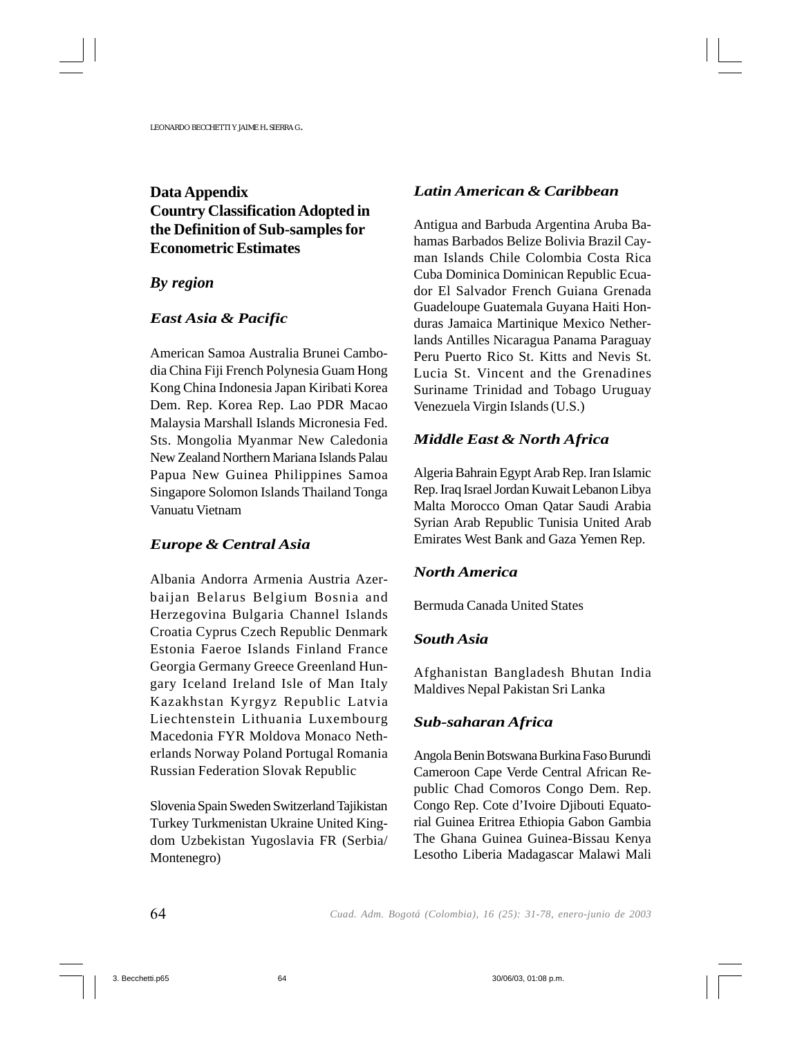## Data Appendix
## Country Classification Adopted in the Definition of Sub-samples for Econometric Estimates

### *By region*

### *East Asia & Pacific*

American Samoa Australia Brunei Cambodia China Fiji French Polynesia Guam Hong Kong China Indonesia Japan Kiribati Korea Dem. Rep. Korea Rep. Lao PDR Macao Malaysia Marshall Islands Micronesia Fed. Sts. Mongolia Myanmar New Caledonia New Zealand Northern Mariana Islands Palau Papua New Guinea Philippines Samoa Singapore Solomon Islands Thailand Tonga Vanuatu Vietnam

### *Europe & Central Asia*

Albania Andorra Armenia Austria Azerbaijan Belarus Belgium Bosnia and Herzegovina Bulgaria Channel Islands Croatia Cyprus Czech Republic Denmark Estonia Faeroe Islands Finland France Georgia Germany Greece Greenland Hungary Iceland Ireland Isle of Man Italy Kazakhstan Kyrgyz Republic Latvia Liechtenstein Lithuania Luxembourg Macedonia FYR Moldova Monaco Netherlands Norway Poland Portugal Romania Russian Federation Slovak Republic

Slovenia Spain Sweden Switzerland Tajikistan Turkey Turkmenistan Ukraine United Kingdom Uzbekistan Yugoslavia FR (Serbia/ Montenegro)

### *Latin American & Caribbean*

Antigua and Barbuda Argentina Aruba Bahamas Barbados Belize Bolivia Brazil Cayman Islands Chile Colombia Costa Rica Cuba Dominica Dominican Republic Ecuador El Salvador French Guiana Grenada Guadeloupe Guatemala Guyana Haiti Honduras Jamaica Martinique Mexico Netherlands Antilles Nicaragua Panama Paraguay Peru Puerto Rico St. Kitts and Nevis St. Lucia St. Vincent and the Grenadines Suriname Trinidad and Tobago Uruguay Venezuela Virgin Islands (U.S.)

### *Middle East & North Africa*

Algeria Bahrain Egypt Arab Rep. Iran Islamic Rep. Iraq Israel Jordan Kuwait Lebanon Libya Malta Morocco Oman Qatar Saudi Arabia Syrian Arab Republic Tunisia United Arab Emirates West Bank and Gaza Yemen Rep.

### *North America*

Bermuda Canada United States

### *South Asia*

Afghanistan Bangladesh Bhutan India Maldives Nepal Pakistan Sri Lanka

### *Sub-saharan Africa*

Angola Benin Botswana Burkina Faso Burundi Cameroon Cape Verde Central African Republic Chad Comoros Congo Dem. Rep. Congo Rep. Cote d'Ivoire Djibouti Equatorial Guinea Eritrea Ethiopia Gabon Gambia The Ghana Guinea Guinea-Bissau Kenya Lesotho Liberia Madagascar Malawi Mali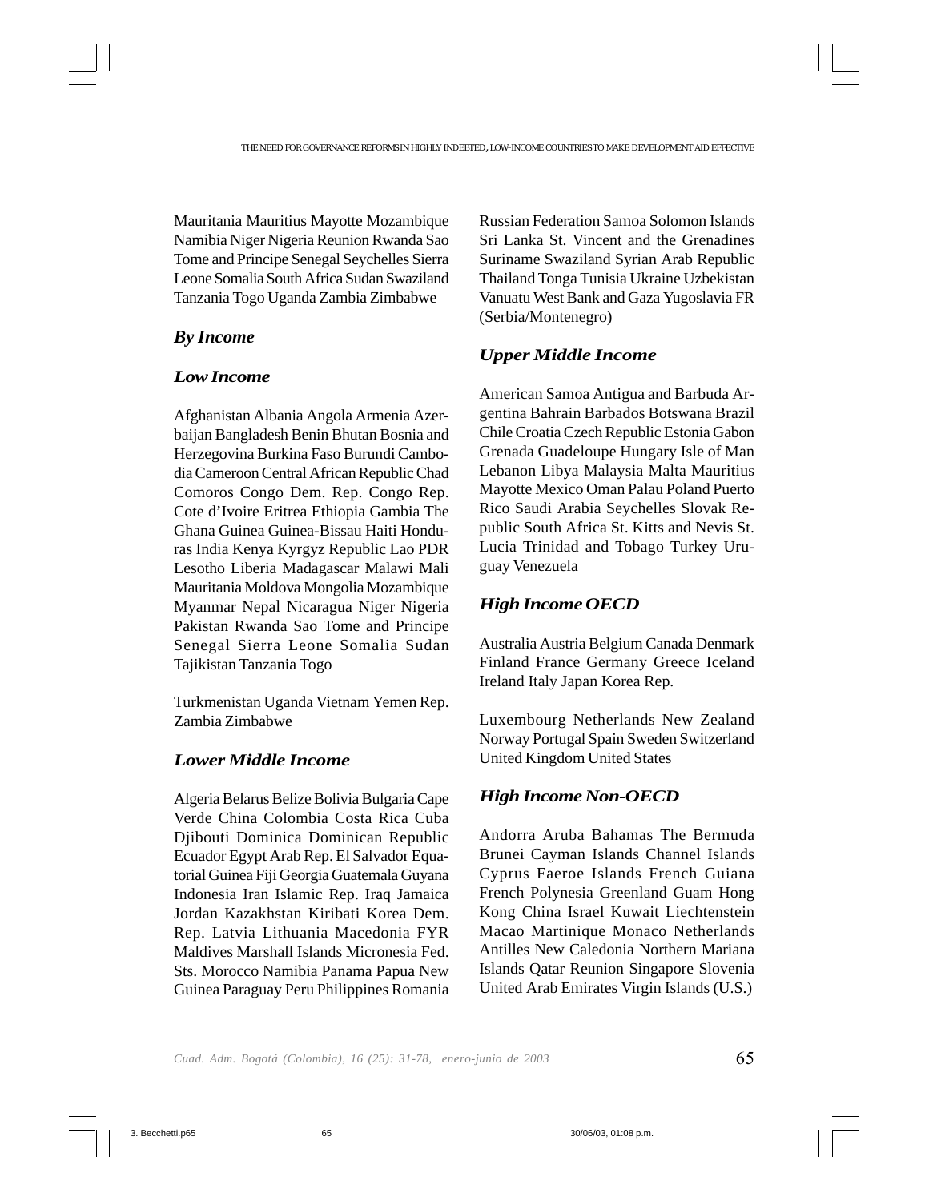Mauritania Mauritius Mayotte Mozambique Namibia Niger Nigeria Reunion Rwanda Sao Tome and Principe Senegal Seychelles Sierra Leone Somalia South Africa Sudan Swaziland Tanzania Togo Uganda Zambia Zimbabwe

### *By Income*

#### *Low Income*

Afghanistan Albania Angola Armenia Azerbaijan Bangladesh Benin Bhutan Bosnia and Herzegovina Burkina Faso Burundi Cambodia Cameroon Central African Republic Chad Comoros Congo Dem. Rep. Congo Rep. Cote d'Ivoire Eritrea Ethiopia Gambia The Ghana Guinea Guinea-Bissau Haiti Honduras India Kenya Kyrgyz Republic Lao PDR Lesotho Liberia Madagascar Malawi Mali Mauritania Moldova Mongolia Mozambique Myanmar Nepal Nicaragua Niger Nigeria Pakistan Rwanda Sao Tome and Principe Senegal Sierra Leone Somalia Sudan Tajikistan Tanzania Togo

Turkmenistan Uganda Vietnam Yemen Rep. Zambia Zimbabwe

#### *Lower Middle Income*

Algeria Belarus Belize Bolivia Bulgaria Cape Verde China Colombia Costa Rica Cuba Djibouti Dominica Dominican Republic Ecuador Egypt Arab Rep. El Salvador Equatorial Guinea Fiji Georgia Guatemala Guyana Indonesia Iran Islamic Rep. Iraq Jamaica Jordan Kazakhstan Kiribati Korea Dem. Rep. Latvia Lithuania Macedonia FYR Maldives Marshall Islands Micronesia Fed. Sts. Morocco Namibia Panama Papua New Guinea Paraguay Peru Philippines Romania Russian Federation Samoa Solomon Islands Sri Lanka St. Vincent and the Grenadines Suriname Swaziland Syrian Arab Republic Thailand Tonga Tunisia Ukraine Uzbekistan Vanuatu West Bank and Gaza Yugoslavia FR (Serbia/Montenegro)

#### *Upper Middle Income*

American Samoa Antigua and Barbuda Argentina Bahrain Barbados Botswana Brazil Chile Croatia Czech Republic Estonia Gabon Grenada Guadeloupe Hungary Isle of Man Lebanon Libya Malaysia Malta Mauritius Mayotte Mexico Oman Palau Poland Puerto Rico Saudi Arabia Seychelles Slovak Republic South Africa St. Kitts and Nevis St. Lucia Trinidad and Tobago Turkey Uruguay Venezuela

#### *High Income OECD*

Australia Austria Belgium Canada Denmark Finland France Germany Greece Iceland Ireland Italy Japan Korea Rep.

Luxembourg Netherlands New Zealand Norway Portugal Spain Sweden Switzerland United Kingdom United States

#### *High Income Non-OECD*

Andorra Aruba Bahamas The Bermuda Brunei Cayman Islands Channel Islands Cyprus Faeroe Islands French Guiana French Polynesia Greenland Guam Hong Kong China Israel Kuwait Liechtenstein Macao Martinique Monaco Netherlands Antilles New Caledonia Northern Mariana Islands Qatar Reunion Singapore Slovenia United Arab Emirates Virgin Islands (U.S.)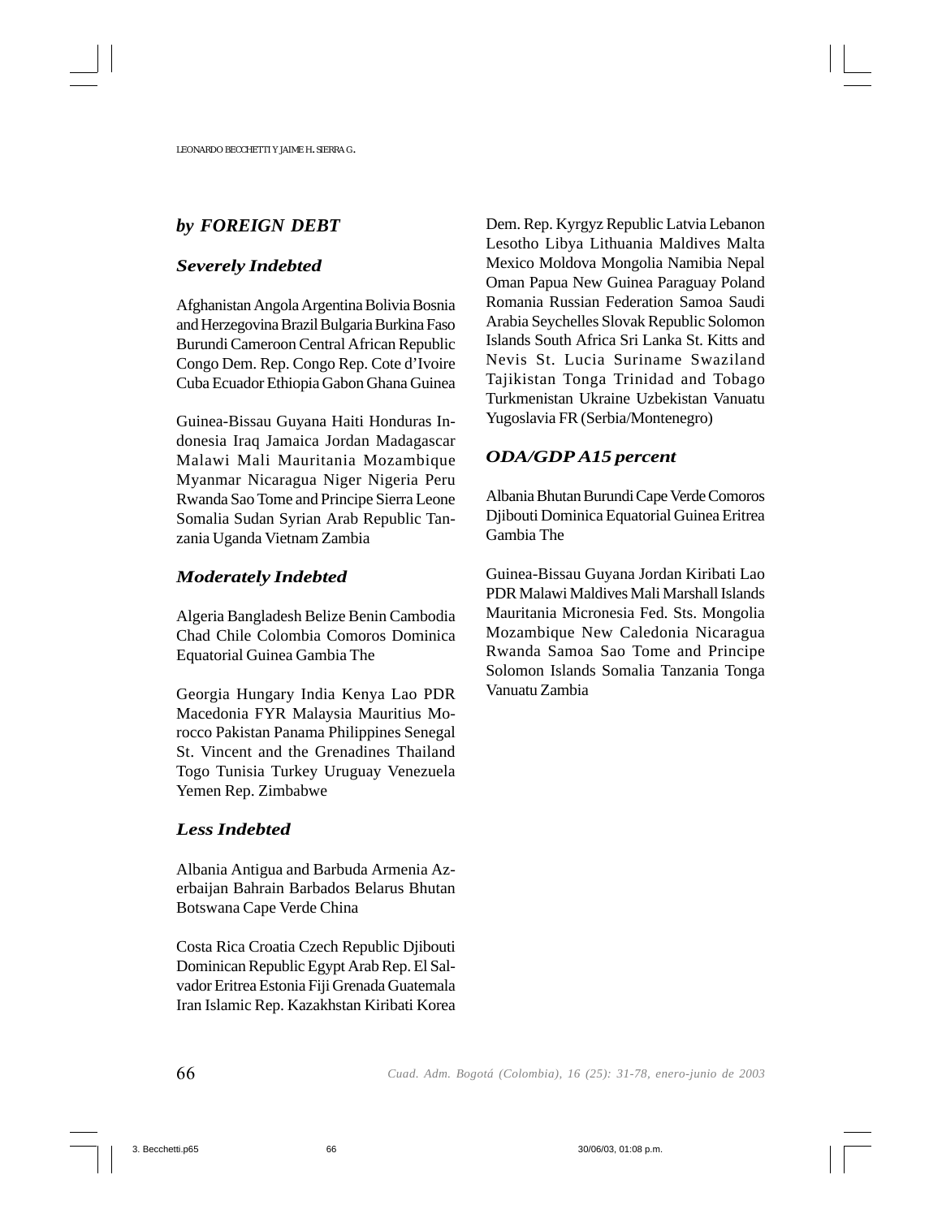### *by FOREIGN DEBT*

#### *Severely Indebted*

Afghanistan Angola Argentina Bolivia Bosnia and Herzegovina Brazil Bulgaria Burkina Faso Burundi Cameroon Central African Republic Congo Dem. Rep. Congo Rep. Cote d'Ivoire Cuba Ecuador Ethiopia Gabon Ghana Guinea

Guinea-Bissau Guyana Haiti Honduras Indonesia Iraq Jamaica Jordan Madagascar Malawi Mali Mauritania Mozambique Myanmar Nicaragua Niger Nigeria Peru Rwanda Sao Tome and Principe Sierra Leone Somalia Sudan Syrian Arab Republic Tanzania Uganda Vietnam Zambia

#### *Moderately Indebted*

Algeria Bangladesh Belize Benin Cambodia Chad Chile Colombia Comoros Dominica Equatorial Guinea Gambia The

Georgia Hungary India Kenya Lao PDR Macedonia FYR Malaysia Mauritius Morocco Pakistan Panama Philippines Senegal St. Vincent and the Grenadines Thailand Togo Tunisia Turkey Uruguay Venezuela Yemen Rep. Zimbabwe

#### *Less Indebted*

Albania Antigua and Barbuda Armenia Azerbaijan Bahrain Barbados Belarus Bhutan Botswana Cape Verde China

Costa Rica Croatia Czech Republic Djibouti Dominican Republic Egypt Arab Rep. El Salvador Eritrea Estonia Fiji Grenada Guatemala Iran Islamic Rep. Kazakhstan Kiribati Korea Dem. Rep. Kyrgyz Republic Latvia Lebanon Lesotho Libya Lithuania Maldives Malta Mexico Moldova Mongolia Namibia Nepal Oman Papua New Guinea Paraguay Poland Romania Russian Federation Samoa Saudi Arabia Seychelles Slovak Republic Solomon Islands South Africa Sri Lanka St. Kitts and Nevis St. Lucia Suriname Swaziland Tajikistan Tonga Trinidad and Tobago Turkmenistan Ukraine Uzbekistan Vanuatu Yugoslavia FR (Serbia/Montenegro)

#### *ODA/GDP A15 percent*

Albania Bhutan Burundi Cape Verde Comoros Djibouti Dominica Equatorial Guinea Eritrea Gambia The

Guinea-Bissau Guyana Jordan Kiribati Lao PDR Malawi Maldives Mali Marshall Islands Mauritania Micronesia Fed. Sts. Mongolia Mozambique New Caledonia Nicaragua Rwanda Samoa Sao Tome and Principe Solomon Islands Somalia Tanzania Tonga Vanuatu Zambia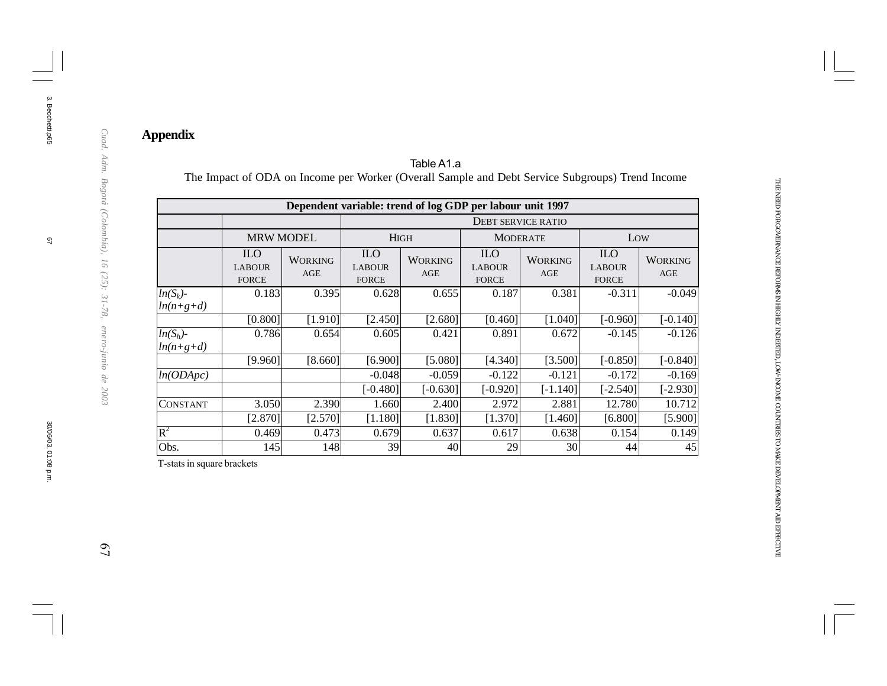## Appendix

Table A1.a

The Impact of ODA on Income per Worker (Overall Sample and Debt Service Subgroups) Trend Income

| Dependent variable: trend of log GDP per labour unit 1997 | | | | | | | | |
|---|---|---|---|---|---|---|---|---|
| | | | DEBT SERVICE RATIO | | | | | |
| | MRW MODEL | | HIGH | | MODERATE | | LOW | |
| | ILO LABOUR FORCE | WORKING AGE | ILO LABOUR FORCE | WORKING AGE | ILO LABOUR FORCE | WORKING AGE | ILO LABOUR FORCE | WORKING AGE |
| $ln(S_k)$-$ln(n+g+d)$ | 0.183 | 0.395 | 0.628 | 0.655 | 0.187 | 0.381 | -0.311 | -0.049 |
| | [0.800] | [1.910] | [2.450] | [2.680] | [0.460] | [1.040] | [-0.960] | [-0.140] |
| $ln(S_h)$-$ln(n+g+d)$ | 0.786 | 0.654 | 0.605 | 0.421 | 0.891 | 0.672 | -0.145 | -0.126 |
| | [9.960] | [8.660] | [6.900] | [5.080] | [4.340] | [3.500] | [-0.850] | [-0.840] |
| $ln(ODApc)$ | | | -0.048 | -0.059 | -0.122 | -0.121 | -0.172 | -0.169 |
| | | | [-0.480] | [-0.630] | [-0.920] | [-1.140] | [-2.540] | [-2.930] |
| CONSTANT | 3.050 | 2.390 | 1.660 | 2.400 | 2.972 | 2.881 | 12.780 | 10.712 |
| | [2.870] | [2.570] | [1.180] | [1.830] | [1.370] | [1.460] | [6.800] | [5.900] |
| $R^2$ | 0.469 | 0.473 | 0.679 | 0.637 | 0.617 | 0.638 | 0.154 | 0.149 |
| Obs. | 145 | 148 | 39 | 40 | 29 | 30 | 44 | 45 |

T-stats in square brackets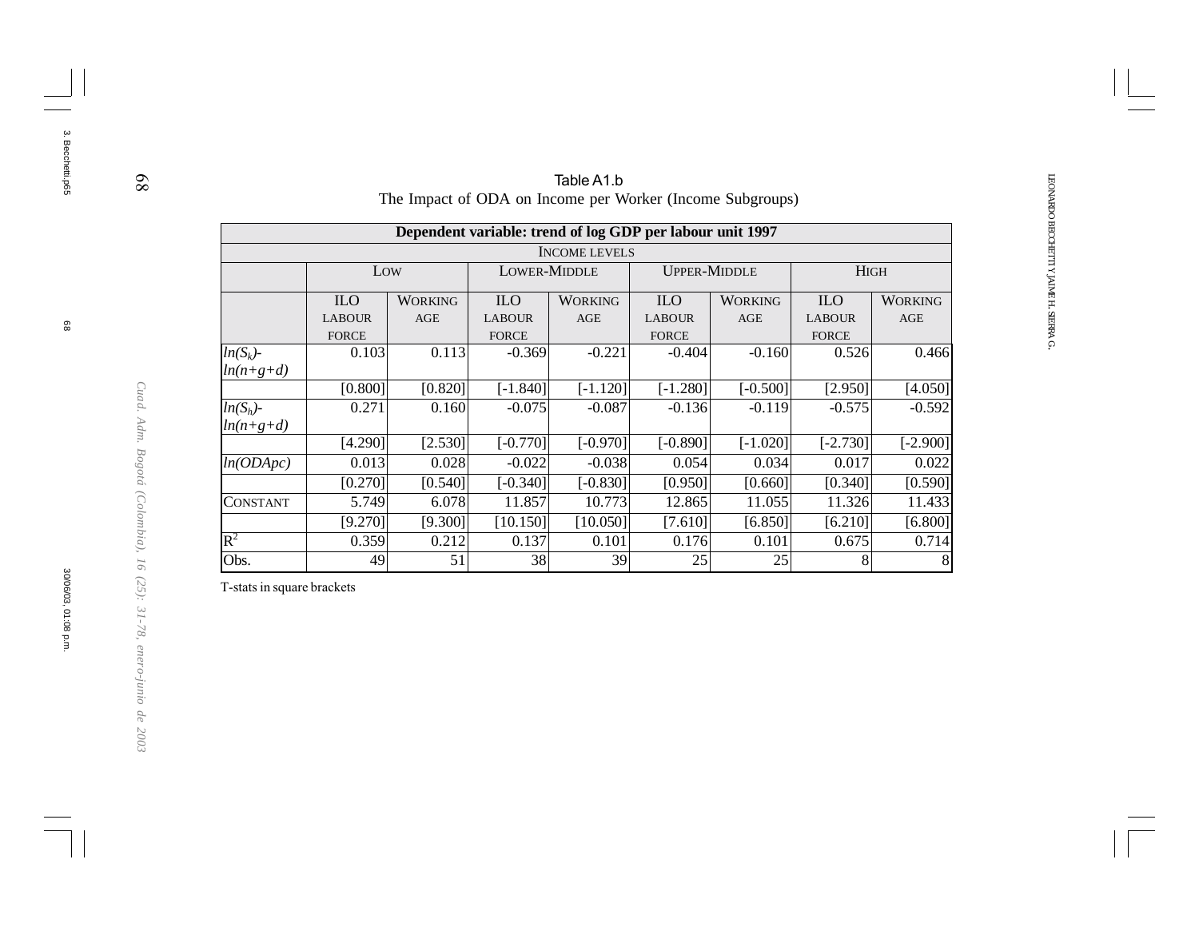Table A1.b

The Impact of ODA on Income per Worker (Income Subgroups)

| Dependent variable: trend of log GDP per labour unit 1997 | | | | | | | | |
|---|---|---|---|---|---|---|---|---|
| | INCOME LEVELS | | | | | | | |
| | LOW | | LOWER-MIDDLE | | UPPER-MIDDLE | | HIGH | |
| | ILO LABOUR FORCE | WORKING AGE | ILO LABOUR FORCE | WORKING AGE | ILO LABOUR FORCE | WORKING AGE | ILO LABOUR FORCE | WORKING AGE |
| $ln(S_k)$-$ln(n+g+d)$ | 0.103 | 0.113 | -0.369 | -0.221 | -0.404 | -0.160 | 0.526 | 0.466 |
| | [0.800] | [0.820] | [-1.840] | [-1.120] | [-1.280] | [-0.500] | [2.950] | [4.050] |
| $ln(S_h)$-$ln(n+g+d)$ | 0.271 | 0.160 | -0.075 | -0.087 | -0.136 | -0.119 | -0.575 | -0.592 |
| | [4.290] | [2.530] | [-0.770] | [-0.970] | [-0.890] | [-1.020] | [-2.730] | [-2.900] |
| $ln(ODApc)$ | 0.013 | 0.028 | -0.022 | -0.038 | 0.054 | 0.034 | 0.017 | 0.022 |
| | [0.270] | [0.540] | [-0.340] | [-0.830] | [0.950] | [0.660] | [0.340] | [0.590] |
| CONSTANT | 5.749 | 6.078 | 11.857 | 10.773 | 12.865 | 11.055 | 11.326 | 11.433 |
| | [9.270] | [9.300] | [10.150] | [10.050] | [7.610] | [6.850] | [6.210] | [6.800] |
| $R^2$ | 0.359 | 0.212 | 0.137 | 0.101 | 0.176 | 0.101 | 0.675 | 0.714 |
| Obs. | 49 | 51 | 38 | 39 | 25 | 25 | 8 | 8 |

T-stats in square brackets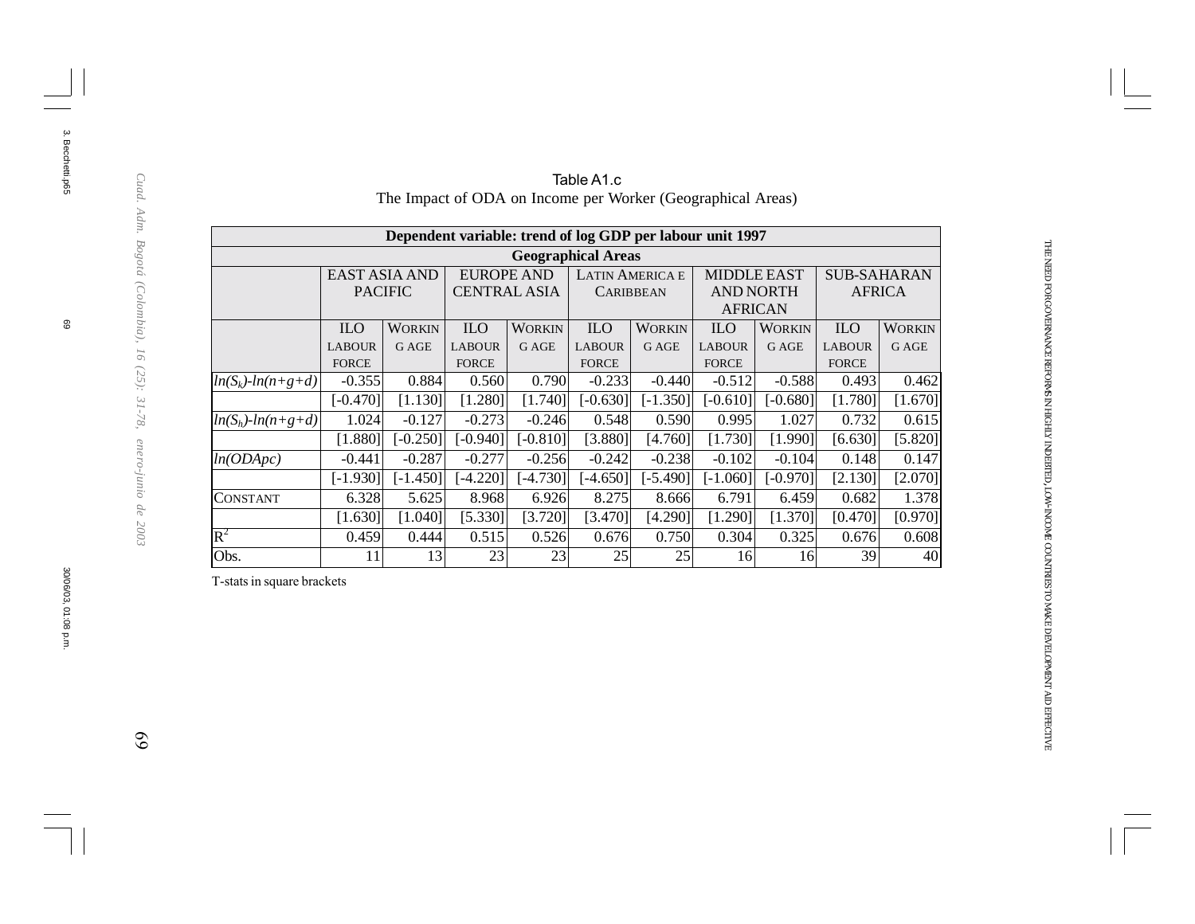Table A1.c

The Impact of ODA on Income per Worker (Geographical Areas)

| Dependent variable: trend of log GDP per labour unit 1997 | | | | | | | | | | |
|---|---|---|---|---|---|---|---|---|---|---|
| Geographical Areas | | | | | | | | | | |
| | EAST ASIA AND PACIFIC | | EUROPE AND CENTRAL ASIA | | LATIN AMERICA E CARIBBEAN | | MIDDLE EAST AND NORTH AFRICAN | | SUB-SAHARAN AFRICA | |
| | ILO LABOUR FORCE | WORKING AGE | ILO LABOUR FORCE | WORKING AGE | ILO LABOUR FORCE | WORKING AGE | ILO LABOUR FORCE | WORKING AGE | ILO LABOUR FORCE | WORKING AGE |
| $ln(S_k)-ln(n+g+d)$ | -0.355 | 0.884 | 0.560 | 0.790 | -0.233 | -0.440 | -0.512 | -0.588 | 0.493 | 0.462 |
| | [-0.470] | [1.130] | [1.280] | [1.740] | [-0.630] | [-1.350] | [-0.610] | [-0.680] | [1.780] | [1.670] |
| $ln(S_h)-ln(n+g+d)$ | 1.024 | -0.127 | -0.273 | -0.246 | 0.548 | 0.590 | 0.995 | 1.027 | 0.732 | 0.615 |
| | [1.880] | [-0.250] | [-0.940] | [-0.810] | [3.880] | [4.760] | [1.730] | [1.990] | [6.630] | [5.820] |
| $ln(ODApc)$ | -0.441 | -0.287 | -0.277 | -0.256 | -0.242 | -0.238 | -0.102 | -0.104 | 0.148 | 0.147 |
| | [-1.930] | [-1.450] | [-4.220] | [-4.730] | [-4.650] | [-5.490] | [-1.060] | [-0.970] | [2.130] | [2.070] |
| CONSTANT | 6.328 | 5.625 | 8.968 | 6.926 | 8.275 | 8.666 | 6.791 | 6.459 | 0.682 | 1.378 |
| | [1.630] | [1.040] | [5.330] | [3.720] | [3.470] | [4.290] | [1.290] | [1.370] | [0.470] | [0.970] |
| $R^2$ | 0.459 | 0.444 | 0.515 | 0.526 | 0.676 | 0.750 | 0.304 | 0.325 | 0.676 | 0.608 |
| Obs. | 11 | 13 | 23 | 23 | 25 | 25 | 16 | 16 | 39 | 40 |

T-stats in square brackets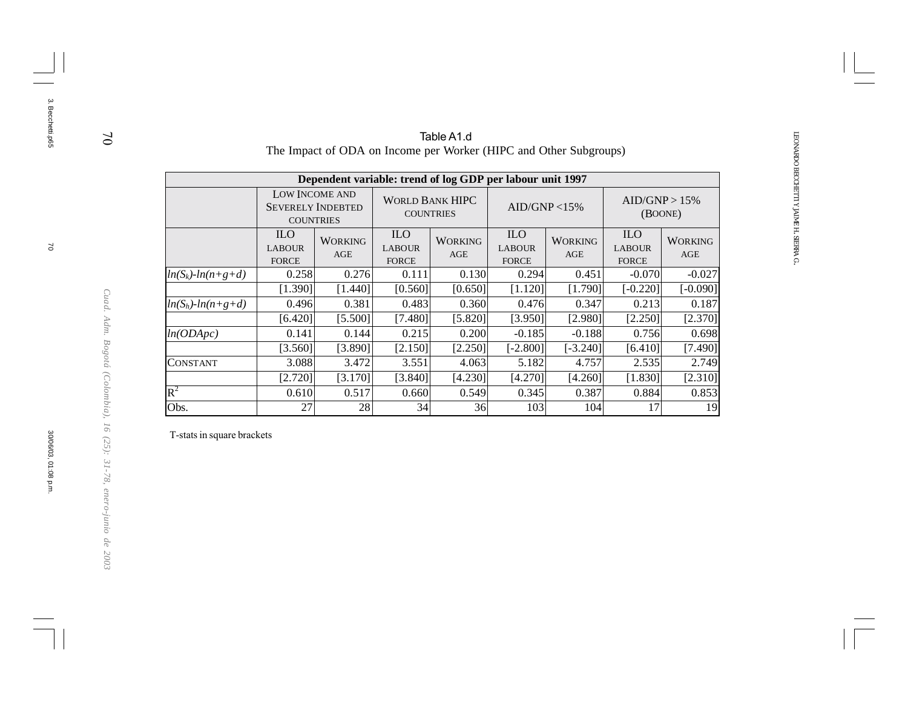Table A1.d

The Impact of ODA on Income per Worker (HIPC and Other Subgroups)

| Dependent variable: trend of log GDP per labour unit 1997 | | | | | | | | |
|---|---|---|---|---|---|---|---|---|
| | Low Income and Severely Indebted Countries | | World Bank HIPC Countries | | AID/GNP <15% | | AID/GNP > 15% (Boone) | |
| | ILO Labour Force | Working Age | ILO Labour Force | Working Age | ILO Labour Force | Working Age | ILO Labour Force | Working Age |
| $ln(S_k)$-$ln(n+g+d)$ | 0.258 | 0.276 | 0.111 | 0.130 | 0.294 | 0.451 | -0.070 | -0.027 |
| | [1.390] | [1.440] | [0.560] | [0.650] | [1.120] | [1.790] | [-0.220] | [-0.090] |
| $ln(S_h)$-$ln(n+g+d)$ | 0.496 | 0.381 | 0.483 | 0.360 | 0.476 | 0.347 | 0.213 | 0.187 |
| | [6.420] | [5.500] | [7.480] | [5.820] | [3.950] | [2.980] | [2.250] | [2.370] |
| $ln(ODApc)$ | 0.141 | 0.144 | 0.215 | 0.200 | -0.185 | -0.188 | 0.756 | 0.698 |
| | [3.560] | [3.890] | [2.150] | [2.250] | [-2.800] | [-3.240] | [6.410] | [7.490] |
| Constant | 3.088 | 3.472 | 3.551 | 4.063 | 5.182 | 4.757 | 2.535 | 2.749 |
| | [2.720] | [3.170] | [3.840] | [4.230] | [4.270] | [4.260] | [1.830] | [2.310] |
| $R^2$ | 0.610 | 0.517 | 0.660 | 0.549 | 0.345 | 0.387 | 0.884 | 0.853 |
| Obs. | 27 | 28 | 34 | 36 | 103 | 104 | 17 | 19 |

T-stats in square brackets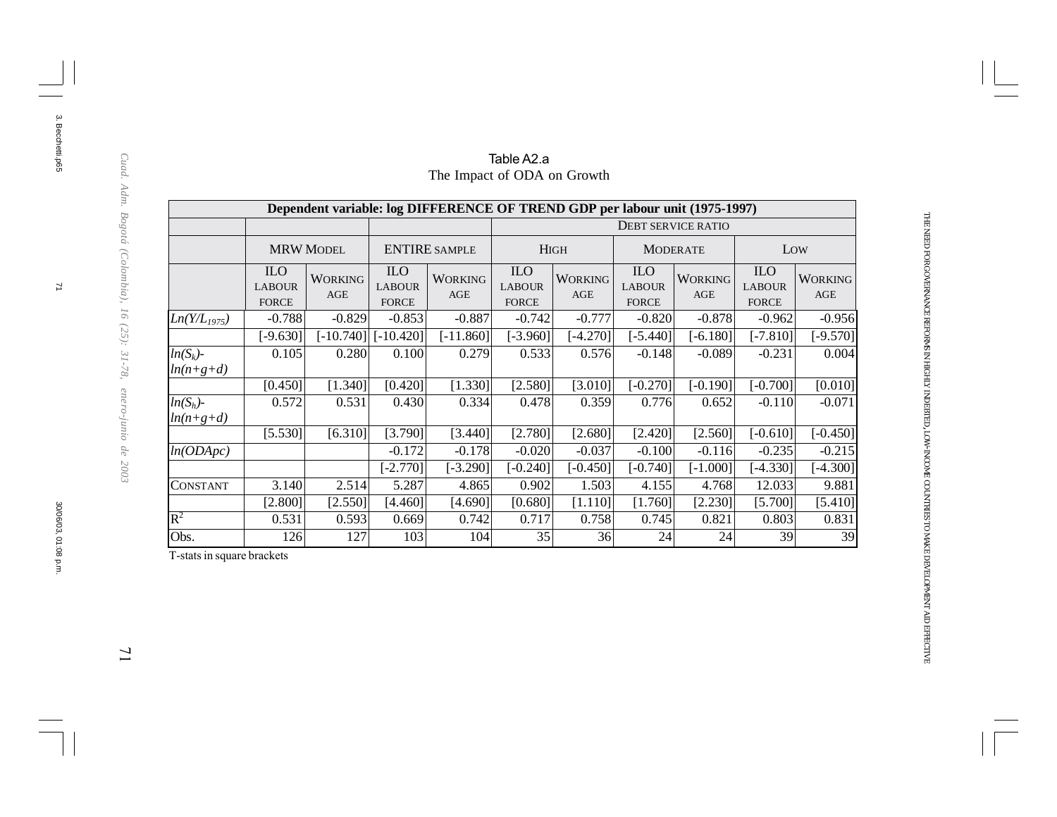Table A2.a

The Impact of ODA on Growth

| Dependent variable: log DIFFERENCE OF TREND GDP per labour unit (1975-1997) | | | | | | | | | | |
|---|---|---|---|---|---|---|---|---|---|---|
| | | | | | Debt service ratio | | | | | |
| | MRW Model | | Entire sample | | High | | Moderate | | Low | |
| | ILO labour force | Working age | ILO labour force | Working age | ILO labour force | Working age | ILO labour force | Working age | ILO labour force | Working age |
| $Ln(Y/L_{1975})$ | -0.788 | -0.829 | -0.853 | -0.887 | -0.742 | -0.777 | -0.820 | -0.878 | -0.962 | -0.956 |
| | [-9.630] | [-10.740] | [-10.420] | [-11.860] | [-3.960] | [-4.270] | [-5.440] | [-6.180] | [-7.810] | [-9.570] |
| $ln(S_k)-ln(n+g+d)$ | 0.105 | 0.280 | 0.100 | 0.279 | 0.533 | 0.576 | -0.148 | -0.089 | -0.231 | 0.004 |
| | [0.450] | [1.340] | [0.420] | [1.330] | [2.580] | [3.010] | [-0.270] | [-0.190] | [-0.700] | [0.010] |
| $ln(S_h)-ln(n+g+d)$ | 0.572 | 0.531 | 0.430 | 0.334 | 0.478 | 0.359 | 0.776 | 0.652 | -0.110 | -0.071 |
| | [5.530] | [6.310] | [3.790] | [3.440] | [2.780] | [2.680] | [2.420] | [2.560] | [-0.610] | [-0.450] |
| $ln(ODApc)$ | | | -0.172 | -0.178 | -0.020 | -0.037 | -0.100 | -0.116 | -0.235 | -0.215 |
| | | | [-2.770] | [-3.290] | [-0.240] | [-0.450] | [-0.740] | [-1.000] | [-4.330] | [-4.300] |
| Constant | 3.140 | 2.514 | 5.287 | 4.865 | 0.902 | 1.503 | 4.155 | 4.768 | 12.033 | 9.881 |
| | [2.800] | [2.550] | [4.460] | [4.690] | [0.680] | [1.110] | [1.760] | [2.230] | [5.700] | [5.410] |
| $R^2$ | 0.531 | 0.593 | 0.669 | 0.742 | 0.717 | 0.758 | 0.745 | 0.821 | 0.803 | 0.831 |
| Obs. | 126 | 127 | 103 | 104 | 35 | 36 | 24 | 24 | 39 | 39 |

T-stats in square brackets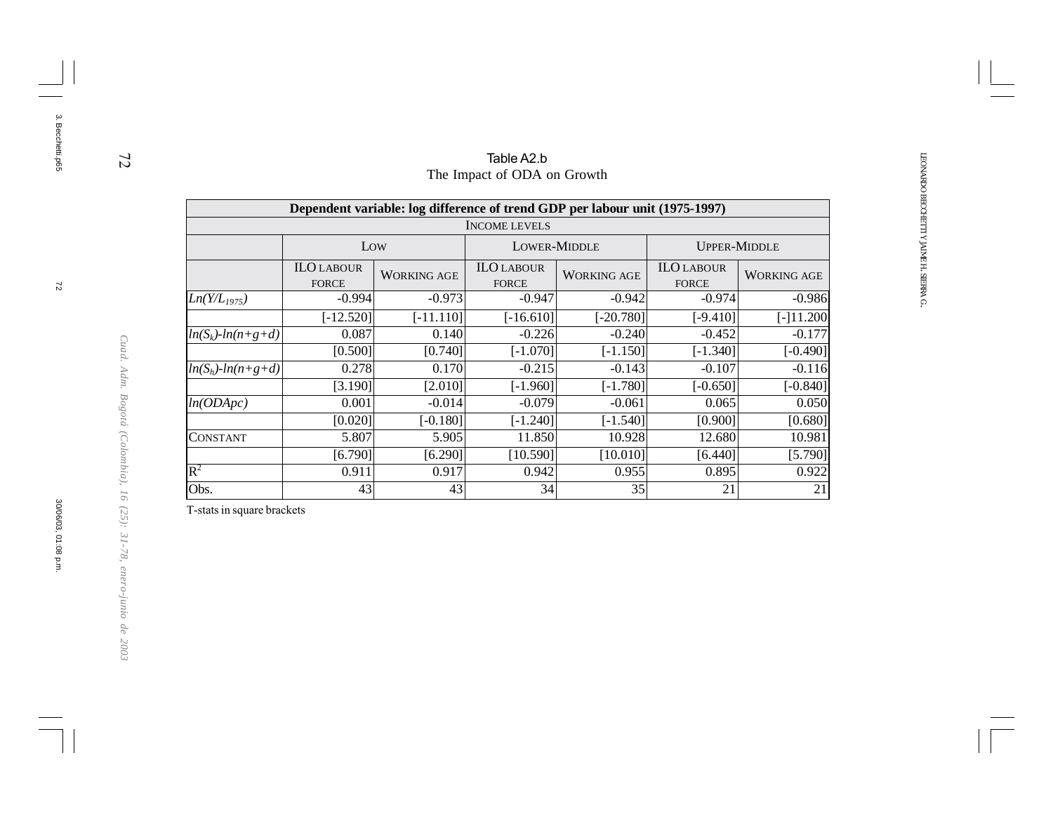Table A2.b
The Impact of ODA on Growth

| Dependent variable: log difference of trend GDP per labour unit (1975-1997) | | | | | | |
|---|---|---|---|---|---|---|
| | INCOME LEVELS | | | | | |
| | LOW | | LOWER-MIDDLE | | UPPER-MIDDLE | |
| | ILO LABOUR FORCE | WORKING AGE | ILO LABOUR FORCE | WORKING AGE | ILO LABOUR FORCE | WORKING AGE |
| $Ln(Y/L_{1975})$ | -0.994 | -0.973 | -0.947 | -0.942 | -0.974 | -0.986 |
| | [-12.520] | [-11.110] | [-16.610] | [-20.780] | [-9.410] | [-]11.200 |
| $ln(S_k)$-$ln(n+g+d)$ | 0.087 | 0.140 | -0.226 | -0.240 | -0.452 | -0.177 |
| | [0.500] | [0.740] | [-1.070] | [-1.150] | [-1.340] | [-0.490] |
| $ln(S_h)$-$ln(n+g+d)$ | 0.278 | 0.170 | -0.215 | -0.143 | -0.107 | -0.116 |
| | [3.190] | [2.010] | [-1.960] | [-1.780] | [-0.650] | [-0.840] |
| $ln(ODApc)$ | 0.001 | -0.014 | -0.079 | -0.061 | 0.065 | 0.050 |
| | [0.020] | [-0.180] | [-1.240] | [-1.540] | [0.900] | [0.680] |
| CONSTANT | 5.807 | 5.905 | 11.850 | 10.928 | 12.680 | 10.981 |
| | [6.790] | [6.290] | [10.590] | [10.010] | [6.440] | [5.790] |
| $R^2$ | 0.911 | 0.917 | 0.942 | 0.955 | 0.895 | 0.922 |
| Obs. | 43 | 43 | 34 | 35 | 21 | 21 |

T-stats in square brackets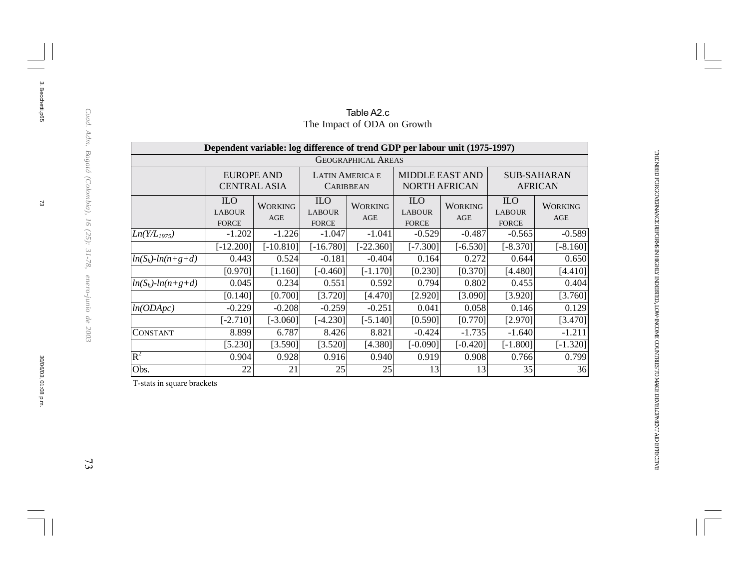Table A2.c

The Impact of ODA on Growth

| Dependent variable: log difference of trend GDP per labour unit (1975-1997) | | | | | | | | |
|---|---|---|---|---|---|---|---|---|
| | GEOGRAPHICAL AREAS | | | | | | | |
| | EUROPE AND CENTRAL ASIA | | LATIN AMERICA E CARIBBEAN | | MIDDLE EAST AND NORTH AFRICAN | | SUB-SAHARAN AFRICAN | |
| | ILO LABOUR FORCE | WORKING AGE | ILO LABOUR FORCE | WORKING AGE | ILO LABOUR FORCE | WORKING AGE | ILO LABOUR FORCE | WORKING AGE |
| $Ln(Y/L_{1975})$ | -1.202 | -1.226 | -1.047 | -1.041 | -0.529 | -0.487 | -0.565 | -0.589 |
| | [-12.200] | [-10.810] | [-16.780] | [-22.360] | [-7.300] | [-6.530] | [-8.370] | [-8.160] |
| $ln(S_k)-ln(n+g+d)$ | 0.443 | 0.524 | -0.181 | -0.404 | 0.164 | 0.272 | 0.644 | 0.650 |
| | [0.970] | [1.160] | [-0.460] | [-1.170] | [0.230] | [0.370] | [4.480] | [4.410] |
| $ln(S_h)-ln(n+g+d)$ | 0.045 | 0.234 | 0.551 | 0.592 | 0.794 | 0.802 | 0.455 | 0.404 |
| | [0.140] | [0.700] | [3.720] | [4.470] | [2.920] | [3.090] | [3.920] | [3.760] |
| $ln(ODApc)$ | -0.229 | -0.208 | -0.259 | -0.251 | 0.041 | 0.058 | 0.146 | 0.129 |
| | [-2.710] | [-3.060] | [-4.230] | [-5.140] | [0.590] | [0.770] | [2.970] | [3.470] |
| CONSTANT | 8.899 | 6.787 | 8.426 | 8.821 | -0.424 | -1.735 | -1.640 | -1.211 |
| | [5.230] | [3.590] | [3.520] | [4.380] | [-0.090] | [-0.420] | [-1.800] | [-1.320] |
| $R^2$ | 0.904 | 0.928 | 0.916 | 0.940 | 0.919 | 0.908 | 0.766 | 0.799 |
| Obs. | 22 | 21 | 25 | 25 | 13 | 13 | 35 | 36 |

T-stats in square brackets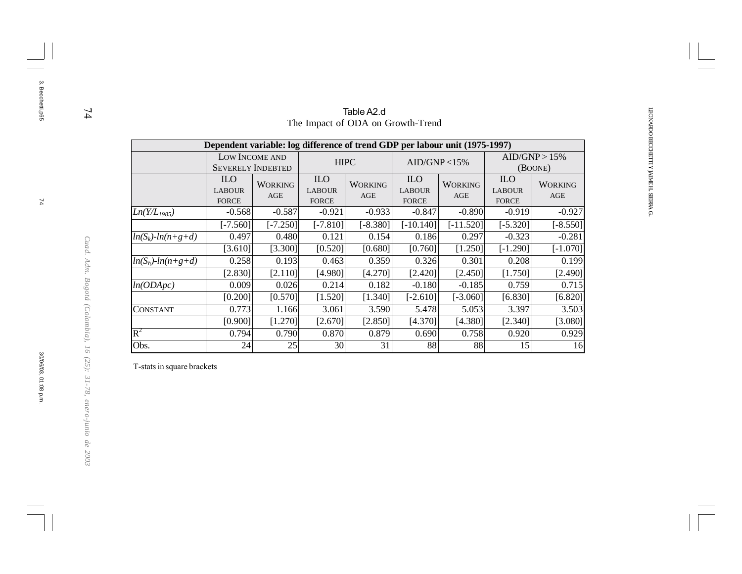Table A2.d

The Impact of ODA on Growth-Trend

| Dependent variable: log difference of trend GDP per labour unit (1975-1997) | | | | | | | | |
|---|---|---|---|---|---|---|---|---|
| | Low Income and Severely Indebted | | HIPC | | AID/GNP <15% | | AID/GNP > 15% (Boone) | |
| | ILO Labour Force | Working Age | ILO Labour Force | Working Age | ILO Labour Force | Working Age | ILO Labour Force | Working Age |
| $Ln(Y/L_{1985})$ | -0.568 | -0.587 | -0.921 | -0.933 | -0.847 | -0.890 | -0.919 | -0.927 |
| | [-7.560] | [-7.250] | [-7.810] | [-8.380] | [-10.140] | [-11.520] | [-5.320] | [-8.550] |
| $ln(S_k)-ln(n+g+d)$ | 0.497 | 0.480 | 0.121 | 0.154 | 0.186 | 0.297 | -0.323 | -0.281 |
| | [3.610] | [3.300] | [0.520] | [0.680] | [0.760] | [1.250] | [-1.290] | [-1.070] |
| $ln(S_h)-ln(n+g+d)$ | 0.258 | 0.193 | 0.463 | 0.359 | 0.326 | 0.301 | 0.208 | 0.199 |
| | [2.830] | [2.110] | [4.980] | [4.270] | [2.420] | [2.450] | [1.750] | [2.490] |
| $ln(ODApc)$ | 0.009 | 0.026 | 0.214 | 0.182 | -0.180 | -0.185 | 0.759 | 0.715 |
| | [0.200] | [0.570] | [1.520] | [1.340] | [-2.610] | [-3.060] | [6.830] | [6.820] |
| Constant | 0.773 | 1.166 | 3.061 | 3.590 | 5.478 | 5.053 | 3.397 | 3.503 |
| | [0.900] | [1.270] | [2.670] | [2.850] | [4.370] | [4.380] | [2.340] | [3.080] |
| $R^2$ | 0.794 | 0.790 | 0.870 | 0.879 | 0.690 | 0.758 | 0.920 | 0.929 |
| Obs. | 24 | 25 | 30 | 31 | 88 | 88 | 15 | 16 |

T-stats in square brackets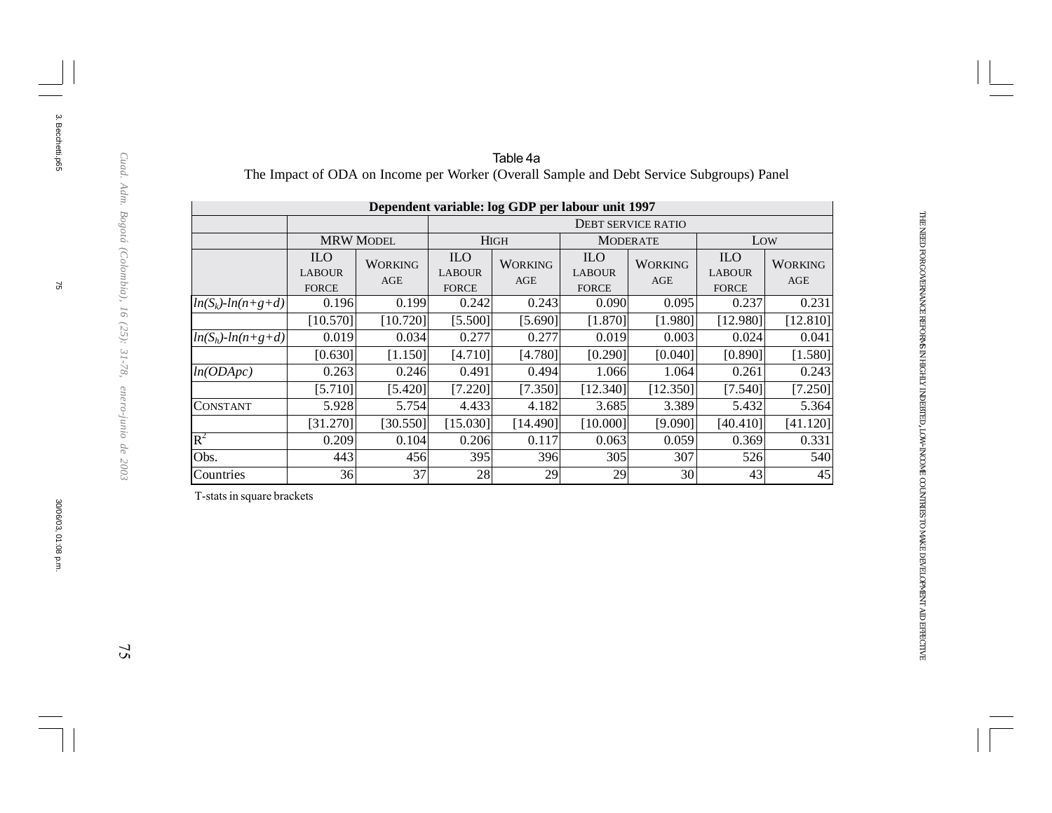Table 4a

The Impact of ODA on Income per Worker (Overall Sample and Debt Service Subgroups) Panel

| Dependent variable: log GDP per labour unit 1997 | | | | | | | | |
|---|---|---|---|---|---|---|---|---|
| | | | DEBT SERVICE RATIO | | | | | |
| | MRW MODEL | | HIGH | | MODERATE | | LOW | |
| | ILO LABOUR FORCE | WORKING AGE | ILO LABOUR FORCE | WORKING AGE | ILO LABOUR FORCE | WORKING AGE | ILO LABOUR FORCE | WORKING AGE |
| $ln(S_k)-ln(n+g+d)$ | 0.196 | 0.199 | 0.242 | 0.243 | 0.090 | 0.095 | 0.237 | 0.231 |
| | [10.570] | [10.720] | [5.500] | [5.690] | [1.870] | [1.980] | [12.980] | [12.810] |
| $ln(S_h)-ln(n+g+d)$ | 0.019 | 0.034 | 0.277 | 0.277 | 0.019 | 0.003 | 0.024 | 0.041 |
| | [0.630] | [1.150] | [4.710] | [4.780] | [0.290] | [0.040] | [0.890] | [1.580] |
| $ln(ODApc)$ | 0.263 | 0.246 | 0.491 | 0.494 | 1.066 | 1.064 | 0.261 | 0.243 |
| | [5.710] | [5.420] | [7.220] | [7.350] | [12.340] | [12.350] | [7.540] | [7.250] |
| CONSTANT | 5.928 | 5.754 | 4.433 | 4.182 | 3.685 | 3.389 | 5.432 | 5.364 |
| | [31.270] | [30.550] | [15.030] | [14.490] | [10.000] | [9.090] | [40.410] | [41.120] |
| $R^2$ | 0.209 | 0.104 | 0.206 | 0.117 | 0.063 | 0.059 | 0.369 | 0.331 |
| Obs. | 443 | 456 | 395 | 396 | 305 | 307 | 526 | 540 |
| Countries | 36 | 37 | 28 | 29 | 29 | 30 | 43 | 45 |

T-stats in square brackets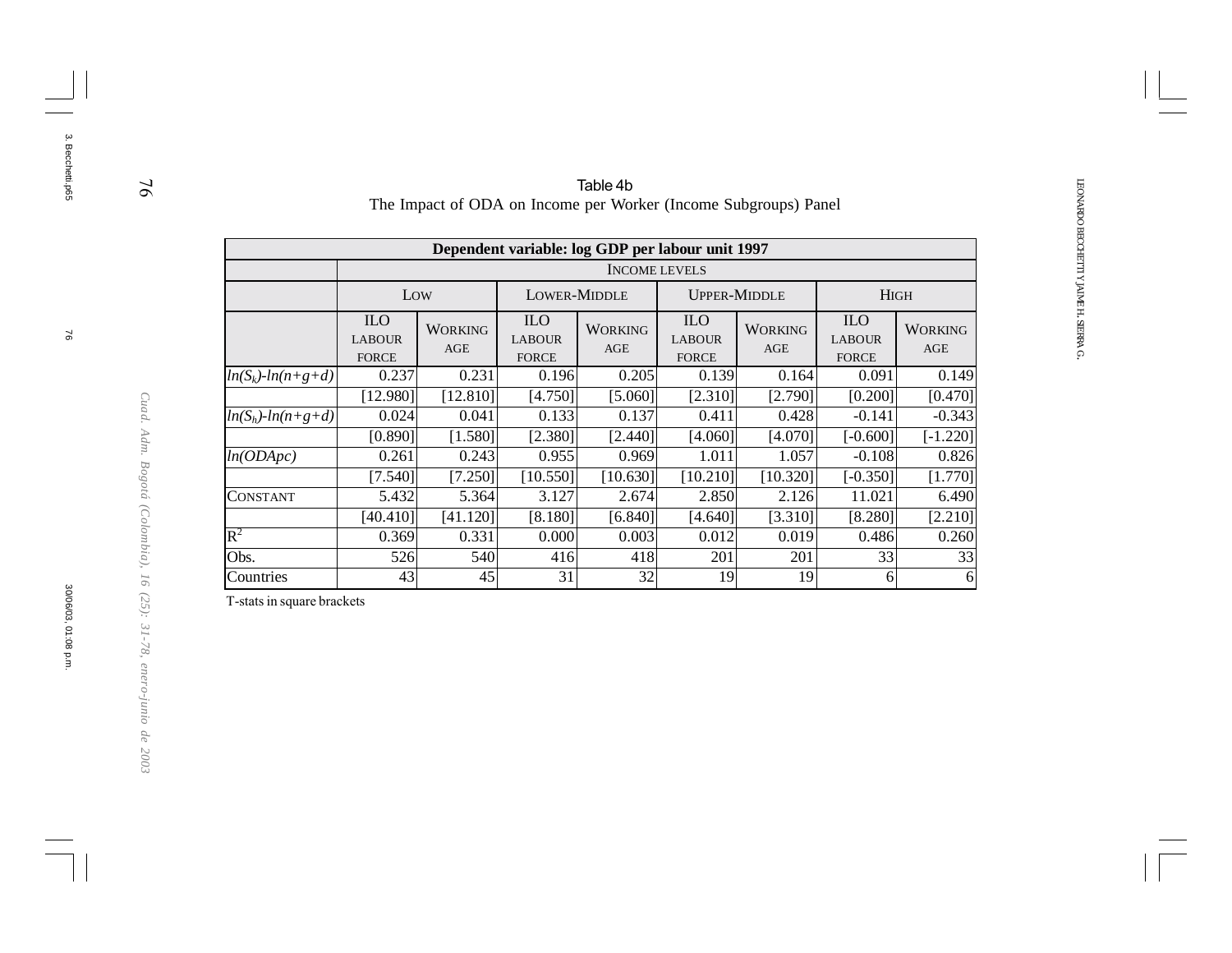Table 4b

The Impact of ODA on Income per Worker (Income Subgroups) Panel

| Dependent variable: log GDP per labour unit 1997 | | | | | | | | |
|---|---|---|---|---|---|---|---|---|
| | Income levels | | | | | | | |
| | Low | | Lower-Middle | | Upper-Middle | | High | |
| | ILO Labour Force | Working Age | ILO Labour Force | Working Age | ILO Labour Force | Working Age | ILO Labour Force | Working Age |
| $ln(S_k)-ln(n+g+d)$ | 0.237 | 0.231 | 0.196 | 0.205 | 0.139 | 0.164 | 0.091 | 0.149 |
| | [12.980] | [12.810] | [4.750] | [5.060] | [2.310] | [2.790] | [0.200] | [0.470] |
| $ln(S_h)-ln(n+g+d)$ | 0.024 | 0.041 | 0.133 | 0.137 | 0.411 | 0.428 | -0.141 | -0.343 |
| | [0.890] | [1.580] | [2.380] | [2.440] | [4.060] | [4.070] | [-0.600] | [-1.220] |
| $ln(ODApc)$ | 0.261 | 0.243 | 0.955 | 0.969 | 1.011 | 1.057 | -0.108 | 0.826 |
| | [7.540] | [7.250] | [10.550] | [10.630] | [10.210] | [10.320] | [-0.350] | [1.770] |
| Constant | 5.432 | 5.364 | 3.127 | 2.674 | 2.850 | 2.126 | 11.021 | 6.490 |
| | [40.410] | [41.120] | [8.180] | [6.840] | [4.640] | [3.310] | [8.280] | [2.210] |
| $R^2$ | 0.369 | 0.331 | 0.000 | 0.003 | 0.012 | 0.019 | 0.486 | 0.260 |
| Obs. | 526 | 540 | 416 | 418 | 201 | 201 | 33 | 33 |
| Countries | 43 | 45 | 31 | 32 | 19 | 19 | 6 | 6 |

T-stats in square brackets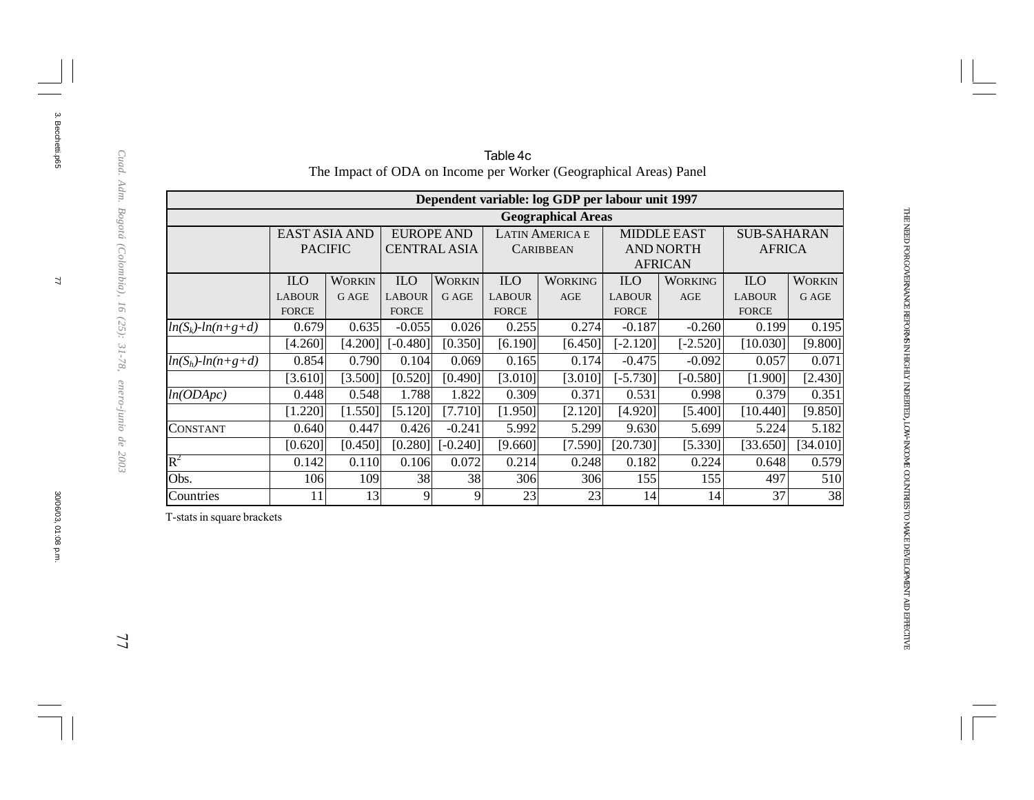Table 4c

The Impact of ODA on Income per Worker (Geographical Areas) Panel

| Dependent variable: log GDP per labour unit 1997 | | | | | | | | | | |
|---|---|---|---|---|---|---|---|---|---|---|
| | Geographical Areas | | | | | | | | | |
| | EAST ASIA AND PACIFIC | | EUROPE AND CENTRAL ASIA | | LATIN AMERICA E CARIBBEAN | | MIDDLE EAST AND NORTH AFRICAN | | SUB-SAHARAN AFRICA | |
| | ILO LABOUR FORCE | WORKING AGE | ILO LABOUR FORCE | WORKING AGE | ILO LABOUR FORCE | WORKING AGE | ILO LABOUR FORCE | WORKING AGE | ILO LABOUR FORCE | WORKING AGE |
| $ln(S_k)$-$ln(n+g+d)$ | 0.679 | 0.635 | -0.055 | 0.026 | 0.255 | 0.274 | -0.187 | -0.260 | 0.199 | 0.195 |
| | [4.260] | [4.200] | [-0.480] | [0.350] | [6.190] | [6.450] | [-2.120] | [-2.520] | [10.030] | [9.800] |
| $ln(S_h)$-$ln(n+g+d)$ | 0.854 | 0.790 | 0.104 | 0.069 | 0.165 | 0.174 | -0.475 | -0.092 | 0.057 | 0.071 |
| | [3.610] | [3.500] | [0.520] | [0.490] | [3.010] | [3.010] | [-5.730] | [-0.580] | [1.900] | [2.430] |
| $ln(ODApc)$ | 0.448 | 0.548 | 1.788 | 1.822 | 0.309 | 0.371 | 0.531 | 0.998 | 0.379 | 0.351 |
| | [1.220] | [1.550] | [5.120] | [7.710] | [1.950] | [2.120] | [4.920] | [5.400] | [10.440] | [9.850] |
| CONSTANT | 0.640 | 0.447 | 0.426 | -0.241 | 5.992 | 5.299 | 9.630 | 5.699 | 5.224 | 5.182 |
| | [0.620] | [0.450] | [0.280] | [-0.240] | [9.660] | [7.590] | [20.730] | [5.330] | [33.650] | [34.010] |
| $R^2$ | 0.142 | 0.110 | 0.106 | 0.072 | 0.214 | 0.248 | 0.182 | 0.224 | 0.648 | 0.579 |
| Obs. | 106 | 109 | 38 | 38 | 306 | 306 | 155 | 155 | 497 | 510 |
| Countries | 11 | 13 | 9 | 9 | 23 | 23 | 14 | 14 | 37 | 38 |

T-stats in square brackets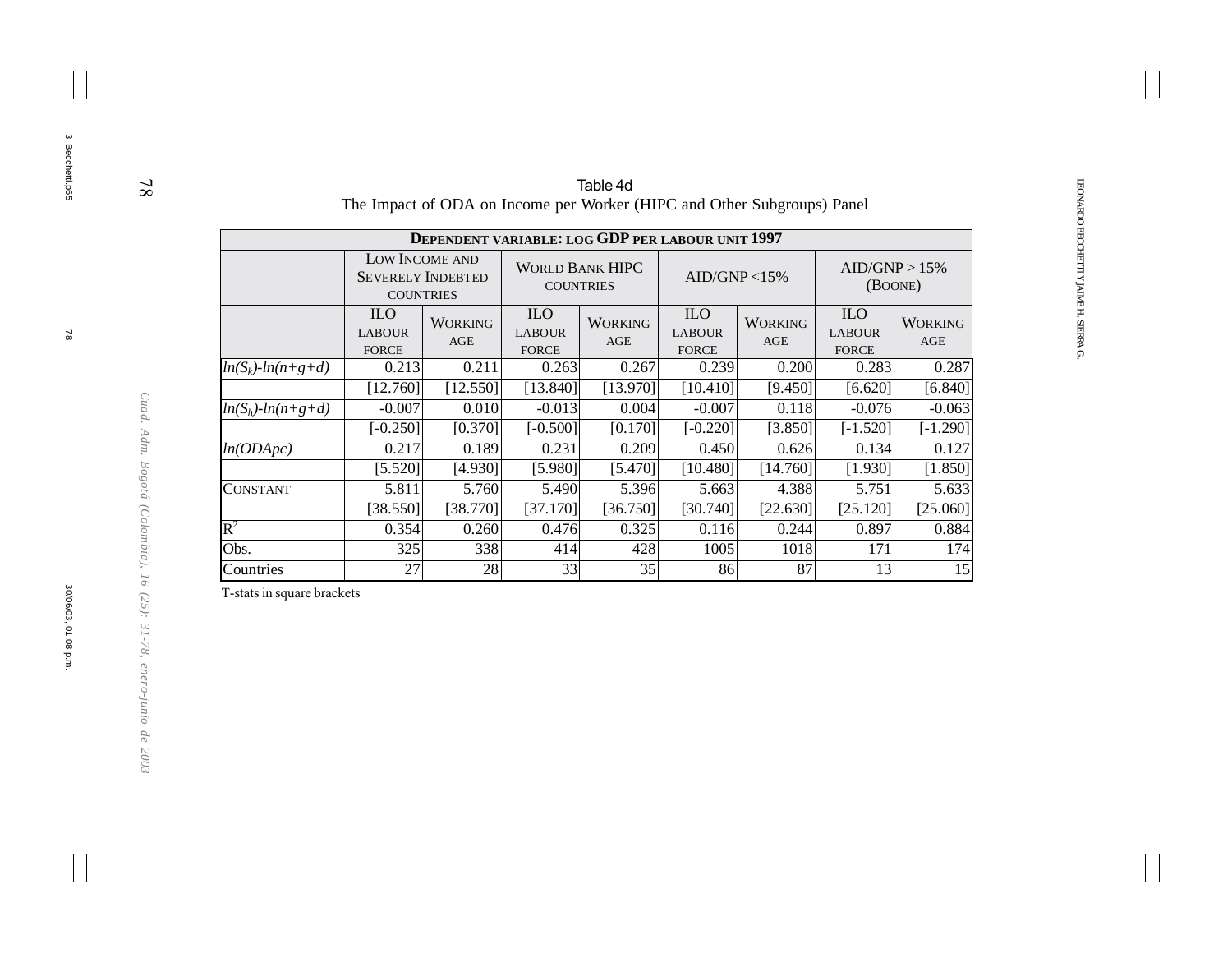Table 4d

The Impact of ODA on Income per Worker (HIPC and Other Subgroups) Panel

| Dependent variable: log GDP per labour unit 1997 | | | | | | | | |
|---|---|---|---|---|---|---|---|---|
| | Low Income and Severely Indebted Countries | | World Bank HIPC Countries | | AID/GNP <15% | | AID/GNP > 15% (Boone) | |
| | ILO labour force | Working age | ILO labour force | Working age | ILO labour force | Working age | ILO labour force | Working age |
| $ln(S_k)$-$ln(n+g+d)$ | 0.213 | 0.211 | 0.263 | 0.267 | 0.239 | 0.200 | 0.283 | 0.287 |
| | [12.760] | [12.550] | [13.840] | [13.970] | [10.410] | [9.450] | [6.620] | [6.840] |
| $ln(S_h)$-$ln(n+g+d)$ | -0.007 | 0.010 | -0.013 | 0.004 | -0.007 | 0.118 | -0.076 | -0.063 |
| | [-0.250] | [0.370] | [-0.500] | [0.170] | [-0.220] | [3.850] | [-1.520] | [-1.290] |
| $ln(ODApc)$ | 0.217 | 0.189 | 0.231 | 0.209 | 0.450 | 0.626 | 0.134 | 0.127 |
| | [5.520] | [4.930] | [5.980] | [5.470] | [10.480] | [14.760] | [1.930] | [1.850] |
| Constant | 5.811 | 5.760 | 5.490 | 5.396 | 5.663 | 4.388 | 5.751 | 5.633 |
| | [38.550] | [38.770] | [37.170] | [36.750] | [30.740] | [22.630] | [25.120] | [25.060] |
| $R^2$ | 0.354 | 0.260 | 0.476 | 0.325 | 0.116 | 0.244 | 0.897 | 0.884 |
| Obs. | 325 | 338 | 414 | 428 | 1005 | 1018 | 171 | 174 |
| Countries | 27 | 28 | 33 | 35 | 86 | 87 | 13 | 15 |

T-stats in square brackets